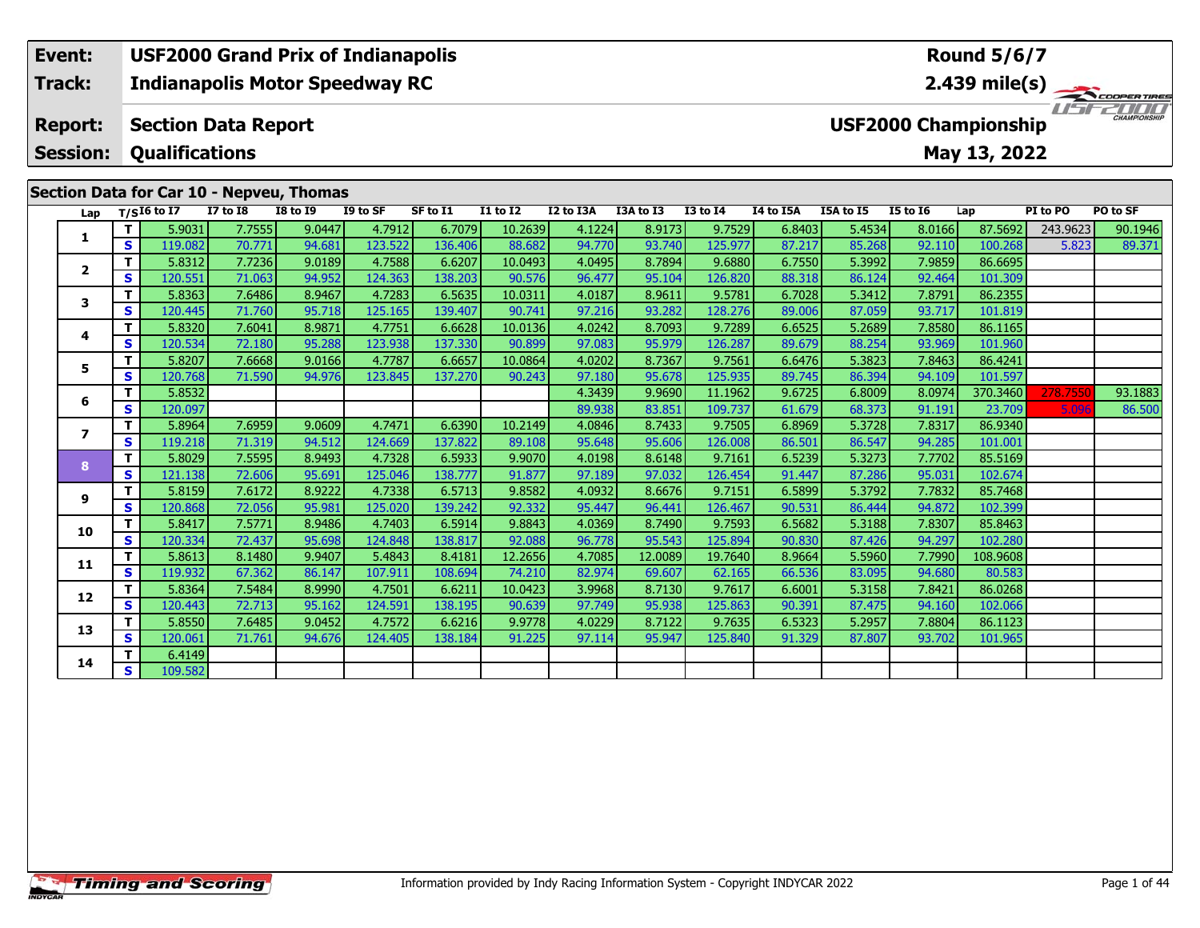| Event: | USF2000 Grand Prix of Indianapolis | Round 5/6/7 |
|---|---|---|
| Track: | Indianapolis Motor Speedway RC | 2.439 mile(s) |
| Report: | Section Data Report | USF2000 Championship |
| Session: | Qualifications | May 13, 2022 |

## Section Data for Car 10 - Nepveu, Thomas

| Lap | T/S | I6 to I7 | I7 to I8 | I8 to I9 | I9 to SF | SF to I1 | I1 to I2 | I2 to I3A | I3A to I3 | I3 to I4 | I4 to I5A | I5A to I5 | I5 to I6 | Lap | PI to PO | PO to SF |
|---|---|---|---|---|---|---|---|---|---|---|---|---|---|---|---|---|
| 1 | T | 5.9031 | 7.7555 | 9.0447 | 4.7912 | 6.7079 | 10.2639 | 4.1224 | 8.9173 | 9.7529 | 6.8403 | 5.4534 | 8.0166 | 87.5692 | 243.9623 | 90.1946 |
| | S | 119.082 | 70.771 | 94.681 | 123.522 | 136.406 | 88.682 | 94.770 | 93.740 | 125.977 | 87.217 | 85.268 | 92.110 | 100.268 | 5.823 | 89.371 |
| 2 | T | 5.8312 | 7.7236 | 9.0189 | 4.7588 | 6.6207 | 10.0493 | 4.0495 | 8.7894 | 9.6880 | 6.7550 | 5.3992 | 7.9859 | 86.6695 | | |
| | S | 120.551 | 71.063 | 94.952 | 124.363 | 138.203 | 90.576 | 96.477 | 95.104 | 126.820 | 88.318 | 86.124 | 92.464 | 101.309 | | |
| 3 | T | 5.8363 | 7.6486 | 8.9467 | 4.7283 | 6.5635 | 10.0311 | 4.0187 | 8.9611 | 9.5781 | 6.7028 | 5.3412 | 7.8791 | 86.2355 | | |
| | S | 120.445 | 71.760 | 95.718 | 125.165 | 139.407 | 90.741 | 97.216 | 93.282 | 128.276 | 89.006 | 87.059 | 93.717 | 101.819 | | |
| 4 | T | 5.8320 | 7.6041 | 8.9871 | 4.7751 | 6.6628 | 10.0136 | 4.0242 | 8.7093 | 9.7289 | 6.6525 | 5.2689 | 7.8580 | 86.1165 | | |
| | S | 120.534 | 72.180 | 95.288 | 123.938 | 137.330 | 90.899 | 97.083 | 95.979 | 126.287 | 89.679 | 88.254 | 93.969 | 101.960 | | |
| 5 | T | 5.8207 | 7.6668 | 9.0166 | 4.7787 | 6.6657 | 10.0864 | 4.0202 | 8.7367 | 9.7561 | 6.6476 | 5.3823 | 7.8463 | 86.4241 | | |
| | S | 120.768 | 71.590 | 94.976 | 123.845 | 137.270 | 90.243 | 97.180 | 95.678 | 125.935 | 89.745 | 86.394 | 94.109 | 101.597 | | |
| 6 | T | 5.8532 | | | | | | 4.3439 | 9.9690 | 11.1962 | 9.6725 | 6.8009 | 8.0974 | 370.3460 | 278.7550 | 93.1883 |
| | S | 120.097 | | | | | | 89.938 | 83.851 | 109.737 | 61.679 | 68.373 | 91.191 | 23.709 | 5.096 | 86.500 |
| 7 | T | 5.8964 | 7.6959 | 9.0609 | 4.7471 | 6.6390 | 10.2149 | 4.0846 | 8.7433 | 9.7505 | 6.8969 | 5.3728 | 7.8317 | 86.9340 | | |
| | S | 119.218 | 71.319 | 94.512 | 124.669 | 137.822 | 89.108 | 95.648 | 95.606 | 126.008 | 86.501 | 86.547 | 94.285 | 101.001 | | |
| 8 | T | 5.8029 | 7.5595 | 8.9493 | 4.7328 | 6.5933 | 9.9070 | 4.0198 | 8.6148 | 9.7161 | 6.5239 | 5.3273 | 7.7702 | 85.5169 | | |
| | S | 121.138 | 72.606 | 95.691 | 125.046 | 138.777 | 91.877 | 97.189 | 97.032 | 126.454 | 91.447 | 87.286 | 95.031 | 102.674 | | |
| 9 | T | 5.8159 | 7.6172 | 8.9222 | 4.7338 | 6.5713 | 9.8582 | 4.0932 | 8.6676 | 9.7151 | 6.5899 | 5.3792 | 7.7832 | 85.7468 | | |
| | S | 120.868 | 72.056 | 95.981 | 125.020 | 139.242 | 92.332 | 95.447 | 96.441 | 126.467 | 90.531 | 86.444 | 94.872 | 102.399 | | |
| 10 | T | 5.8417 | 7.5771 | 8.9486 | 4.7403 | 6.5914 | 9.8843 | 4.0369 | 8.7490 | 9.7593 | 6.5682 | 5.3188 | 7.8307 | 85.8463 | | |
| | S | 120.334 | 72.437 | 95.698 | 124.848 | 138.817 | 92.088 | 96.778 | 95.543 | 125.894 | 90.830 | 87.426 | 94.297 | 102.280 | | |
| 11 | T | 5.8613 | 8.1480 | 9.9407 | 5.4843 | 8.4181 | 12.2656 | 4.7085 | 12.0089 | 19.7640 | 8.9664 | 5.5960 | 7.7990 | 108.9608 | | |
| | S | 119.932 | 67.362 | 86.147 | 107.911 | 108.694 | 74.210 | 82.974 | 69.607 | 62.165 | 66.536 | 83.095 | 94.680 | 80.583 | | |
| 12 | T | 5.8364 | 7.5484 | 8.9990 | 4.7501 | 6.6211 | 10.0423 | 3.9968 | 8.7130 | 9.7617 | 6.6001 | 5.3158 | 7.8421 | 86.0268 | | |
| | S | 120.443 | 72.713 | 95.162 | 124.591 | 138.195 | 90.639 | 97.749 | 95.938 | 125.863 | 90.391 | 87.475 | 94.160 | 102.066 | | |
| 13 | T | 5.8550 | 7.6485 | 9.0452 | 4.7572 | 6.6216 | 9.9778 | 4.0229 | 8.7122 | 9.7635 | 6.5323 | 5.2957 | 7.8804 | 86.1123 | | |
| | S | 120.061 | 71.761 | 94.676 | 124.405 | 138.184 | 91.225 | 97.114 | 95.947 | 125.840 | 91.329 | 87.807 | 93.702 | 101.965 | | |
| 14 | T | 6.4149 | | | | | | | | | | | | | | |
| | S | 109.582 | | | | | | | | | | | | | | |

Information provided by Indy Racing Information System - Copyright INDYCAR 2022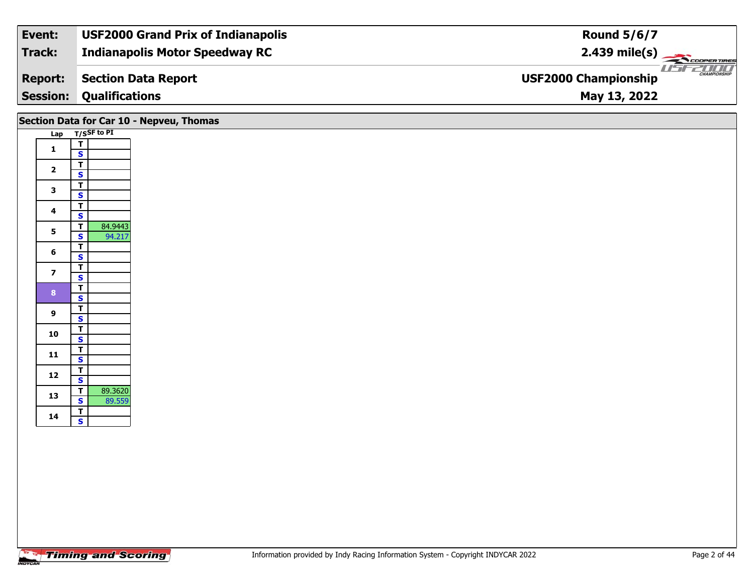| Event: | USF2000 Grand Prix of Indianapolis | Round 5/6/7 |
|---|---|---|
| Track: | Indianapolis Motor Speedway RC | 2.439 mile(s) |
| Report: | Section Data Report | USF2000 Championship |
| Session: | Qualifications | May 13, 2022 |

## Section Data for Car 10 - Nepveu, Thomas

| Lap | T/S | SF to PI |
|---|---|---|
| 1 | T | |
| | S | |
| 2 | T | |
| | S | |
| 3 | T | |
| | S | |
| 4 | T | |
| | S | |
| 5 | T | 84.9443 |
| | S | 94.217 |
| 6 | T | |
| | S | |
| 7 | T | |
| | S | |
| 8 | T | |
| | S | |
| 9 | T | |
| | S | |
| 10 | T | |
| | S | |
| 11 | T | |
| | S | |
| 12 | T | |
| | S | |
| 13 | T | 89.3620 |
| | S | 89.559 |
| 14 | T | |
| | S | |

Timing and Scoring

Information provided by Indy Racing Information System - Copyright INDYCAR 2022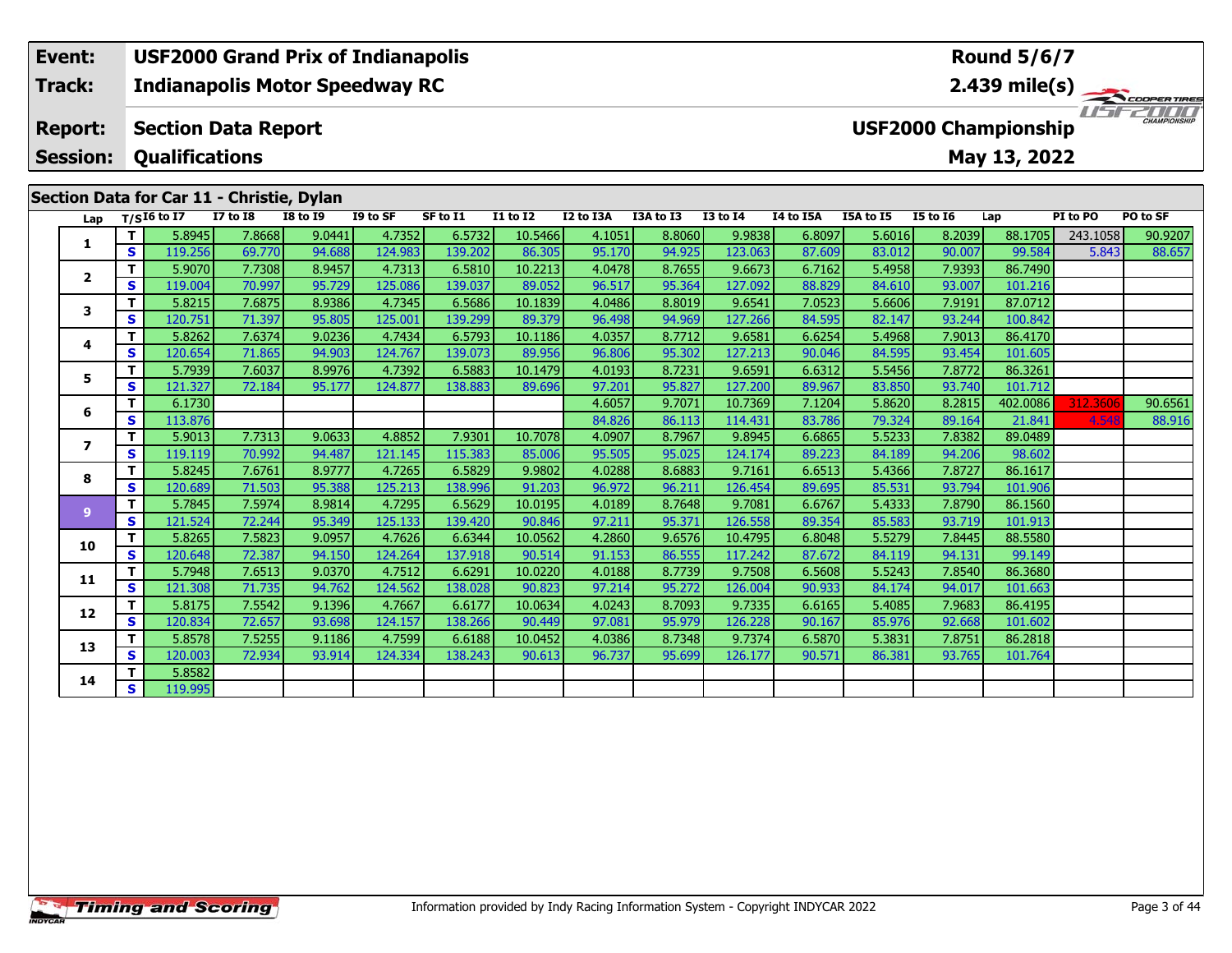| Event: | USF2000 Grand Prix of Indianapolis | Round 5/6/7 |
|---|---|---|
| Track: | Indianapolis Motor Speedway RC | 2.439 mile(s) |
| Report: | Section Data Report | USF2000 Championship |
| Session: | Qualifications | May 13, 2022 |

## Section Data for Car 11 - Christie, Dylan

| Lap | T/S | I6 to I7 | I7 to I8 | I8 to I9 | I9 to SF | SF to I1 | I1 to I2 | I2 to I3A | I3A to I3 | I3 to I4 | I4 to I5A | I5A to I5 | I5 to I6 | Lap | PI to PO | PO to SF |
|---|---|---|---|---|---|---|---|---|---|---|---|---|---|---|---|---|
| 1 | T | 5.8945 | 7.8668 | 9.0441 | 4.7352 | 6.5732 | 10.5466 | 4.1051 | 8.8060 | 9.9838 | 6.8097 | 5.6016 | 8.2039 | 88.1705 | 243.1058 | 90.9207 |
| | S | 119.256 | 69.770 | 94.688 | 124.983 | 139.202 | 86.305 | 95.170 | 94.925 | 123.063 | 87.609 | 83.012 | 90.007 | 99.584 | 5.843 | 88.657 |
| 2 | T | 5.9070 | 7.7308 | 8.9457 | 4.7313 | 6.5810 | 10.2213 | 4.0478 | 8.7655 | 9.6673 | 6.7162 | 5.4958 | 7.9393 | 86.7490 | | |
| | S | 119.004 | 70.997 | 95.729 | 125.086 | 139.037 | 89.052 | 96.517 | 95.364 | 127.092 | 88.829 | 84.610 | 93.007 | 101.216 | | |
| 3 | T | 5.8215 | 7.6875 | 8.9386 | 4.7345 | 6.5686 | 10.1839 | 4.0486 | 8.8019 | 9.6541 | 7.0523 | 5.6606 | 7.9191 | 87.0712 | | |
| | S | 120.751 | 71.397 | 95.805 | 125.001 | 139.299 | 89.379 | 96.498 | 94.969 | 127.266 | 84.595 | 82.147 | 93.244 | 100.842 | | |
| 4 | T | 5.8262 | 7.6374 | 9.0236 | 4.7434 | 6.5793 | 10.1186 | 4.0357 | 8.7712 | 9.6581 | 6.6254 | 5.4968 | 7.9013 | 86.4170 | | |
| | S | 120.654 | 71.865 | 94.903 | 124.767 | 139.073 | 89.956 | 96.806 | 95.302 | 127.213 | 90.046 | 84.595 | 93.454 | 101.605 | | |
| 5 | T | 5.7939 | 7.6037 | 8.9976 | 4.7392 | 6.5883 | 10.1479 | 4.0193 | 8.7231 | 9.6591 | 6.6312 | 5.5456 | 7.8772 | 86.3261 | | |
| | S | 121.327 | 72.184 | 95.177 | 124.877 | 138.883 | 89.696 | 97.201 | 95.827 | 127.200 | 89.967 | 83.850 | 93.740 | 101.712 | | |
| 6 | T | 6.1730 | | | | | | 4.6057 | 9.7071 | 10.7369 | 7.1204 | 5.8620 | 8.2815 | 402.0086 | 312.3606 | 90.6561 |
| | S | 113.876 | | | | | | 84.826 | 86.113 | 114.431 | 83.786 | 79.324 | 89.164 | 21.841 | 4.548 | 88.916 |
| 7 | T | 5.9013 | 7.7313 | 9.0633 | 4.8852 | 7.9301 | 10.7078 | 4.0907 | 8.7967 | 9.8945 | 6.6865 | 5.5233 | 7.8382 | 89.0489 | | |
| | S | 119.119 | 70.992 | 94.487 | 121.145 | 115.383 | 85.006 | 95.505 | 95.025 | 124.174 | 89.223 | 84.189 | 94.206 | 98.602 | | |
| 8 | T | 5.8245 | 7.6761 | 8.9777 | 4.7265 | 6.5829 | 9.9802 | 4.0288 | 8.6883 | 9.7161 | 6.6513 | 5.4366 | 7.8727 | 86.1617 | | |
| | S | 120.689 | 71.503 | 95.388 | 125.213 | 138.996 | 91.203 | 96.972 | 96.211 | 126.454 | 89.695 | 85.531 | 93.794 | 101.906 | | |
| 9 | T | 5.7845 | 7.5974 | 8.9814 | 4.7295 | 6.5629 | 10.0195 | 4.0189 | 8.7648 | 9.7081 | 6.6767 | 5.4333 | 7.8790 | 86.1560 | | |
| | S | 121.524 | 72.244 | 95.349 | 125.133 | 139.420 | 90.846 | 97.211 | 95.371 | 126.558 | 89.354 | 85.583 | 93.719 | 101.913 | | |
| 10 | T | 5.8265 | 7.5823 | 9.0957 | 4.7626 | 6.6344 | 10.0562 | 4.2860 | 9.6576 | 10.4795 | 6.8048 | 5.5279 | 7.8445 | 88.5580 | | |
| | S | 120.648 | 72.387 | 94.150 | 124.264 | 137.918 | 90.514 | 91.153 | 86.555 | 117.242 | 87.672 | 84.119 | 94.131 | 99.149 | | |
| 11 | T | 5.7948 | 7.6513 | 9.0370 | 4.7512 | 6.6291 | 10.0220 | 4.0188 | 8.7739 | 9.7508 | 6.5608 | 5.5243 | 7.8540 | 86.3680 | | |
| | S | 121.308 | 71.735 | 94.762 | 124.562 | 138.028 | 90.823 | 97.214 | 95.272 | 126.004 | 90.933 | 84.174 | 94.017 | 101.663 | | |
| 12 | T | 5.8175 | 7.5542 | 9.1396 | 4.7667 | 6.6177 | 10.0634 | 4.0243 | 8.7093 | 9.7335 | 6.6165 | 5.4085 | 7.9683 | 86.4195 | | |
| | S | 120.834 | 72.657 | 93.698 | 124.157 | 138.266 | 90.449 | 97.081 | 95.979 | 126.228 | 90.167 | 85.976 | 92.668 | 101.602 | | |
| 13 | T | 5.8578 | 7.5255 | 9.1186 | 4.7599 | 6.6188 | 10.0452 | 4.0386 | 8.7348 | 9.7374 | 6.5870 | 5.3831 | 7.8751 | 86.2818 | | |
| | S | 120.003 | 72.934 | 93.914 | 124.334 | 138.243 | 90.613 | 96.737 | 95.699 | 126.177 | 90.571 | 86.381 | 93.765 | 101.764 | | |
| 14 | T | 5.8582 | | | | | | | | | | | | | | |
| | S | 119.995 | | | | | | | | | | | | | | |

Information provided by Indy Racing Information System - Copyright INDYCAR 2022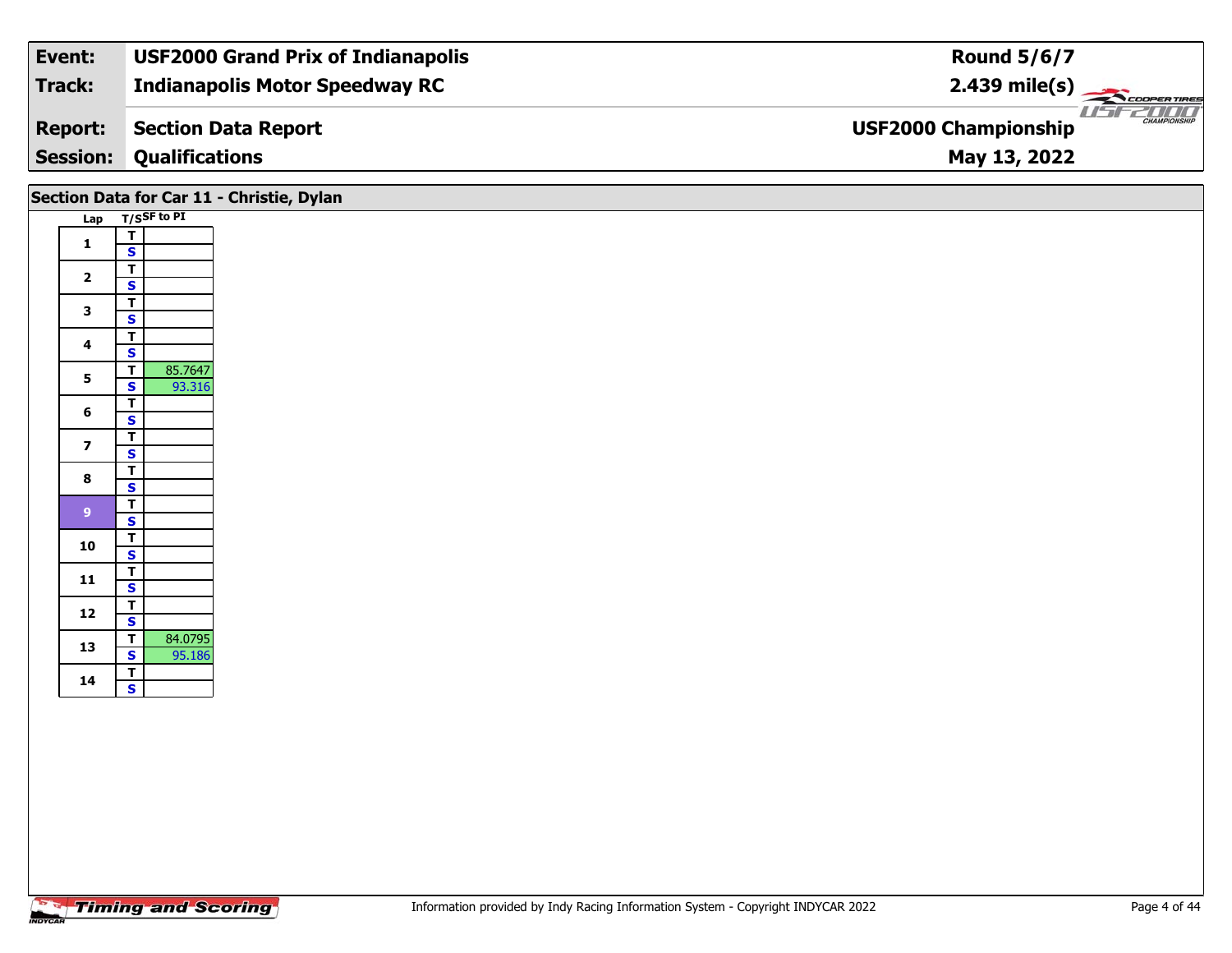| Event: | USF2000 Grand Prix of Indianapolis | Round 5/6/7 |
| --- | --- | --- |
| Track: | Indianapolis Motor Speedway RC | 2.439 mile(s) |
| Report: | Section Data Report | USF2000 Championship |
| Session: | Qualifications | May 13, 2022 |

## Section Data for Car 11 - Christie, Dylan

| Lap | T/S | SF to PI |
| --- | --- | --- |
| 1 | T | |
| | S | |
| 2 | T | |
| | S | |
| 3 | T | |
| | S | |
| 4 | T | |
| | S | |
| 5 | T | 85.7647 |
| | S | 93.316 |
| 6 | T | |
| | S | |
| 7 | T | |
| | S | |
| 8 | T | |
| | S | |
| 9 | T | |
| | S | |
| 10 | T | |
| | S | |
| 11 | T | |
| | S | |
| 12 | T | |
| | S | |
| 13 | T | 84.0795 |
| | S | 95.186 |
| 14 | T | |
| | S | |

Information provided by Indy Racing Information System - Copyright INDYCAR 2022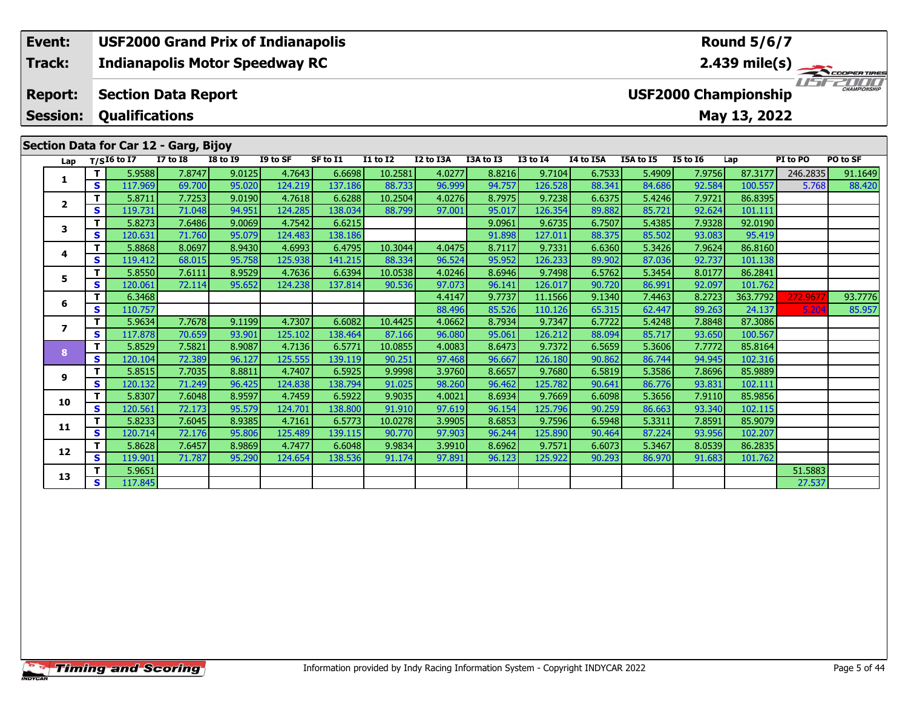| Event: | USF2000 Grand Prix of Indianapolis | Round 5/6/7 |
|---|---|---|
| Track: | Indianapolis Motor Speedway RC | 2.439 mile(s) |
| Report: | Section Data Report | USF2000 Championship |
| Session: | Qualifications | May 13, 2022 |

## Section Data for Car 12 - Garg, Bijoy

| Lap | T/S | I6 to I7 | I7 to I8 | I8 to I9 | I9 to SF | SF to I1 | I1 to I2 | I2 to I3A | I3A to I3 | I3 to I4 | I4 to I5A | I5A to I5 | I5 to I6 | Lap | PI to PO | PO to SF |
|---|---|---|---|---|---|---|---|---|---|---|---|---|---|---|---|---|
| 1 | T | 5.9588 | 7.8747 | 9.0125 | 4.7643 | 6.6698 | 10.2581 | 4.0277 | 8.8216 | 9.7104 | 6.7533 | 5.4909 | 7.9756 | 87.3177 | 246.2835 | 91.1649 |
| | S | 117.969 | 69.700 | 95.020 | 124.219 | 137.186 | 88.733 | 96.999 | 94.757 | 126.528 | 88.341 | 84.686 | 92.584 | 100.557 | 5.768 | 88.420 |
| 2 | T | 5.8711 | 7.7253 | 9.0190 | 4.7618 | 6.6288 | 10.2504 | 4.0276 | 8.7975 | 9.7238 | 6.6375 | 5.4246 | 7.9721 | 86.8395 | | |
| | S | 119.731 | 71.048 | 94.951 | 124.285 | 138.034 | 88.799 | 97.001 | 95.017 | 126.354 | 89.882 | 85.721 | 92.624 | 101.111 | | |
| 3 | T | 5.8273 | 7.6486 | 9.0069 | 4.7542 | 6.6215 | | | 9.0961 | 9.6735 | 6.7507 | 5.4385 | 7.9328 | 92.0190 | | |
| | S | 120.631 | 71.760 | 95.079 | 124.483 | 138.186 | | | 91.898 | 127.011 | 88.375 | 85.502 | 93.083 | 95.419 | | |
| 4 | T | 5.8868 | 8.0697 | 8.9430 | 4.6993 | 6.4795 | 10.3044 | 4.0475 | 8.7117 | 9.7331 | 6.6360 | 5.3426 | 7.9624 | 86.8160 | | |
| | S | 119.412 | 68.015 | 95.758 | 125.938 | 141.215 | 88.334 | 96.524 | 95.952 | 126.233 | 89.902 | 87.036 | 92.737 | 101.138 | | |
| 5 | T | 5.8550 | 7.6111 | 8.9529 | 4.7636 | 6.6394 | 10.0538 | 4.0246 | 8.6946 | 9.7498 | 6.5762 | 5.3454 | 8.0177 | 86.2841 | | |
| | S | 120.061 | 72.114 | 95.652 | 124.238 | 137.814 | 90.536 | 97.073 | 96.141 | 126.017 | 90.720 | 86.991 | 92.097 | 101.762 | | |
| 6 | T | 6.3468 | | | | | | 4.4147 | 9.7737 | 11.1566 | 9.1340 | 7.4463 | 8.2723 | 363.7792 | 272.9677 | 93.7776 |
| | S | 110.757 | | | | | | 88.496 | 85.526 | 110.126 | 65.315 | 62.447 | 89.263 | 24.137 | 5.204 | 85.957 |
| 7 | T | 5.9634 | 7.7678 | 9.1199 | 4.7307 | 6.6082 | 10.4425 | 4.0662 | 8.7934 | 9.7347 | 6.7722 | 5.4248 | 7.8848 | 87.3086 | | |
| | S | 117.878 | 70.659 | 93.901 | 125.102 | 138.464 | 87.166 | 96.080 | 95.061 | 126.212 | 88.094 | 85.717 | 93.650 | 100.567 | | |
| 8 | T | 5.8529 | 7.5821 | 8.9087 | 4.7136 | 6.5771 | 10.0855 | 4.0083 | 8.6473 | 9.7372 | 6.5659 | 5.3606 | 7.7772 | 85.8164 | | |
| | S | 120.104 | 72.389 | 96.127 | 125.555 | 139.119 | 90.251 | 97.468 | 96.667 | 126.180 | 90.862 | 86.744 | 94.945 | 102.316 | | |
| 9 | T | 5.8515 | 7.7035 | 8.8811 | 4.7407 | 6.5925 | 9.9998 | 3.9760 | 8.6657 | 9.7680 | 6.5819 | 5.3586 | 7.8696 | 85.9889 | | |
| | S | 120.132 | 71.249 | 96.425 | 124.838 | 138.794 | 91.025 | 98.260 | 96.462 | 125.782 | 90.641 | 86.776 | 93.831 | 102.111 | | |
| 10 | T | 5.8307 | 7.6048 | 8.9597 | 4.7459 | 6.5922 | 9.9035 | 4.0021 | 8.6934 | 9.7669 | 6.6098 | 5.3656 | 7.9110 | 85.9856 | | |
| | S | 120.561 | 72.173 | 95.579 | 124.701 | 138.800 | 91.910 | 97.619 | 96.154 | 125.796 | 90.259 | 86.663 | 93.340 | 102.115 | | |
| 11 | T | 5.8233 | 7.6045 | 8.9385 | 4.7161 | 6.5773 | 10.0278 | 3.9905 | 8.6853 | 9.7596 | 6.5948 | 5.3311 | 7.8591 | 85.9079 | | |
| | S | 120.714 | 72.176 | 95.806 | 125.489 | 139.115 | 90.770 | 97.903 | 96.244 | 125.890 | 90.464 | 87.224 | 93.956 | 102.207 | | |
| 12 | T | 5.8628 | 7.6457 | 8.9869 | 4.7477 | 6.6048 | 9.9834 | 3.9910 | 8.6962 | 9.7571 | 6.6073 | 5.3467 | 8.0539 | 86.2835 | | |
| | S | 119.901 | 71.787 | 95.290 | 124.654 | 138.536 | 91.174 | 97.891 | 96.123 | 125.922 | 90.293 | 86.970 | 91.683 | 101.762 | | |
| 13 | T | 5.9651 | | | | | | | | | | | | | 51.5883 | |
| | S | 117.845 | | | | | | | | | | | | | 27.537 | |

Information provided by Indy Racing Information System - Copyright INDYCAR 2022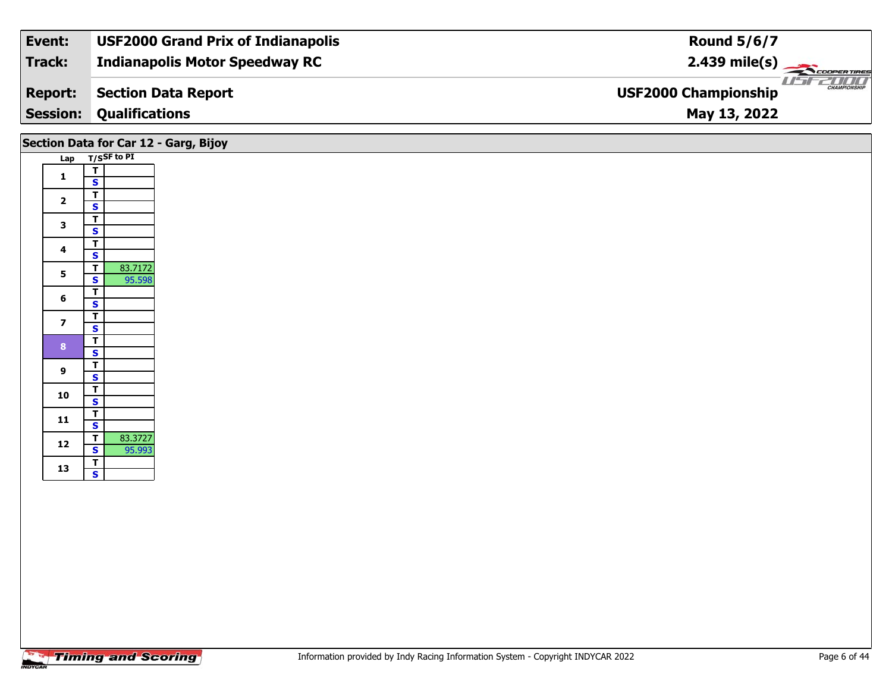| Event: | USF2000 Grand Prix of Indianapolis | Round 5/6/7 |
|---|---|---|
| Track: | Indianapolis Motor Speedway RC | 2.439 mile(s) |
| Report: | Section Data Report | USF2000 Championship |
| Session: | Qualifications | May 13, 2022 |

## Section Data for Car 12 - Garg, Bijoy

| Lap | T/S | SF to PI |
|---|---|---|
| 1 | T | |
| | S | |
| 2 | T | |
| | S | |
| 3 | T | |
| | S | |
| 4 | T | |
| | S | |
| 5 | T | 83.7172 |
| | S | 95.598 |
| 6 | T | |
| | S | |
| 7 | T | |
| | S | |
| 8 | T | |
| | S | |
| 9 | T | |
| | S | |
| 10 | T | |
| | S | |
| 11 | T | |
| | S | |
| 12 | T | 83.3727 |
| | S | 95.993 |
| 13 | T | |
| | S | |

Timing and Scoring

Information provided by Indy Racing Information System - Copyright INDYCAR 2022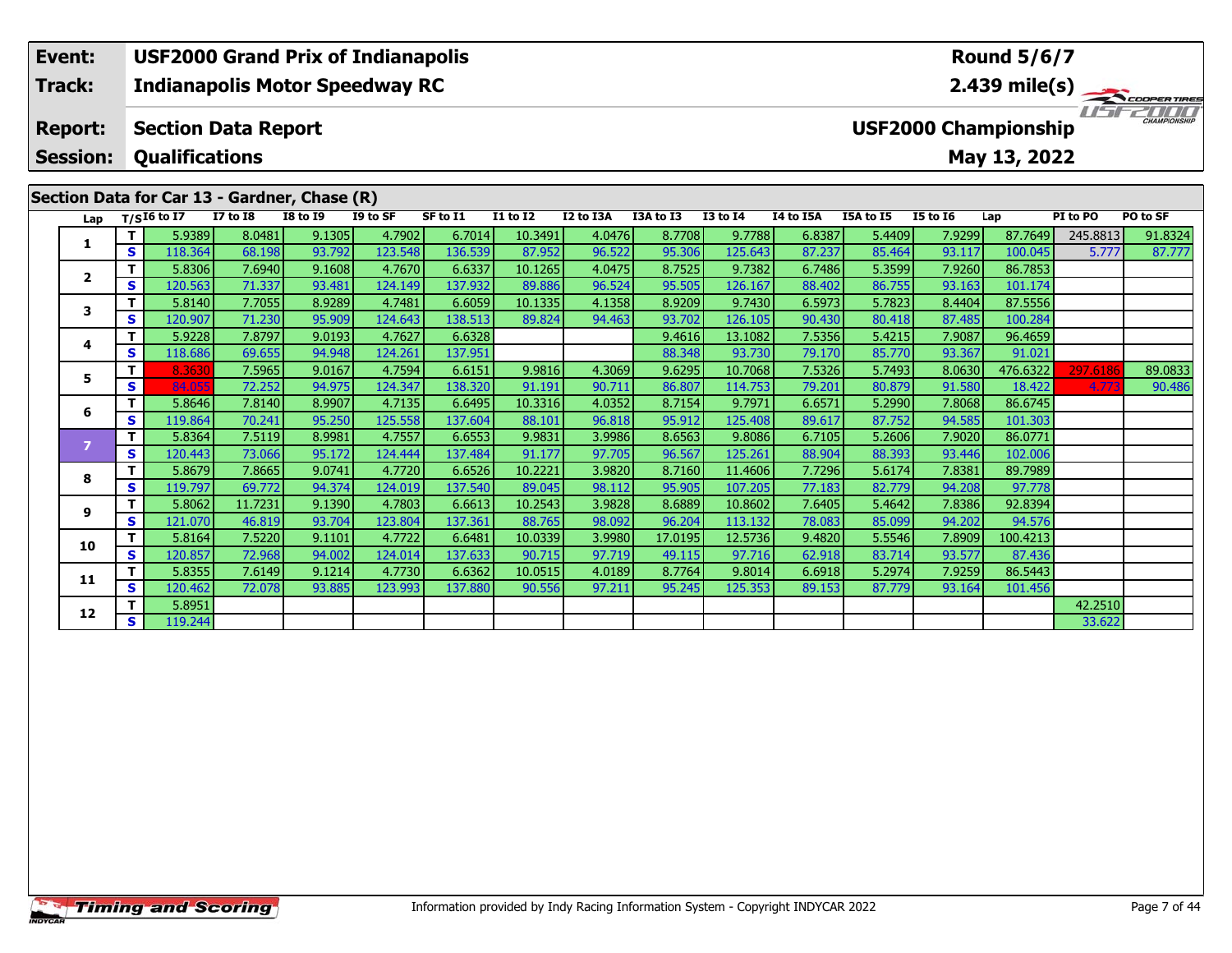| Event: | USF2000 Grand Prix of Indianapolis | Round 5/6/7 |
|---|---|---|
| Track: | Indianapolis Motor Speedway RC | 2.439 mile(s) |
| Report: | Section Data Report | USF2000 Championship |
| Session: | Qualifications | May 13, 2022 |

## Section Data for Car 13 - Gardner, Chase (R)

| Lap | T/S | I6 to I7 | I7 to I8 | I8 to I9 | I9 to SF | SF to I1 | I1 to I2 | I2 to I3A | I3A to I3 | I3 to I4 | I4 to I5A | I5A to I5 | I5 to I6 | Lap | PI to PO | PO to SF |
|---|---|---|---|---|---|---|---|---|---|---|---|---|---|---|---|---|
| 1 | T | 5.9389 | 8.0481 | 9.1305 | 4.7902 | 6.7014 | 10.3491 | 4.0476 | 8.7708 | 9.7788 | 6.8387 | 5.4409 | 7.9299 | 87.7649 | 245.8813 | 91.8324 |
| | S | 118.364 | 68.198 | 93.792 | 123.548 | 136.539 | 87.952 | 96.522 | 95.306 | 125.643 | 87.237 | 85.464 | 93.117 | 100.045 | 5.777 | 87.777 |
| 2 | T | 5.8306 | 7.6940 | 9.1608 | 4.7670 | 6.6337 | 10.1265 | 4.0475 | 8.7525 | 9.7382 | 6.7486 | 5.3599 | 7.9260 | 86.7853 | | |
| | S | 120.563 | 71.337 | 93.481 | 124.149 | 137.932 | 89.886 | 96.524 | 95.505 | 126.167 | 88.402 | 86.755 | 93.163 | 101.174 | | |
| 3 | T | 5.8140 | 7.7055 | 8.9289 | 4.7481 | 6.6059 | 10.1335 | 4.1358 | 8.9209 | 9.7430 | 6.5973 | 5.7823 | 8.4404 | 87.5556 | | |
| | S | 120.907 | 71.230 | 95.909 | 124.643 | 138.513 | 89.824 | 94.463 | 93.702 | 126.105 | 90.430 | 80.418 | 87.485 | 100.284 | | |
| 4 | T | 5.9228 | 7.8797 | 9.0193 | 4.7627 | 6.6328 | | | 9.4616 | 13.1082 | 7.5356 | 5.4215 | 7.9087 | 96.4659 | | |
| | S | 118.686 | 69.655 | 94.948 | 124.261 | 137.951 | | | 88.348 | 93.730 | 79.170 | 85.770 | 93.367 | 91.021 | | |
| 5 | T | 8.3630 | 7.5965 | 9.0167 | 4.7594 | 6.6151 | 9.9816 | 4.3069 | 9.6295 | 10.7068 | 7.5326 | 5.7493 | 8.0630 | 476.6322 | 297.6186 | 89.0833 |
| | S | 84.055 | 72.252 | 94.975 | 124.347 | 138.320 | 91.191 | 90.711 | 86.807 | 114.753 | 79.201 | 80.879 | 91.580 | 18.422 | 4.773 | 90.486 |
| 6 | T | 5.8646 | 7.8140 | 8.9907 | 4.7135 | 6.6495 | 10.3316 | 4.0352 | 8.7154 | 9.7971 | 6.6571 | 5.2990 | 7.8068 | 86.6745 | | |
| | S | 119.864 | 70.241 | 95.250 | 125.558 | 137.604 | 88.101 | 96.818 | 95.912 | 125.408 | 89.617 | 87.752 | 94.585 | 101.303 | | |
| 7 | T | 5.8364 | 7.5119 | 8.9981 | 4.7557 | 6.6553 | 9.9831 | 3.9986 | 8.6563 | 9.8086 | 6.7105 | 5.2606 | 7.9020 | 86.0771 | | |
| | S | 120.443 | 73.066 | 95.172 | 124.444 | 137.484 | 91.177 | 97.705 | 96.567 | 125.261 | 88.904 | 88.393 | 93.446 | 102.006 | | |
| 8 | T | 5.8679 | 7.8665 | 9.0741 | 4.7720 | 6.6526 | 10.2221 | 3.9820 | 8.7160 | 11.4606 | 7.7296 | 5.6174 | 7.8381 | 89.7989 | | |
| | S | 119.797 | 69.772 | 94.374 | 124.019 | 137.540 | 89.045 | 98.112 | 95.905 | 107.205 | 77.183 | 82.779 | 94.208 | 97.778 | | |
| 9 | T | 5.8062 | 11.7231 | 9.1390 | 4.7803 | 6.6613 | 10.2543 | 3.9828 | 8.6889 | 10.8602 | 7.6405 | 5.4642 | 7.8386 | 92.8394 | | |
| | S | 121.070 | 46.819 | 93.704 | 123.804 | 137.361 | 88.765 | 98.092 | 96.204 | 113.132 | 78.083 | 85.099 | 94.202 | 94.576 | | |
| 10 | T | 5.8164 | 7.5220 | 9.1101 | 4.7722 | 6.6481 | 10.0339 | 3.9980 | 17.0195 | 12.5736 | 9.4820 | 5.5546 | 7.8909 | 100.4213 | | |
| | S | 120.857 | 72.968 | 94.002 | 124.014 | 137.633 | 90.715 | 97.719 | 49.115 | 97.716 | 62.918 | 83.714 | 93.577 | 87.436 | | |
| 11 | T | 5.8355 | 7.6149 | 9.1214 | 4.7730 | 6.6362 | 10.0515 | 4.0189 | 8.7764 | 9.8014 | 6.6918 | 5.2974 | 7.9259 | 86.5443 | | |
| | S | 120.462 | 72.078 | 93.885 | 123.993 | 137.880 | 90.556 | 97.211 | 95.245 | 125.353 | 89.153 | 87.779 | 93.164 | 101.456 | | |
| 12 | T | 5.8951 | | | | | | | | | | | | | 42.2510 | |
| | S | 119.244 | | | | | | | | | | | | | 33.622 | |

Information provided by Indy Racing Information System - Copyright INDYCAR 2022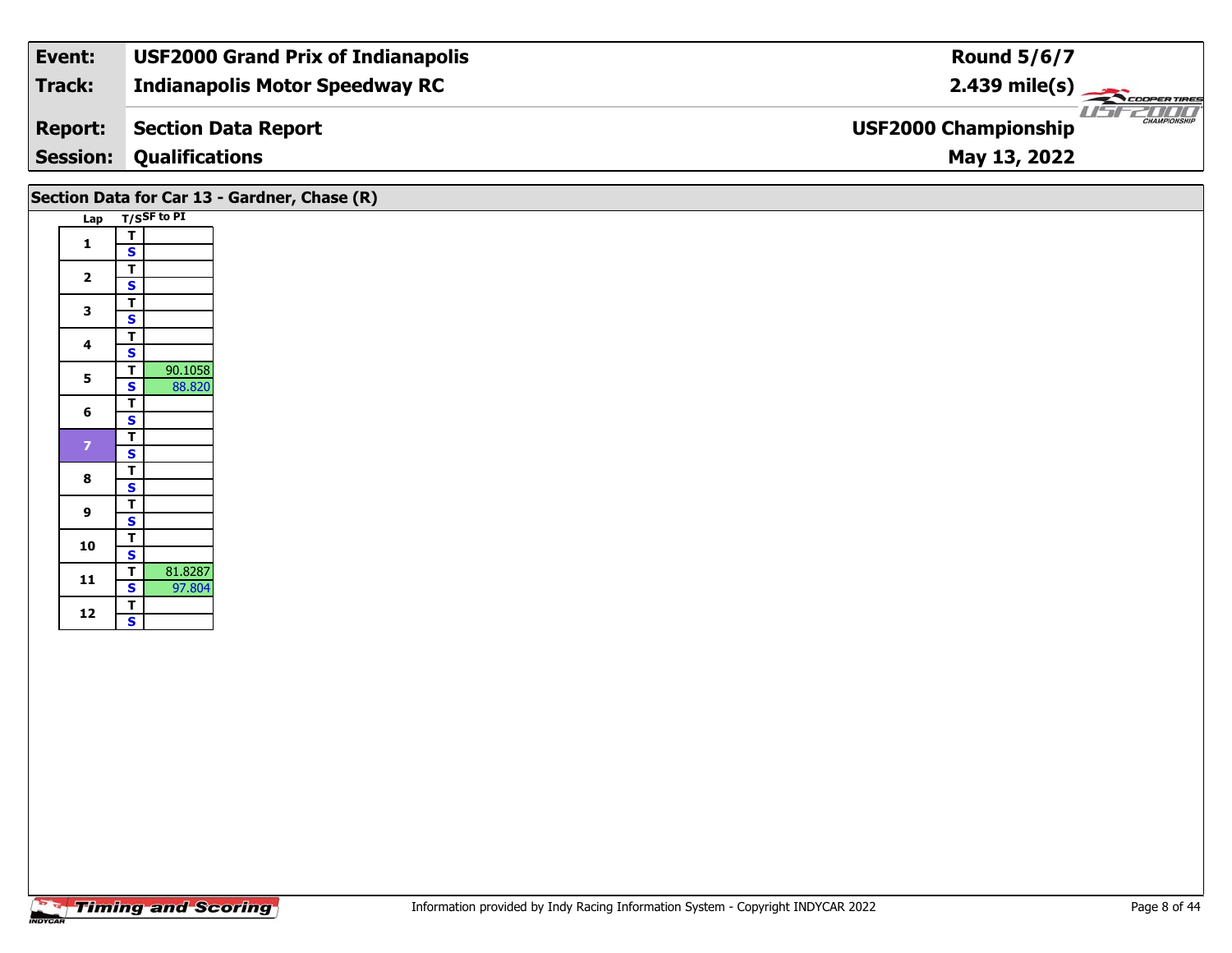| Event: | USF2000 Grand Prix of Indianapolis | Round 5/6/7 |
|---|---|---|
| Track: | Indianapolis Motor Speedway RC | 2.439 mile(s) |
| Report: | Section Data Report | USF2000 Championship |
| Session: | Qualifications | May 13, 2022 |

## Section Data for Car 13 - Gardner, Chase (R)

| Lap | T/S | SF to PI |
|---|---|---|
| 1 | T | |
| | S | |
| 2 | T | |
| | S | |
| 3 | T | |
| | S | |
| 4 | T | |
| | S | |
| 5 | T | 90.1058 |
| | S | 88.820 |
| 6 | T | |
| | S | |
| 7 | T | |
| | S | |
| 8 | T | |
| | S | |
| 9 | T | |
| | S | |
| 10 | T | |
| | S | |
| 11 | T | 81.8287 |
| | S | 97.804 |
| 12 | T | |
| | S | |

Information provided by Indy Racing Information System - Copyright INDYCAR 2022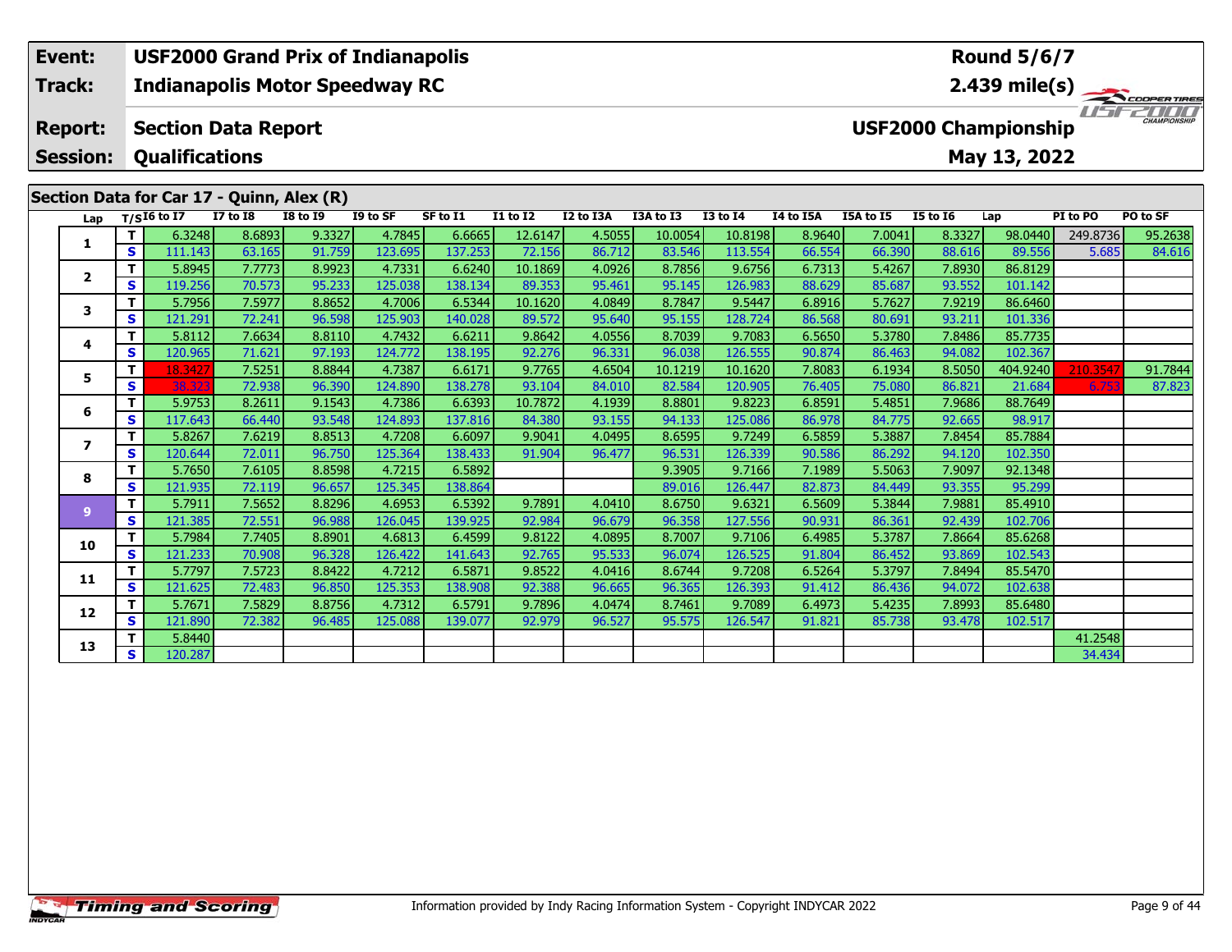| Event: | USF2000 Grand Prix of Indianapolis | Round 5/6/7 |
|---|---|---|
| Track: | Indianapolis Motor Speedway RC | 2.439 mile(s) |
| Report: | Section Data Report | USF2000 Championship |
| Session: | Qualifications | May 13, 2022 |

## Section Data for Car 17 - Quinn, Alex (R)

| Lap | T/S | I6 to I7 | I7 to I8 | I8 to I9 | I9 to SF | SF to I1 | I1 to I2 | I2 to I3A | I3A to I3 | I3 to I4 | I4 to I5A | I5A to I5 | I5 to I6 | Lap | PI to PO | PO to SF |
|---|---|---|---|---|---|---|---|---|---|---|---|---|---|---|---|---|
| 1 | T | 6.3248 | 8.6893 | 9.3327 | 4.7845 | 6.6665 | 12.6147 | 4.5055 | 10.0054 | 10.8198 | 8.9640 | 7.0041 | 8.3327 | 98.0440 | 249.8736 | 95.2638 |
| | S | 111.143 | 63.165 | 91.759 | 123.695 | 137.253 | 72.156 | 86.712 | 83.546 | 113.554 | 66.554 | 66.390 | 88.616 | 89.556 | 5.685 | 84.616 |
| 2 | T | 5.8945 | 7.7773 | 8.9923 | 4.7331 | 6.6240 | 10.1869 | 4.0926 | 8.7856 | 9.6756 | 6.7313 | 5.4267 | 7.8930 | 86.8129 | | |
| | S | 119.256 | 70.573 | 95.233 | 125.038 | 138.134 | 89.353 | 95.461 | 95.145 | 126.983 | 88.629 | 85.687 | 93.552 | 101.142 | | |
| 3 | T | 5.7956 | 7.5977 | 8.8652 | 4.7006 | 6.5344 | 10.1620 | 4.0849 | 8.7847 | 9.5447 | 6.8916 | 5.7627 | 7.9219 | 86.6460 | | |
| | S | 121.291 | 72.241 | 96.598 | 125.903 | 140.028 | 89.572 | 95.640 | 95.155 | 128.724 | 86.568 | 80.691 | 93.211 | 101.336 | | |
| 4 | T | 5.8112 | 7.6634 | 8.8110 | 4.7432 | 6.6211 | 9.8642 | 4.0556 | 8.7039 | 9.7083 | 6.5650 | 5.3780 | 7.8486 | 85.7735 | | |
| | S | 120.965 | 71.621 | 97.193 | 124.772 | 138.195 | 92.276 | 96.331 | 96.038 | 126.555 | 90.874 | 86.463 | 94.082 | 102.367 | | |
| 5 | T | 18.3427 | 7.5251 | 8.8844 | 4.7387 | 6.6171 | 9.7765 | 4.6504 | 10.1219 | 10.1620 | 7.8083 | 6.1934 | 8.5050 | 404.9240 | 210.3547 | 91.7844 |
| | S | 38.323 | 72.938 | 96.390 | 124.890 | 138.278 | 93.104 | 84.010 | 82.584 | 120.905 | 76.405 | 75.080 | 86.821 | 21.684 | 6.753 | 87.823 |
| 6 | T | 5.9753 | 8.2611 | 9.1543 | 4.7386 | 6.6393 | 10.7872 | 4.1939 | 8.8801 | 9.8223 | 6.8591 | 5.4851 | 7.9686 | 88.7649 | | |
| | S | 117.643 | 66.440 | 93.548 | 124.893 | 137.816 | 84.380 | 93.155 | 94.133 | 125.086 | 86.978 | 84.775 | 92.665 | 98.917 | | |
| 7 | T | 5.8267 | 7.6219 | 8.8513 | 4.7208 | 6.6097 | 9.9041 | 4.0495 | 8.6595 | 9.7249 | 6.5859 | 5.3887 | 7.8454 | 85.7884 | | |
| | S | 120.644 | 72.011 | 96.750 | 125.364 | 138.433 | 91.904 | 96.477 | 96.531 | 126.339 | 90.586 | 86.292 | 94.120 | 102.350 | | |
| 8 | T | 5.7650 | 7.6105 | 8.8598 | 4.7215 | 6.5892 | | | 9.3905 | 9.7166 | 7.1989 | 5.5063 | 7.9097 | 92.1348 | | |
| | S | 121.935 | 72.119 | 96.657 | 125.345 | 138.864 | | | 89.016 | 126.447 | 82.873 | 84.449 | 93.355 | 95.299 | | |
| 9 | T | 5.7911 | 7.5652 | 8.8296 | 4.6953 | 6.5392 | 9.7891 | 4.0410 | 8.6750 | 9.6321 | 6.5609 | 5.3844 | 7.9881 | 85.4910 | | |
| | S | 121.385 | 72.551 | 96.988 | 126.045 | 139.925 | 92.984 | 96.679 | 96.358 | 127.556 | 90.931 | 86.361 | 92.439 | 102.706 | | |
| 10 | T | 5.7984 | 7.7405 | 8.8901 | 4.6813 | 6.4599 | 9.8122 | 4.0895 | 8.7007 | 9.7106 | 6.4985 | 5.3787 | 7.8664 | 85.6268 | | |
| | S | 121.233 | 70.908 | 96.328 | 126.422 | 141.643 | 92.765 | 95.533 | 96.074 | 126.525 | 91.804 | 86.452 | 93.869 | 102.543 | | |
| 11 | T | 5.7797 | 7.5723 | 8.8422 | 4.7212 | 6.5871 | 9.8522 | 4.0416 | 8.6744 | 9.7208 | 6.5264 | 5.3797 | 7.8494 | 85.5470 | | |
| | S | 121.625 | 72.483 | 96.850 | 125.353 | 138.908 | 92.388 | 96.665 | 96.365 | 126.393 | 91.412 | 86.436 | 94.072 | 102.638 | | |
| 12 | T | 5.7671 | 7.5829 | 8.8756 | 4.7312 | 6.5791 | 9.7896 | 4.0474 | 8.7461 | 9.7089 | 6.4973 | 5.4235 | 7.8993 | 85.6480 | | |
| | S | 121.890 | 72.382 | 96.485 | 125.088 | 139.077 | 92.979 | 96.527 | 95.575 | 126.547 | 91.821 | 85.738 | 93.478 | 102.517 | | |
| 13 | T | 5.8440 | | | | | | | | | | | | | 41.2548 | |
| | S | 120.287 | | | | | | | | | | | | | 34.434 | |

Information provided by Indy Racing Information System - Copyright INDYCAR 2022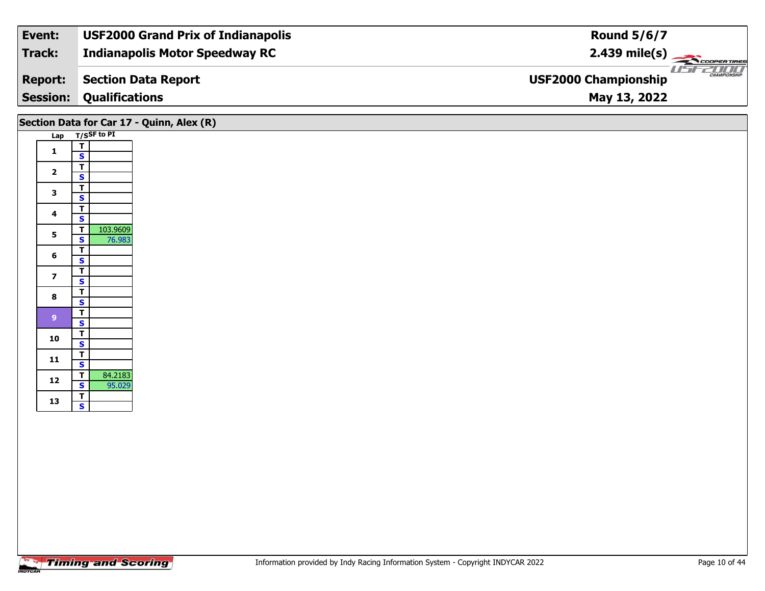| Event: | USF2000 Grand Prix of Indianapolis | Round 5/6/7 |
|---|---|---|
| Track: | Indianapolis Motor Speedway RC | 2.439 mile(s) |
| Report: | Section Data Report | USF2000 Championship |
| Session: | Qualifications | May 13, 2022 |

## Section Data for Car 17 - Quinn, Alex (R)

| Lap | T/S | SF to PI |
|---|---|---|
| 1 | T | |
| | S | |
| 2 | T | |
| | S | |
| 3 | T | |
| | S | |
| 4 | T | |
| | S | |
| 5 | T | 103.9609 |
| | S | 76.983 |
| 6 | T | |
| | S | |
| 7 | T | |
| | S | |
| 8 | T | |
| | S | |
| 9 | T | |
| | S | |
| 10 | T | |
| | S | |
| 11 | T | |
| | S | |
| 12 | T | 84.2183 |
| | S | 95.029 |
| 13 | T | |
| | S | |

Information provided by Indy Racing Information System - Copyright INDYCAR 2022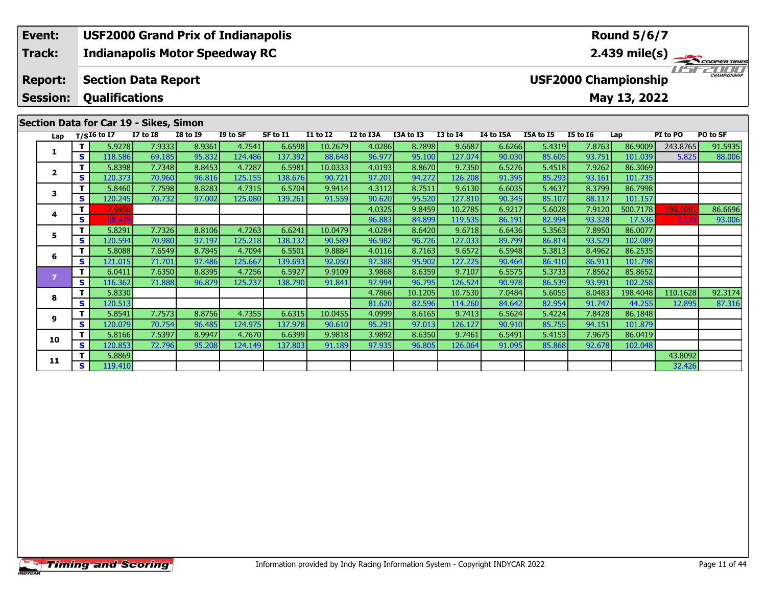| Event: | USF2000 Grand Prix of Indianapolis | Round 5/6/7 |
|---|---|---|
| Track: | Indianapolis Motor Speedway RC | 2.439 mile(s) |
| Report: | Section Data Report | USF2000 Championship |
| Session: | Qualifications | May 13, 2022 |

## Section Data for Car 19 - Sikes, Simon

| Lap | T/S | I6 to I7 | I7 to I8 | I8 to I9 | I9 to SF | SF to I1 | I1 to I2 | I2 to I3A | I3A to I3 | I3 to I4 | I4 to I5A | I5A to I5 | I5 to I6 | Lap | PI to PO | PO to SF |
|---|---|---|---|---|---|---|---|---|---|---|---|---|---|---|---|---|
| 1 | T | 5.9278 | 7.9333 | 8.9361 | 4.7541 | 6.6598 | 10.2679 | 4.0286 | 8.7898 | 9.6687 | 6.6266 | 5.4319 | 7.8763 | 86.9009 | 243.8765 | 91.5935 |
| | S | 118.586 | 69.185 | 95.832 | 124.486 | 137.392 | 88.648 | 96.977 | 95.100 | 127.074 | 90.030 | 85.605 | 93.751 | 101.039 | 5.825 | 88.006 |
| 2 | T | 5.8398 | 7.7348 | 8.8453 | 4.7287 | 6.5981 | 10.0333 | 4.0193 | 8.8670 | 9.7350 | 6.5276 | 5.4518 | 7.9262 | 86.3069 | | |
| | S | 120.373 | 70.960 | 96.816 | 125.155 | 138.676 | 90.721 | 97.201 | 94.272 | 126.208 | 91.395 | 85.293 | 93.161 | 101.735 | | |
| 3 | T | 5.8460 | 7.7598 | 8.8283 | 4.7315 | 6.5704 | 9.9414 | 4.3112 | 8.7511 | 9.6130 | 6.6035 | 5.4637 | 8.3799 | 86.7998 | | |
| | S | 120.245 | 70.732 | 97.002 | 125.080 | 139.261 | 91.559 | 90.620 | 95.520 | 127.810 | 90.345 | 85.107 | 88.117 | 101.157 | | |
| 4 | T | 7.9450 | | | | | | 4.0325 | 9.8459 | 10.2785 | 6.9217 | 5.6028 | 7.9120 | 500.7178 | 199.1091 | 86.6696 |
| | S | 88.478 | | | | | | 96.883 | 84.899 | 119.535 | 86.191 | 82.994 | 93.328 | 17.536 | 7.135 | 93.006 |
| 5 | T | 5.8291 | 7.7326 | 8.8106 | 4.7263 | 6.6241 | 10.0479 | 4.0284 | 8.6420 | 9.6718 | 6.6436 | 5.3563 | 7.8950 | 86.0077 | | |
| | S | 120.594 | 70.980 | 97.197 | 125.218 | 138.132 | 90.589 | 96.982 | 96.726 | 127.033 | 89.799 | 86.814 | 93.529 | 102.089 | | |
| 6 | T | 5.8088 | 7.6549 | 8.7845 | 4.7094 | 6.5501 | 9.8884 | 4.0116 | 8.7163 | 9.6572 | 6.5948 | 5.3813 | 8.4962 | 86.2535 | | |
| | S | 121.015 | 71.701 | 97.486 | 125.667 | 139.693 | 92.050 | 97.388 | 95.902 | 127.225 | 90.464 | 86.410 | 86.911 | 101.798 | | |
| 7 | T | 6.0411 | 7.6350 | 8.8395 | 4.7256 | 6.5927 | 9.9109 | 3.9868 | 8.6359 | 9.7107 | 6.5575 | 5.3733 | 7.8562 | 85.8652 | | |
| | S | 116.362 | 71.888 | 96.879 | 125.237 | 138.790 | 91.841 | 97.994 | 96.795 | 126.524 | 90.978 | 86.539 | 93.991 | 102.258 | | |
| 8 | T | 5.8330 | | | | | | 4.7866 | 10.1205 | 10.7530 | 7.0484 | 5.6055 | 8.0483 | 198.4048 | 110.1628 | 92.3174 |
| | S | 120.513 | | | | | | 81.620 | 82.596 | 114.260 | 84.642 | 82.954 | 91.747 | 44.255 | 12.895 | 87.316 |
| 9 | T | 5.8541 | 7.7573 | 8.8756 | 4.7355 | 6.6315 | 10.0455 | 4.0999 | 8.6165 | 9.7413 | 6.5624 | 5.4224 | 7.8428 | 86.1848 | | |
| | S | 120.079 | 70.754 | 96.485 | 124.975 | 137.978 | 90.610 | 95.291 | 97.013 | 126.127 | 90.910 | 85.755 | 94.151 | 101.879 | | |
| 10 | T | 5.8166 | 7.5397 | 8.9947 | 4.7670 | 6.6399 | 9.9818 | 3.9892 | 8.6350 | 9.7461 | 6.5491 | 5.4153 | 7.9675 | 86.0419 | | |
| | S | 120.853 | 72.796 | 95.208 | 124.149 | 137.803 | 91.189 | 97.935 | 96.805 | 126.064 | 91.095 | 85.868 | 92.678 | 102.048 | | |
| 11 | T | 5.8869 | | | | | | | | | | | | | 43.8092 | |
| | S | 119.410 | | | | | | | | | | | | | 32.426 | |

Information provided by Indy Racing Information System - Copyright INDYCAR 2022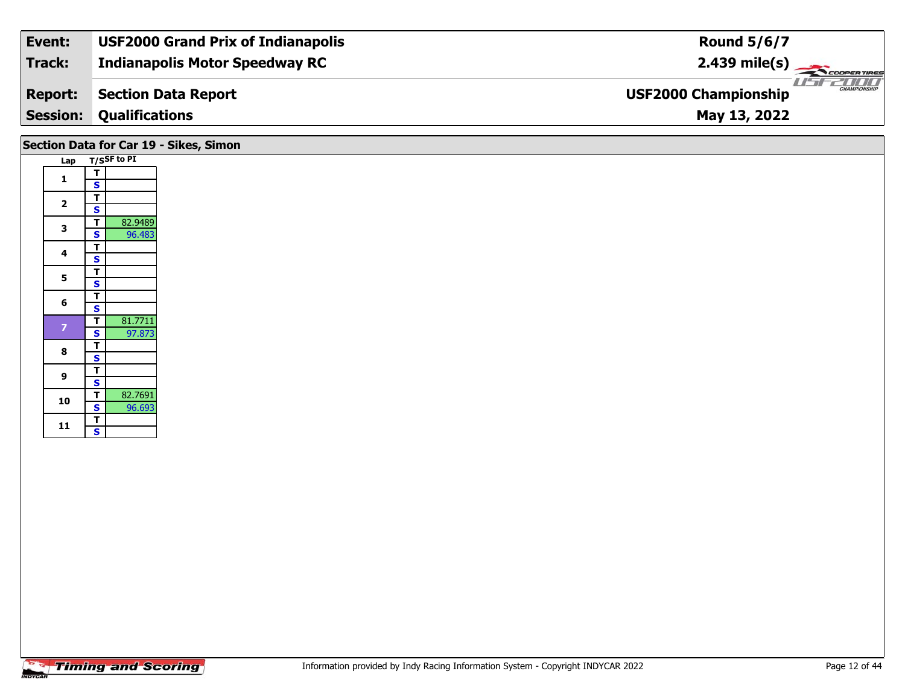| Event: | USF2000 Grand Prix of Indianapolis | Round 5/6/7 |
|---|---|---|
| Track: | Indianapolis Motor Speedway RC | 2.439 mile(s) |
| Report: | Section Data Report | USF2000 Championship |
| Session: | Qualifications | May 13, 2022 |

## Section Data for Car 19 - Sikes, Simon

| Lap | T/S | SF to PI |
|---|---|---|
| 1 | T | |
| | S | |
| 2 | T | |
| | S | |
| 3 | T | 82.9489 |
| | S | 96.483 |
| 4 | T | |
| | S | |
| 5 | T | |
| | S | |
| 6 | T | |
| | S | |
| 7 | T | 81.7711 |
| | S | 97.873 |
| 8 | T | |
| | S | |
| 9 | T | |
| | S | |
| 10 | T | 82.7691 |
| | S | 96.693 |
| 11 | T | |
| | S | |

Information provided by Indy Racing Information System - Copyright INDYCAR 2022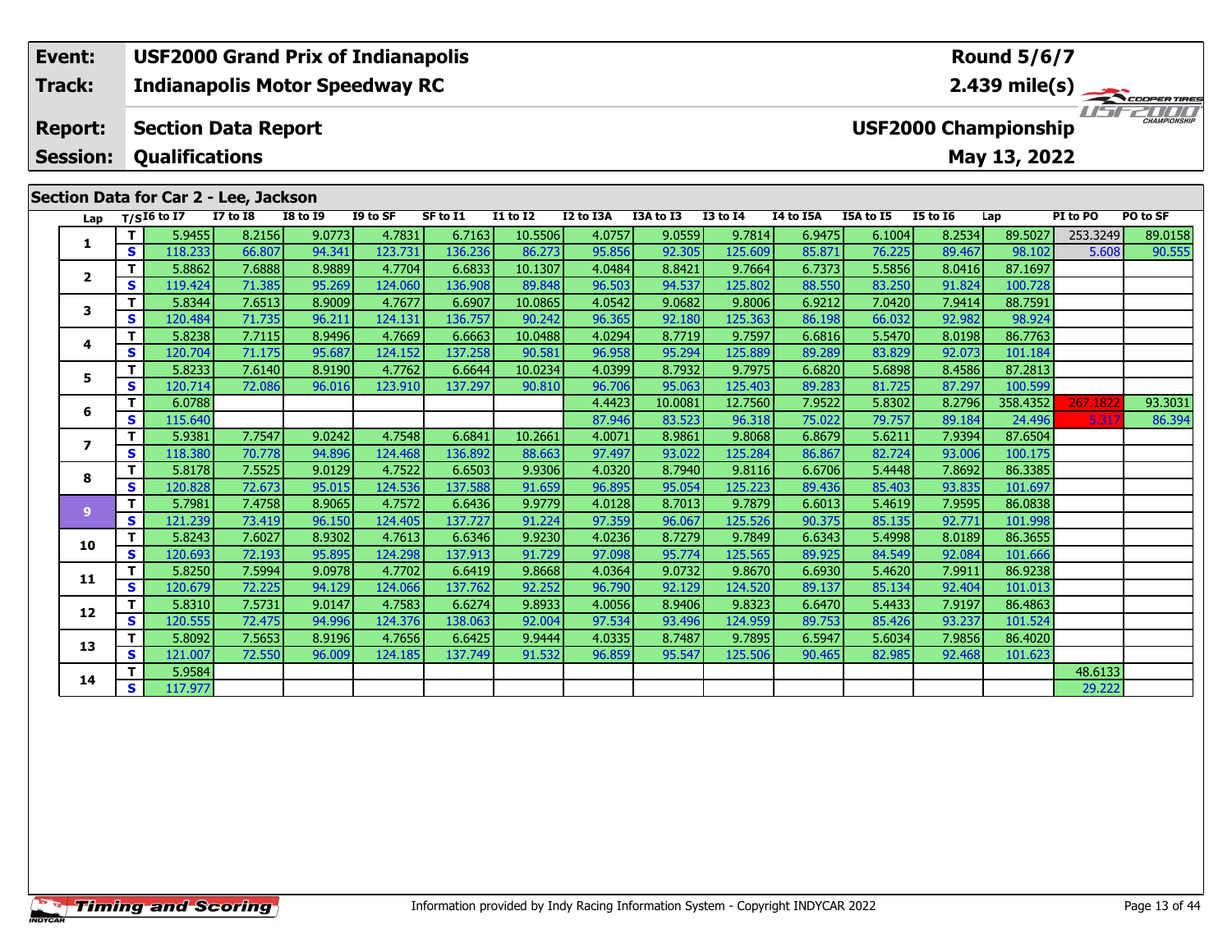| Event: | USF2000 Grand Prix of Indianapolis | Round 5/6/7 |
|---|---|---|
| Track: | Indianapolis Motor Speedway RC | 2.439 mile(s) |
| Report: | Section Data Report | USF2000 Championship |
| Session: | Qualifications | May 13, 2022 |

## Section Data for Car 2 - Lee, Jackson

| Lap | T/S | I6 to I7 | I7 to I8 | I8 to I9 | I9 to SF | SF to I1 | I1 to I2 | I2 to I3A | I3A to I3 | I3 to I4 | I4 to I5A | I5A to I5 | I5 to I6 | Lap | PI to PO | PO to SF |
|---|---|---|---|---|---|---|---|---|---|---|---|---|---|---|---|---|
| 1 | T | 5.9455 | 8.2156 | 9.0773 | 4.7831 | 6.7163 | 10.5506 | 4.0757 | 9.0559 | 9.7814 | 6.9475 | 6.1004 | 8.2534 | 89.5027 | 253.3249 | 89.0158 |
| | S | 118.233 | 66.807 | 94.341 | 123.731 | 136.236 | 86.273 | 95.856 | 92.305 | 125.609 | 85.871 | 76.225 | 89.467 | 98.102 | 5.608 | 90.555 |
| 2 | T | 5.8862 | 7.6888 | 8.9889 | 4.7704 | 6.6833 | 10.1307 | 4.0484 | 8.8421 | 9.7664 | 6.7373 | 5.5856 | 8.0416 | 87.1697 | | |
| | S | 119.424 | 71.385 | 95.269 | 124.060 | 136.908 | 89.848 | 96.503 | 94.537 | 125.802 | 88.550 | 83.250 | 91.824 | 100.728 | | |
| 3 | T | 5.8344 | 7.6513 | 8.9009 | 4.7677 | 6.6907 | 10.0865 | 4.0542 | 9.0682 | 9.8006 | 6.9212 | 7.0420 | 7.9414 | 88.7591 | | |
| | S | 120.484 | 71.735 | 96.211 | 124.131 | 136.757 | 90.242 | 96.365 | 92.180 | 125.363 | 86.198 | 66.032 | 92.982 | 98.924 | | |
| 4 | T | 5.8238 | 7.7115 | 8.9496 | 4.7669 | 6.6663 | 10.0488 | 4.0294 | 8.7719 | 9.7597 | 6.6816 | 5.5470 | 8.0198 | 86.7763 | | |
| | S | 120.704 | 71.175 | 95.687 | 124.152 | 137.258 | 90.581 | 96.958 | 95.294 | 125.889 | 89.289 | 83.829 | 92.073 | 101.184 | | |
| 5 | T | 5.8233 | 7.6140 | 8.9190 | 4.7762 | 6.6644 | 10.0234 | 4.0399 | 8.7932 | 9.7975 | 6.6820 | 5.6898 | 8.4586 | 87.2813 | | |
| | S | 120.714 | 72.086 | 96.016 | 123.910 | 137.297 | 90.810 | 96.706 | 95.063 | 125.403 | 89.283 | 81.725 | 87.297 | 100.599 | | |
| 6 | T | 6.0788 | | | | | | 4.4423 | 10.0081 | 12.7560 | 7.9522 | 5.8302 | 8.2796 | 358.4352 | 267.1822 | 93.3031 |
| | S | 115.640 | | | | | | 87.946 | 83.523 | 96.318 | 75.022 | 79.757 | 89.184 | 24.496 | 5.317 | 86.394 |
| 7 | T | 5.9381 | 7.7547 | 9.0242 | 4.7548 | 6.6841 | 10.2661 | 4.0071 | 8.9861 | 9.8068 | 6.8679 | 5.6211 | 7.9394 | 87.6504 | | |
| | S | 118.380 | 70.778 | 94.896 | 124.468 | 136.892 | 88.663 | 97.497 | 93.022 | 125.284 | 86.867 | 82.724 | 93.006 | 100.175 | | |
| 8 | T | 5.8178 | 7.5525 | 9.0129 | 4.7522 | 6.6503 | 9.9306 | 4.0320 | 8.7940 | 9.8116 | 6.6706 | 5.4448 | 7.8692 | 86.3385 | | |
| | S | 120.828 | 72.673 | 95.015 | 124.536 | 137.588 | 91.659 | 96.895 | 95.054 | 125.223 | 89.436 | 85.403 | 93.835 | 101.697 | | |
| 9 | T | 5.7981 | 7.4758 | 8.9065 | 4.7572 | 6.6436 | 9.9779 | 4.0128 | 8.7013 | 9.7879 | 6.6013 | 5.4619 | 7.9595 | 86.0838 | | |
| | S | 121.239 | 73.419 | 96.150 | 124.405 | 137.727 | 91.224 | 97.359 | 96.067 | 125.526 | 90.375 | 85.135 | 92.771 | 101.998 | | |
| 10 | T | 5.8243 | 7.6027 | 8.9302 | 4.7613 | 6.6346 | 9.9230 | 4.0236 | 8.7279 | 9.7849 | 6.6343 | 5.4998 | 8.0189 | 86.3655 | | |
| | S | 120.693 | 72.193 | 95.895 | 124.298 | 137.913 | 91.729 | 97.098 | 95.774 | 125.565 | 89.925 | 84.549 | 92.084 | 101.666 | | |
| 11 | T | 5.8250 | 7.5994 | 9.0978 | 4.7702 | 6.6419 | 9.8668 | 4.0364 | 9.0732 | 9.8670 | 6.6930 | 5.4620 | 7.9911 | 86.9238 | | |
| | S | 120.679 | 72.225 | 94.129 | 124.066 | 137.762 | 92.252 | 96.790 | 92.129 | 124.520 | 89.137 | 85.134 | 92.404 | 101.013 | | |
| 12 | T | 5.8310 | 7.5731 | 9.0147 | 4.7583 | 6.6274 | 9.8933 | 4.0056 | 8.9406 | 9.8323 | 6.6470 | 5.4433 | 7.9197 | 86.4863 | | |
| | S | 120.555 | 72.475 | 94.996 | 124.376 | 138.063 | 92.004 | 97.534 | 93.496 | 124.959 | 89.753 | 85.426 | 93.237 | 101.524 | | |
| 13 | T | 5.8092 | 7.5653 | 8.9196 | 4.7656 | 6.6425 | 9.9444 | 4.0335 | 8.7487 | 9.7895 | 6.5947 | 5.6034 | 7.9856 | 86.4020 | | |
| | S | 121.007 | 72.550 | 96.009 | 124.185 | 137.749 | 91.532 | 96.859 | 95.547 | 125.506 | 90.465 | 82.985 | 92.468 | 101.623 | | |
| 14 | T | 5.9584 | | | | | | | | | | | | | 48.6133 | |
| | S | 117.977 | | | | | | | | | | | | | 29.222 | |

Information provided by Indy Racing Information System - Copyright INDYCAR 2022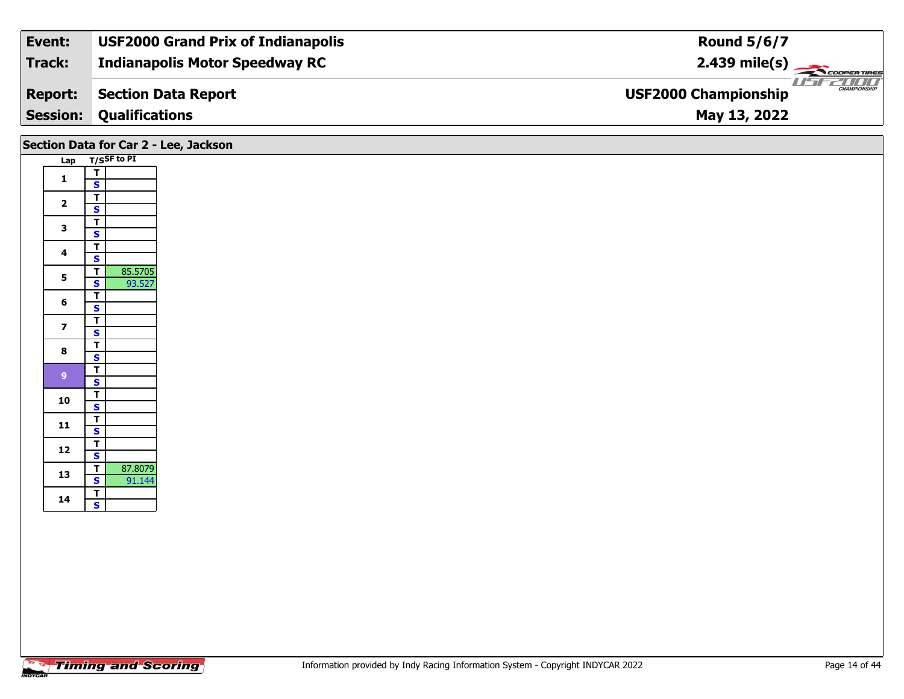| **Event:** | **USF2000 Grand Prix of Indianapolis** | **Round 5/6/7** |
|---|---|---|
| **Track:** | **Indianapolis Motor Speedway RC** | **2.439 mile(s)** |
| **Report:** | **Section Data Report** | **USF2000 Championship** |
| **Session:** | **Qualifications** | **May 13, 2022** |

## Section Data for Car 2 - Lee, Jackson

| Lap | T/S | SF to PI |
|---|---|---|
| 1 | T | |
| | S | |
| 2 | T | |
| | S | |
| 3 | T | |
| | S | |
| 4 | T | |
| | S | |
| 5 | T | 85.5705 |
| | S | 93.527 |
| 6 | T | |
| | S | |
| 7 | T | |
| | S | |
| 8 | T | |
| | S | |
| 9 | T | |
| | S | |
| 10 | T | |
| | S | |
| 11 | T | |
| | S | |
| 12 | T | |
| | S | |
| 13 | T | 87.8079 |
| | S | 91.144 |
| 14 | T | |
| | S | |

Information provided by Indy Racing Information System - Copyright INDYCAR 2022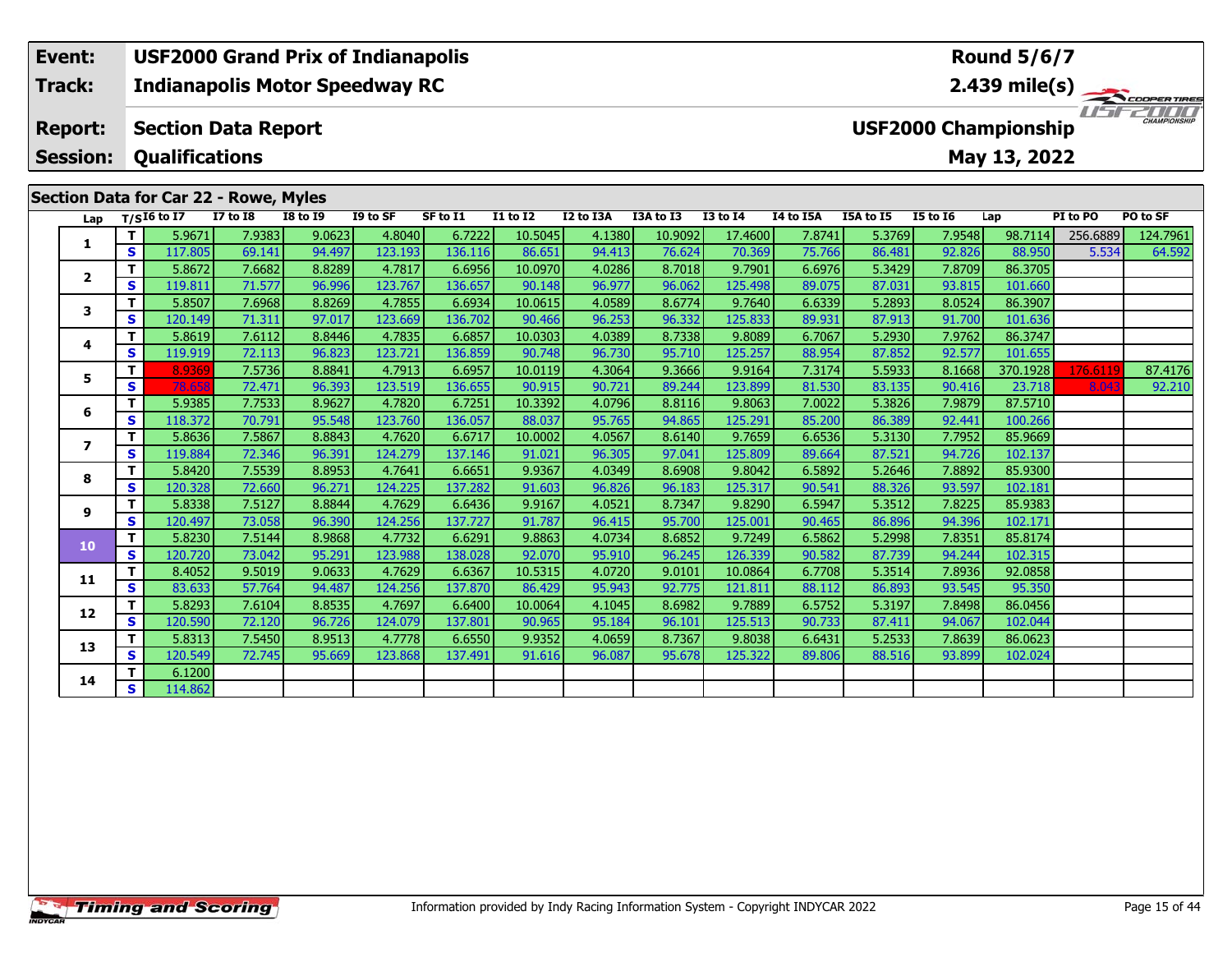| Event: | USF2000 Grand Prix of Indianapolis | Round 5/6/7 |
|---|---|---|
| Track: | Indianapolis Motor Speedway RC | 2.439 mile(s) |
| Report: | Section Data Report | USF2000 Championship |
| Session: | Qualifications | May 13, 2022 |

## Section Data for Car 22 - Rowe, Myles

| Lap | T/S | I6 to I7 | I7 to I8 | I8 to I9 | I9 to SF | SF to I1 | I1 to I2 | I2 to I3A | I3A to I3 | I3 to I4 | I4 to I5A | I5A to I5 | I5 to I6 | Lap | PI to PO | PO to SF |
|---|---|---|---|---|---|---|---|---|---|---|---|---|---|---|---|---|
| 1 | T | 5.9671 | 7.9383 | 9.0623 | 4.8040 | 6.7222 | 10.5045 | 4.1380 | 10.9092 | 17.4600 | 7.8741 | 5.3769 | 7.9548 | 98.7114 | 256.6889 | 124.7961 |
| | S | 117.805 | 69.141 | 94.497 | 123.193 | 136.116 | 86.651 | 94.413 | 76.624 | 70.369 | 75.766 | 86.481 | 92.826 | 88.950 | 5.534 | 64.592 |
| 2 | T | 5.8672 | 7.6682 | 8.8289 | 4.7817 | 6.6956 | 10.0970 | 4.0286 | 8.7018 | 9.7901 | 6.6976 | 5.3429 | 7.8709 | 86.3705 | | |
| | S | 119.811 | 71.577 | 96.996 | 123.767 | 136.657 | 90.148 | 96.977 | 96.062 | 125.498 | 89.075 | 87.031 | 93.815 | 101.660 | | |
| 3 | T | 5.8507 | 7.6968 | 8.8269 | 4.7855 | 6.6934 | 10.0615 | 4.0589 | 8.6774 | 9.7640 | 6.6339 | 5.2893 | 8.0524 | 86.3907 | | |
| | S | 120.149 | 71.311 | 97.017 | 123.669 | 136.702 | 90.466 | 96.253 | 96.332 | 125.833 | 89.931 | 87.913 | 91.700 | 101.636 | | |
| 4 | T | 5.8619 | 7.6112 | 8.8446 | 4.7835 | 6.6857 | 10.0303 | 4.0389 | 8.7338 | 9.8089 | 6.7067 | 5.2930 | 7.9762 | 86.3747 | | |
| | S | 119.919 | 72.113 | 96.823 | 123.721 | 136.859 | 90.748 | 96.730 | 95.710 | 125.257 | 88.954 | 87.852 | 92.577 | 101.655 | | |
| 5 | T | 8.9369 | 7.5736 | 8.8841 | 4.7913 | 6.6957 | 10.0119 | 4.3064 | 9.3666 | 9.9164 | 7.3174 | 5.5933 | 8.1668 | 370.1928 | 176.6119 | 87.4176 |
| | S | 78.658 | 72.471 | 96.393 | 123.519 | 136.655 | 90.915 | 90.721 | 89.244 | 123.899 | 81.530 | 83.135 | 90.416 | 23.718 | 8.043 | 92.210 |
| 6 | T | 5.9385 | 7.7533 | 8.9627 | 4.7820 | 6.7251 | 10.3392 | 4.0796 | 8.8116 | 9.8063 | 7.0022 | 5.3826 | 7.9879 | 87.5710 | | |
| | S | 118.372 | 70.791 | 95.548 | 123.760 | 136.057 | 88.037 | 95.765 | 94.865 | 125.291 | 85.200 | 86.389 | 92.441 | 100.266 | | |
| 7 | T | 5.8636 | 7.5867 | 8.8843 | 4.7620 | 6.6717 | 10.0002 | 4.0567 | 8.6140 | 9.7659 | 6.6536 | 5.3130 | 7.7952 | 85.9669 | | |
| | S | 119.884 | 72.346 | 96.391 | 124.279 | 137.146 | 91.021 | 96.305 | 97.041 | 125.809 | 89.664 | 87.521 | 94.726 | 102.137 | | |
| 8 | T | 5.8420 | 7.5539 | 8.8953 | 4.7641 | 6.6651 | 9.9367 | 4.0349 | 8.6908 | 9.8042 | 6.5892 | 5.2646 | 7.8892 | 85.9300 | | |
| | S | 120.328 | 72.660 | 96.271 | 124.225 | 137.282 | 91.603 | 96.826 | 96.183 | 125.317 | 90.541 | 88.326 | 93.597 | 102.181 | | |
| 9 | T | 5.8338 | 7.5127 | 8.8844 | 4.7629 | 6.6436 | 9.9167 | 4.0521 | 8.7347 | 9.8290 | 6.5947 | 5.3512 | 7.8225 | 85.9383 | | |
| | S | 120.497 | 73.058 | 96.390 | 124.256 | 137.727 | 91.787 | 96.415 | 95.700 | 125.001 | 90.465 | 86.896 | 94.396 | 102.171 | | |
| 10 | T | 5.8230 | 7.5144 | 8.9868 | 4.7732 | 6.6291 | 9.8863 | 4.0734 | 8.6852 | 9.7249 | 6.5862 | 5.2998 | 7.8351 | 85.8174 | | |
| | S | 120.720 | 73.042 | 95.291 | 123.988 | 138.028 | 92.070 | 95.910 | 96.245 | 126.339 | 90.582 | 87.739 | 94.244 | 102.315 | | |
| 11 | T | 8.4052 | 9.5019 | 9.0633 | 4.7629 | 6.6367 | 10.5315 | 4.0720 | 9.0101 | 10.0864 | 6.7708 | 5.3514 | 7.8936 | 92.0858 | | |
| | S | 83.633 | 57.764 | 94.487 | 124.256 | 137.870 | 86.429 | 95.943 | 92.775 | 121.811 | 88.112 | 86.893 | 93.545 | 95.350 | | |
| 12 | T | 5.8293 | 7.6104 | 8.8535 | 4.7697 | 6.6400 | 10.0064 | 4.1045 | 8.6982 | 9.7889 | 6.5752 | 5.3197 | 7.8498 | 86.0456 | | |
| | S | 120.590 | 72.120 | 96.726 | 124.079 | 137.801 | 90.965 | 95.184 | 96.101 | 125.513 | 90.733 | 87.411 | 94.067 | 102.044 | | |
| 13 | T | 5.8313 | 7.5450 | 8.9513 | 4.7778 | 6.6550 | 9.9352 | 4.0659 | 8.7367 | 9.8038 | 6.6431 | 5.2533 | 7.8639 | 86.0623 | | |
| | S | 120.549 | 72.745 | 95.669 | 123.868 | 137.491 | 91.616 | 96.087 | 95.678 | 125.322 | 89.806 | 88.516 | 93.899 | 102.024 | | |
| 14 | T | 6.1200 | | | | | | | | | | | | | | |
| | S | 114.862 | | | | | | | | | | | | | | |

Information provided by Indy Racing Information System - Copyright INDYCAR 2022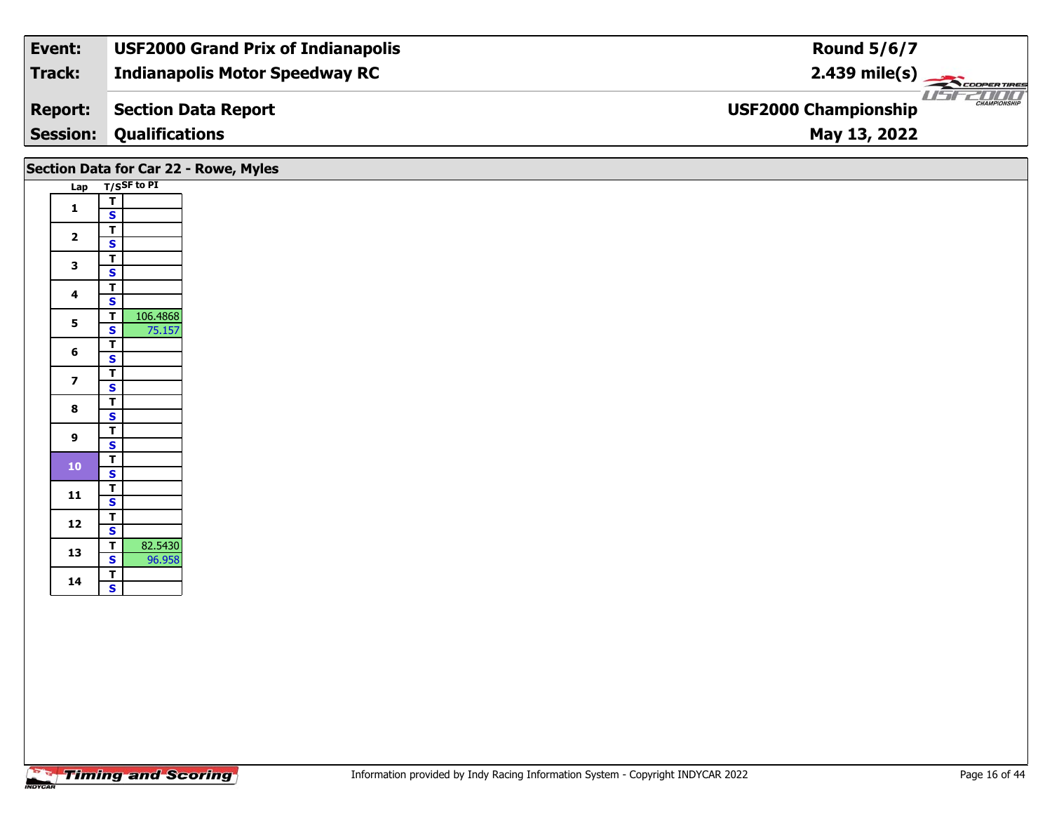| Event: | USF2000 Grand Prix of Indianapolis | Round 5/6/7 |
|---|---|---|
| Track: | Indianapolis Motor Speedway RC | 2.439 mile(s) |
| Report: | Section Data Report | USF2000 Championship |
| Session: | Qualifications | May 13, 2022 |

## Section Data for Car 22 - Rowe, Myles

| Lap | T/S | SF to PI |
|---|---|---|
| 1 | T | |
| | S | |
| 2 | T | |
| | S | |
| 3 | T | |
| | S | |
| 4 | T | |
| | S | |
| 5 | T | 106.4868 |
| | S | 75.157 |
| 6 | T | |
| | S | |
| 7 | T | |
| | S | |
| 8 | T | |
| | S | |
| 9 | T | |
| | S | |
| 10 | T | |
| | S | |
| 11 | T | |
| | S | |
| 12 | T | |
| | S | |
| 13 | T | 82.5430 |
| | S | 96.958 |
| 14 | T | |
| | S | |

Information provided by Indy Racing Information System - Copyright INDYCAR 2022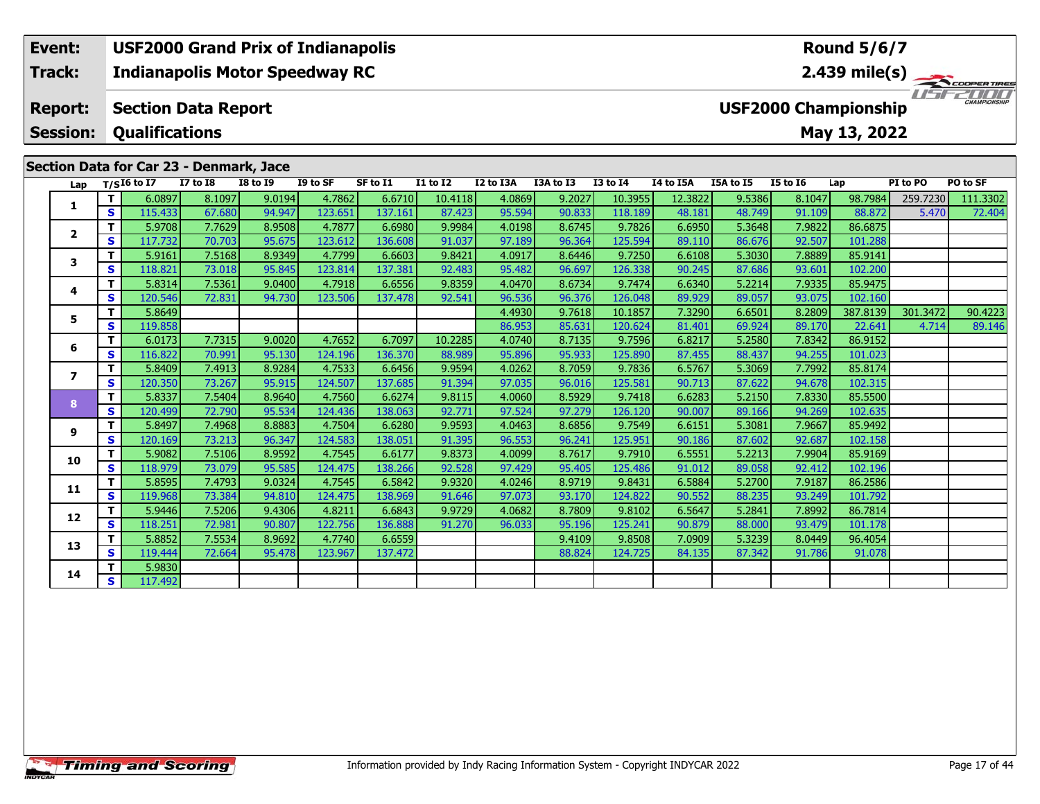**Event:** USF2000 Grand Prix of Indianapolis
**Track:** Indianapolis Motor Speedway RC
**Report:** Section Data Report
**Session:** Qualifications

**Round 5/6/7**
**2.439 mile(s)**
**USF2000 Championship**
**May 13, 2022**

## Section Data for Car 23 - Denmark, Jace

| Lap | T/S | I6 to I7 | I7 to I8 | I8 to I9 | I9 to SF | SF to I1 | I1 to I2 | I2 to I3A | I3A to I3 | I3 to I4 | I4 to I5A | I5A to I5 | I5 to I6 | Lap | PI to PO | PO to SF |
|---|---|---|---|---|---|---|---|---|---|---|---|---|---|---|---|---|
| 1 | T | 6.0897 | 8.1097 | 9.0194 | 4.7862 | 6.6710 | 10.4118 | 4.0869 | 9.2027 | 10.3955 | 12.3822 | 9.5386 | 8.1047 | 98.7984 | 259.7230 | 111.3302 |
| | S | 115.433 | 67.680 | 94.947 | 123.651 | 137.161 | 87.423 | 95.594 | 90.833 | 118.189 | 48.181 | 48.749 | 91.109 | 88.872 | 5.470 | 72.404 |
| 2 | T | 5.9708 | 7.7629 | 8.9508 | 4.7877 | 6.6980 | 9.9984 | 4.0198 | 8.6745 | 9.7826 | 6.6950 | 5.3648 | 7.9822 | 86.6875 | | |
| | S | 117.732 | 70.703 | 95.675 | 123.612 | 136.608 | 91.037 | 97.189 | 96.364 | 125.594 | 89.110 | 86.676 | 92.507 | 101.288 | | |
| 3 | T | 5.9161 | 7.5168 | 8.9349 | 4.7799 | 6.6603 | 9.8421 | 4.0917 | 8.6446 | 9.7250 | 6.6108 | 5.3030 | 7.8889 | 85.9141 | | |
| | S | 118.821 | 73.018 | 95.845 | 123.814 | 137.381 | 92.483 | 95.482 | 96.697 | 126.338 | 90.245 | 87.686 | 93.601 | 102.200 | | |
| 4 | T | 5.8314 | 7.5361 | 9.0400 | 4.7918 | 6.6556 | 9.8359 | 4.0470 | 8.6734 | 9.7474 | 6.6340 | 5.2214 | 7.9335 | 85.9475 | | |
| | S | 120.546 | 72.831 | 94.730 | 123.506 | 137.478 | 92.541 | 96.536 | 96.376 | 126.048 | 89.929 | 89.057 | 93.075 | 102.160 | | |
| 5 | T | 5.8649 | | | | | | 4.4930 | 9.7618 | 10.1857 | 7.3290 | 6.6501 | 8.2809 | 387.8139 | 301.3472 | 90.4223 |
| | S | 119.858 | | | | | | 86.953 | 85.631 | 120.624 | 81.401 | 69.924 | 89.170 | 22.641 | 4.714 | 89.146 |
| 6 | T | 6.0173 | 7.7315 | 9.0020 | 4.7652 | 6.7097 | 10.2285 | 4.0740 | 8.7135 | 9.7596 | 6.8217 | 5.2580 | 7.8342 | 86.9152 | | |
| | S | 116.822 | 70.991 | 95.130 | 124.196 | 136.370 | 88.989 | 95.896 | 95.933 | 125.890 | 87.455 | 88.437 | 94.255 | 101.023 | | |
| 7 | T | 5.8409 | 7.4913 | 8.9284 | 4.7533 | 6.6456 | 9.9594 | 4.0262 | 8.7059 | 9.7836 | 6.5767 | 5.3069 | 7.7992 | 85.8174 | | |
| | S | 120.350 | 73.267 | 95.915 | 124.507 | 137.685 | 91.394 | 97.035 | 96.016 | 125.581 | 90.713 | 87.622 | 94.678 | 102.315 | | |
| 8 | T | 5.8337 | 7.5404 | 8.9640 | 4.7560 | 6.6274 | 9.8115 | 4.0060 | 8.5929 | 9.7418 | 6.6283 | 5.2150 | 7.8330 | 85.5500 | | |
| | S | 120.499 | 72.790 | 95.534 | 124.436 | 138.063 | 92.771 | 97.524 | 97.279 | 126.120 | 90.007 | 89.166 | 94.269 | 102.635 | | |
| 9 | T | 5.8497 | 7.4968 | 8.8883 | 4.7504 | 6.6280 | 9.9593 | 4.0463 | 8.6856 | 9.7549 | 6.6151 | 5.3081 | 7.9667 | 85.9492 | | |
| | S | 120.169 | 73.213 | 96.347 | 124.583 | 138.051 | 91.395 | 96.553 | 96.241 | 125.951 | 90.186 | 87.602 | 92.687 | 102.158 | | |
| 10 | T | 5.9082 | 7.5106 | 8.9592 | 4.7545 | 6.6177 | 9.8373 | 4.0099 | 8.7617 | 9.7910 | 6.5551 | 5.2213 | 7.9904 | 85.9169 | | |
| | S | 118.979 | 73.079 | 95.585 | 124.475 | 138.266 | 92.528 | 97.429 | 95.405 | 125.486 | 91.012 | 89.058 | 92.412 | 102.196 | | |
| 11 | T | 5.8595 | 7.4793 | 9.0324 | 4.7545 | 6.5842 | 9.9320 | 4.0246 | 8.9719 | 9.8431 | 6.5884 | 5.2700 | 7.9187 | 86.2586 | | |
| | S | 119.968 | 73.384 | 94.810 | 124.475 | 138.969 | 91.646 | 97.073 | 93.170 | 124.822 | 90.552 | 88.235 | 93.249 | 101.792 | | |
| 12 | T | 5.9446 | 7.5206 | 9.4306 | 4.8211 | 6.6843 | 9.9729 | 4.0682 | 8.7809 | 9.8102 | 6.5647 | 5.2841 | 7.8992 | 86.7814 | | |
| | S | 118.251 | 72.981 | 90.807 | 122.756 | 136.888 | 91.270 | 96.033 | 95.196 | 125.241 | 90.879 | 88.000 | 93.479 | 101.178 | | |
| 13 | T | 5.8852 | 7.5534 | 8.9692 | 4.7740 | 6.6559 | | | 9.4109 | 9.8508 | 7.0909 | 5.3239 | 8.0449 | 96.4054 | | |
| | S | 119.444 | 72.664 | 95.478 | 123.967 | 137.472 | | | 88.824 | 124.725 | 84.135 | 87.342 | 91.786 | 91.078 | | |
| 14 | T | 5.9830 | | | | | | | | | | | | | | |
| | S | 117.492 | | | | | | | | | | | | | | |

Information provided by Indy Racing Information System - Copyright INDYCAR 2022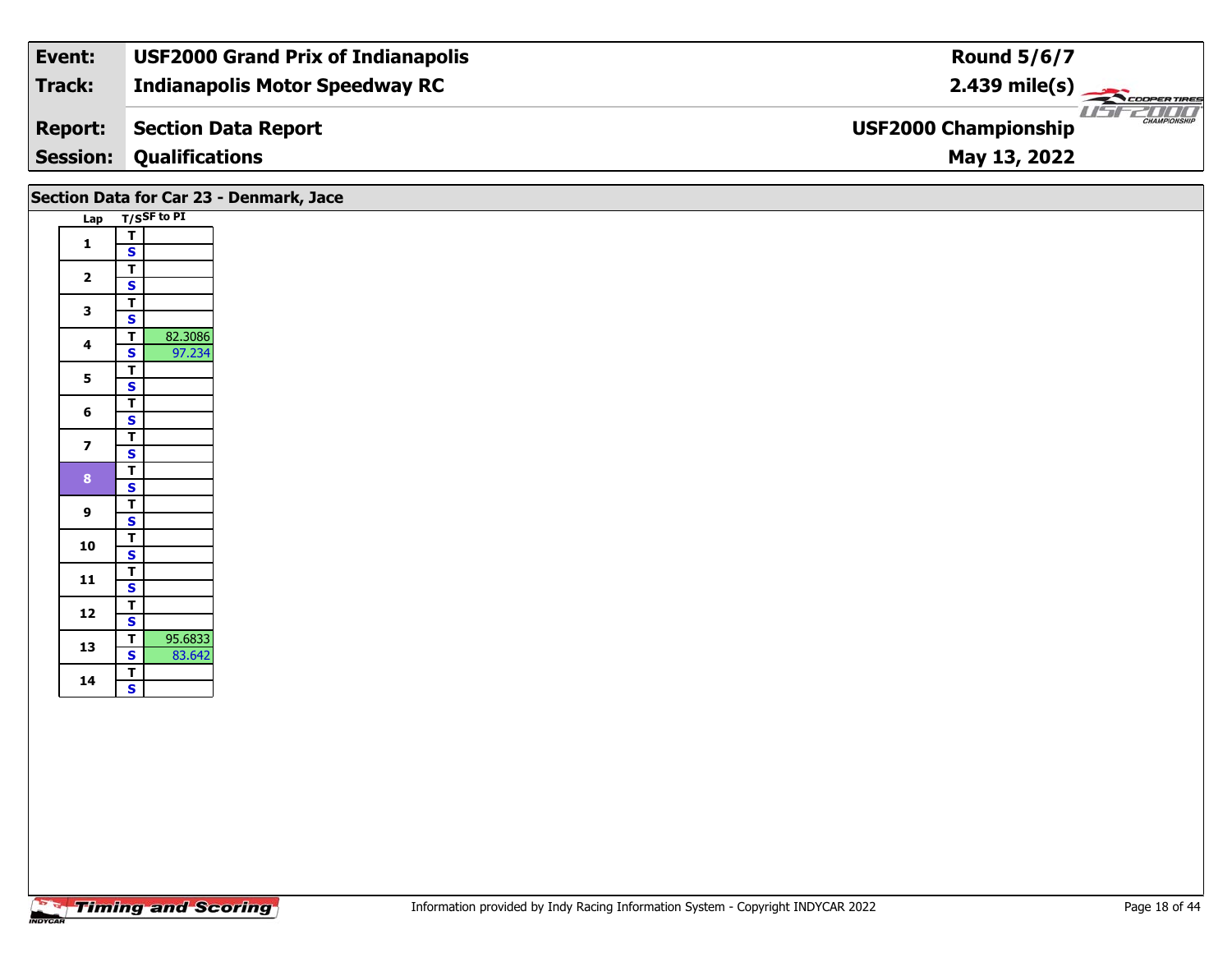| Event: | USF2000 Grand Prix of Indianapolis | Round 5/6/7 |
|---|---|---|
| Track: | Indianapolis Motor Speedway RC | 2.439 mile(s) |
| Report: | Section Data Report | USF2000 Championship |
| Session: | Qualifications | May 13, 2022 |

## Section Data for Car 23 - Denmark, Jace

| Lap | T/S | SF to PI |
|---|---|---|
| 1 | T | |
| | S | |
| 2 | T | |
| | S | |
| 3 | T | |
| | S | |
| 4 | T | 82.3086 |
| | S | 97.234 |
| 5 | T | |
| | S | |
| 6 | T | |
| | S | |
| 7 | T | |
| | S | |
| 8 | T | |
| | S | |
| 9 | T | |
| | S | |
| 10 | T | |
| | S | |
| 11 | T | |
| | S | |
| 12 | T | |
| | S | |
| 13 | T | 95.6833 |
| | S | 83.642 |
| 14 | T | |
| | S | |

Information provided by Indy Racing Information System - Copyright INDYCAR 2022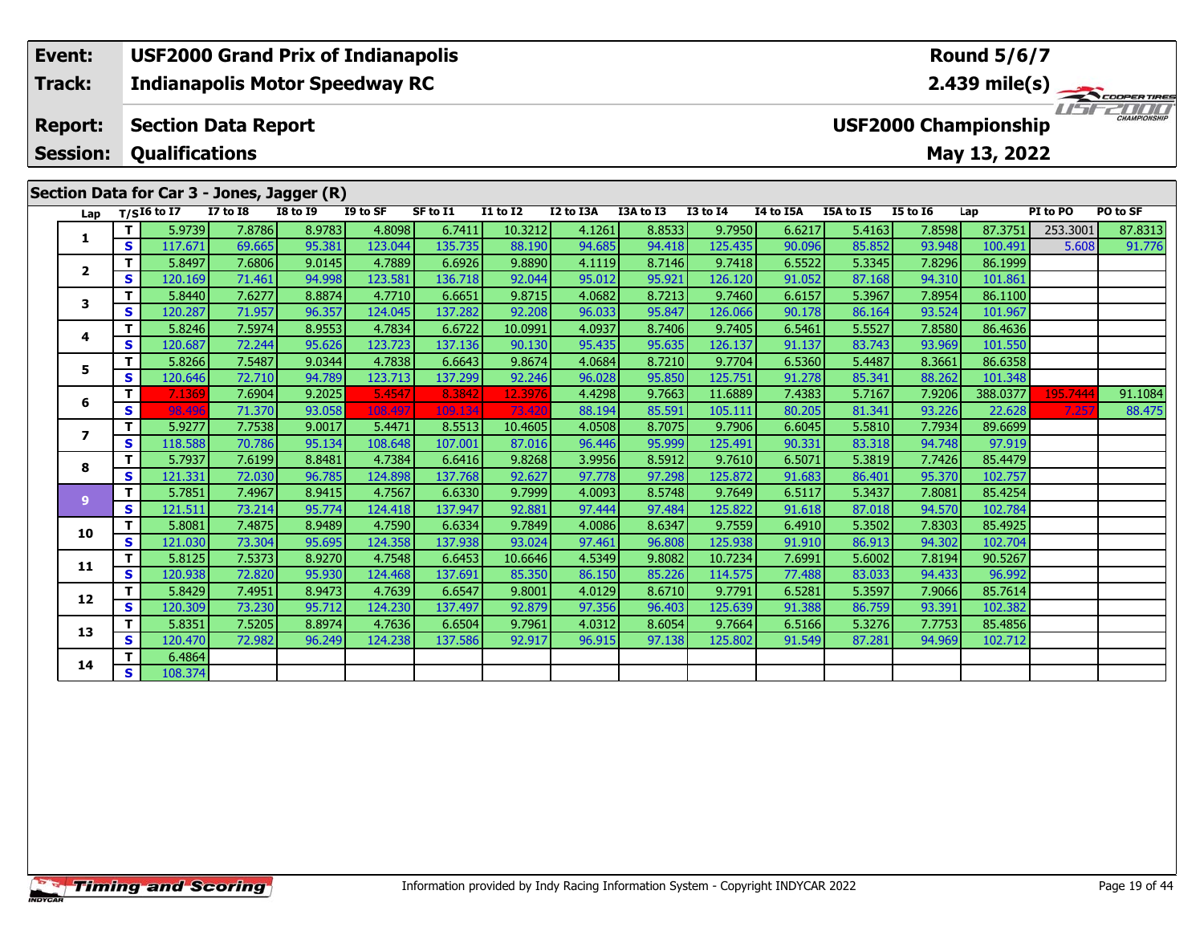| Event: | USF2000 Grand Prix of Indianapolis | Round 5/6/7 |
|---|---|---|
| Track: | Indianapolis Motor Speedway RC | 2.439 mile(s) |
| Report: | Section Data Report | USF2000 Championship |
| Session: | Qualifications | May 13, 2022 |

## Section Data for Car 3 - Jones, Jagger (R)

| Lap | T/S | I6 to I7 | I7 to I8 | I8 to I9 | I9 to SF | SF to I1 | I1 to I2 | I2 to I3A | I3A to I3 | I3 to I4 | I4 to I5A | I5A to I5 | I5 to I6 | Lap | PI to PO | PO to SF |
|---|---|---|---|---|---|---|---|---|---|---|---|---|---|---|---|---|
| 1 | T | 5.9739 | 7.8786 | 8.9783 | 4.8098 | 6.7411 | 10.3212 | 4.1261 | 8.8533 | 9.7950 | 6.6217 | 5.4163 | 7.8598 | 87.3751 | 253.3001 | 87.8313 |
| | S | 117.671 | 69.665 | 95.381 | 123.044 | 135.735 | 88.190 | 94.685 | 94.418 | 125.435 | 90.096 | 85.852 | 93.948 | 100.491 | 5.608 | 91.776 |
| 2 | T | 5.8497 | 7.6806 | 9.0145 | 4.7889 | 6.6926 | 9.8890 | 4.1119 | 8.7146 | 9.7418 | 6.5522 | 5.3345 | 7.8296 | 86.1999 | | |
| | S | 120.169 | 71.461 | 94.998 | 123.581 | 136.718 | 92.044 | 95.012 | 95.921 | 126.120 | 91.052 | 87.168 | 94.310 | 101.861 | | |
| 3 | T | 5.8440 | 7.6277 | 8.8874 | 4.7710 | 6.6651 | 9.8715 | 4.0682 | 8.7213 | 9.7460 | 6.6157 | 5.3967 | 7.8954 | 86.1100 | | |
| | S | 120.287 | 71.957 | 96.357 | 124.045 | 137.282 | 92.208 | 96.033 | 95.847 | 126.066 | 90.178 | 86.164 | 93.524 | 101.967 | | |
| 4 | T | 5.8246 | 7.5974 | 8.9553 | 4.7834 | 6.6722 | 10.0991 | 4.0937 | 8.7406 | 9.7405 | 6.5461 | 5.5527 | 7.8580 | 86.4636 | | |
| | S | 120.687 | 72.244 | 95.626 | 123.723 | 137.136 | 90.130 | 95.435 | 95.635 | 126.137 | 91.137 | 83.743 | 93.969 | 101.550 | | |
| 5 | T | 5.8266 | 7.5487 | 9.0344 | 4.7838 | 6.6643 | 9.8674 | 4.0684 | 8.7210 | 9.7704 | 6.5360 | 5.4487 | 8.3661 | 86.6358 | | |
| | S | 120.646 | 72.710 | 94.789 | 123.713 | 137.299 | 92.246 | 96.028 | 95.850 | 125.751 | 91.278 | 85.341 | 88.262 | 101.348 | | |
| 6 | T | 7.1369 | 7.6904 | 9.2025 | 5.4547 | 8.3842 | 12.3976 | 4.4298 | 9.7663 | 11.6889 | 7.4383 | 5.7167 | 7.9206 | 388.0377 | 195.7444 | 91.1084 |
| | S | 98.496 | 71.370 | 93.058 | 108.497 | 109.134 | 73.420 | 88.194 | 85.591 | 105.111 | 80.205 | 81.341 | 93.226 | 22.628 | 7.257 | 88.475 |
| 7 | T | 5.9277 | 7.7538 | 9.0017 | 5.4471 | 8.5513 | 10.4605 | 4.0508 | 8.7075 | 9.7906 | 6.6045 | 5.5810 | 7.7934 | 89.6699 | | |
| | S | 118.588 | 70.786 | 95.134 | 108.648 | 107.001 | 87.016 | 96.446 | 95.999 | 125.491 | 90.331 | 83.318 | 94.748 | 97.919 | | |
| 8 | T | 5.7937 | 7.6199 | 8.8481 | 4.7384 | 6.6416 | 9.8268 | 3.9956 | 8.5912 | 9.7610 | 6.5071 | 5.3819 | 7.7426 | 85.4479 | | |
| | S | 121.331 | 72.030 | 96.785 | 124.898 | 137.768 | 92.627 | 97.778 | 97.298 | 125.872 | 91.683 | 86.401 | 95.370 | 102.757 | | |
| 9 | T | 5.7851 | 7.4967 | 8.9415 | 4.7567 | 6.6330 | 9.7999 | 4.0093 | 8.5748 | 9.7649 | 6.5117 | 5.3437 | 7.8081 | 85.4254 | | |
| | S | 121.511 | 73.214 | 95.774 | 124.418 | 137.947 | 92.881 | 97.444 | 97.484 | 125.822 | 91.618 | 87.018 | 94.570 | 102.784 | | |
| 10 | T | 5.8081 | 7.4875 | 8.9489 | 4.7590 | 6.6334 | 9.7849 | 4.0086 | 8.6347 | 9.7559 | 6.4910 | 5.3502 | 7.8303 | 85.4925 | | |
| | S | 121.030 | 73.304 | 95.695 | 124.358 | 137.938 | 93.024 | 97.461 | 96.808 | 125.938 | 91.910 | 86.913 | 94.302 | 102.704 | | |
| 11 | T | 5.8125 | 7.5373 | 8.9270 | 4.7548 | 6.6453 | 10.6646 | 4.5349 | 9.8082 | 10.7234 | 7.6991 | 5.6002 | 7.8194 | 90.5267 | | |
| | S | 120.938 | 72.820 | 95.930 | 124.468 | 137.691 | 85.350 | 86.150 | 85.226 | 114.575 | 77.488 | 83.033 | 94.433 | 96.992 | | |
| 12 | T | 5.8429 | 7.4951 | 8.9473 | 4.7639 | 6.6547 | 9.8001 | 4.0129 | 8.6710 | 9.7791 | 6.5281 | 5.3597 | 7.9066 | 85.7614 | | |
| | S | 120.309 | 73.230 | 95.712 | 124.230 | 137.497 | 92.879 | 97.356 | 96.403 | 125.639 | 91.388 | 86.759 | 93.391 | 102.382 | | |
| 13 | T | 5.8351 | 7.5205 | 8.8974 | 4.7636 | 6.6504 | 9.7961 | 4.0312 | 8.6054 | 9.7664 | 6.5166 | 5.3276 | 7.7753 | 85.4856 | | |
| | S | 120.470 | 72.982 | 96.249 | 124.238 | 137.586 | 92.917 | 96.915 | 97.138 | 125.802 | 91.549 | 87.281 | 94.969 | 102.712 | | |
| 14 | T | 6.4864 | | | | | | | | | | | | | | |
| | S | 108.374 | | | | | | | | | | | | | | |

Information provided by Indy Racing Information System - Copyright INDYCAR 2022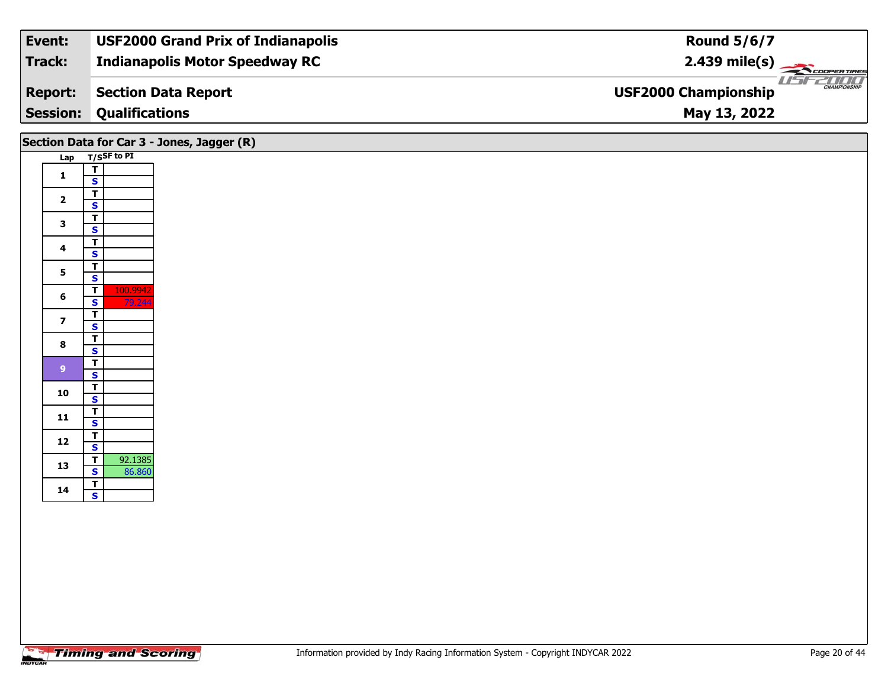| **Event:** | **USF2000 Grand Prix of Indianapolis** | **Round 5/6/7** |
|---|---|---|
| **Track:** | **Indianapolis Motor Speedway RC** | **2.439 mile(s)** |
| **Report:** | **Section Data Report** | **USF2000 Championship** |
| **Session:** | **Qualifications** | **May 13, 2022** |

## Section Data for Car 3 - Jones, Jagger (R)

| Lap | T/S | SF to PI |
|---|---|---|
| 1 | T | |
| | S | |
| 2 | T | |
| | S | |
| 3 | T | |
| | S | |
| 4 | T | |
| | S | |
| 5 | T | |
| | S | |
| 6 | T | 100.9942 |
| | S | 79.244 |
| 7 | T | |
| | S | |
| 8 | T | |
| | S | |
| 9 | T | |
| | S | |
| 10 | T | |
| | S | |
| 11 | T | |
| | S | |
| 12 | T | |
| | S | |
| 13 | T | 92.1385 |
| | S | 86.860 |
| 14 | T | |
| | S | |

Information provided by Indy Racing Information System - Copyright INDYCAR 2022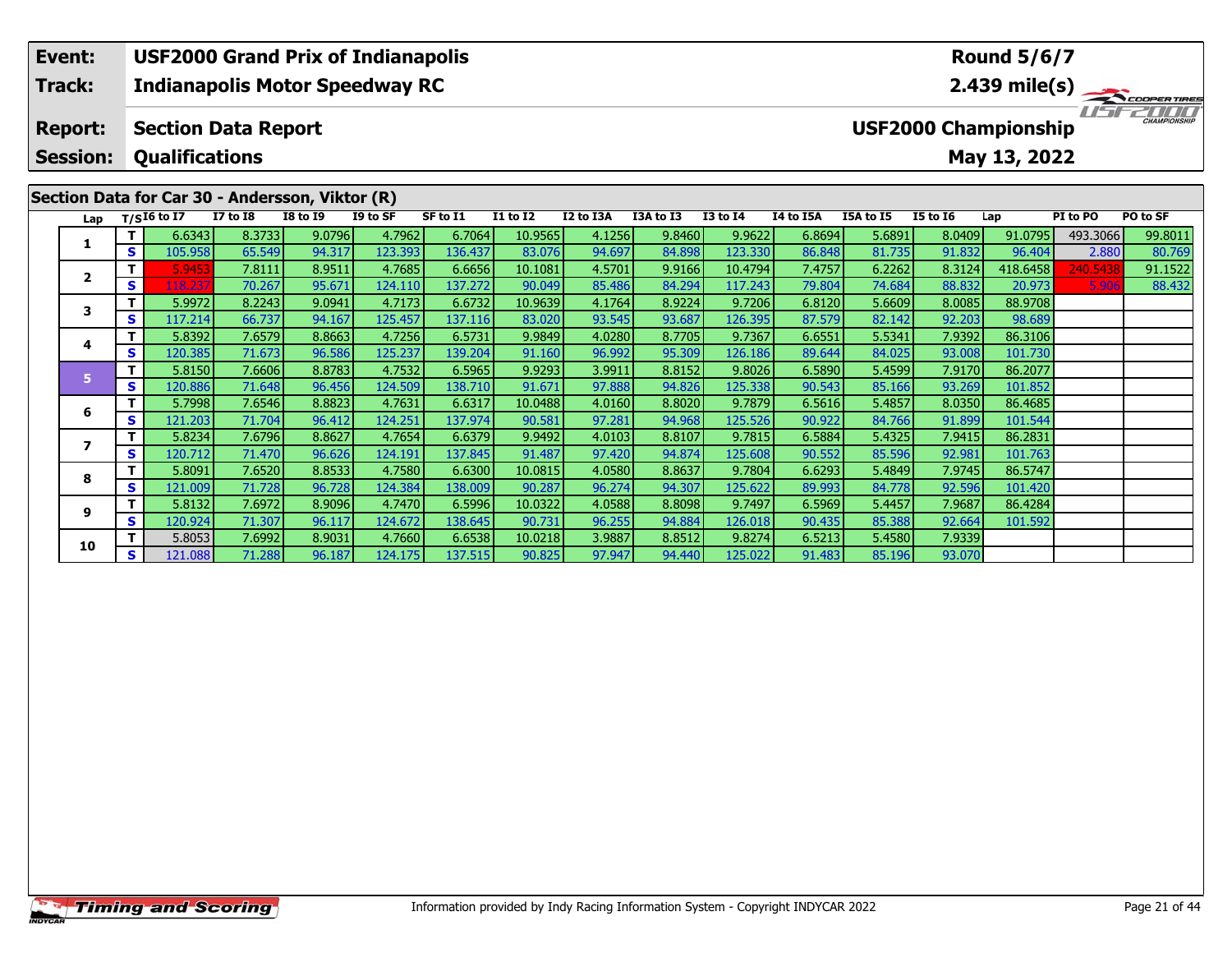| Event: | USF2000 Grand Prix of Indianapolis | Round 5/6/7 |
|---|---|---|
| Track: | Indianapolis Motor Speedway RC | 2.439 mile(s) |
| Report: | Section Data Report | USF2000 Championship |
| Session: | Qualifications | May 13, 2022 |

## Section Data for Car 30 - Andersson, Viktor (R)

| Lap | T/S | I6 to I7 | I7 to I8 | I8 to I9 | I9 to SF | SF to I1 | I1 to I2 | I2 to I3A | I3A to I3 | I3 to I4 | I4 to I5A | I5A to I5 | I5 to I6 | Lap | PI to PO | PO to SF |
|---|---|---|---|---|---|---|---|---|---|---|---|---|---|---|---|---|
| 1 | T | 6.6343 | 8.3733 | 9.0796 | 4.7962 | 6.7064 | 10.9565 | 4.1256 | 9.8460 | 9.9622 | 6.8694 | 5.6891 | 8.0409 | 91.0795 | 493.3066 | 99.8011 |
| | S | 105.958 | 65.549 | 94.317 | 123.393 | 136.437 | 83.076 | 94.697 | 84.898 | 123.330 | 86.848 | 81.735 | 91.832 | 96.404 | 2.880 | 80.769 |
| 2 | T | 5.9453 | 7.8111 | 8.9511 | 4.7685 | 6.6656 | 10.1081 | 4.5701 | 9.9166 | 10.4794 | 7.4757 | 6.2262 | 8.3124 | 418.6458 | 240.5438 | 91.1522 |
| | S | 118.237 | 70.267 | 95.671 | 124.110 | 137.272 | 90.049 | 85.486 | 84.294 | 117.243 | 79.804 | 74.684 | 88.832 | 20.973 | 5.906 | 88.432 |
| 3 | T | 5.9972 | 8.2243 | 9.0941 | 4.7173 | 6.6732 | 10.9639 | 4.1764 | 8.9224 | 9.7206 | 6.8120 | 5.6609 | 8.0085 | 88.9708 | | |
| | S | 117.214 | 66.737 | 94.167 | 125.457 | 137.116 | 83.020 | 93.545 | 93.687 | 126.395 | 87.579 | 82.142 | 92.203 | 98.689 | | |
| 4 | T | 5.8392 | 7.6579 | 8.8663 | 4.7256 | 6.5731 | 9.9849 | 4.0280 | 8.7705 | 9.7367 | 6.6551 | 5.5341 | 7.9392 | 86.3106 | | |
| | S | 120.385 | 71.673 | 96.586 | 125.237 | 139.204 | 91.160 | 96.992 | 95.309 | 126.186 | 89.644 | 84.025 | 93.008 | 101.730 | | |
| 5 | T | 5.8150 | 7.6606 | 8.8783 | 4.7532 | 6.5965 | 9.9293 | 3.9911 | 8.8152 | 9.8026 | 6.5890 | 5.4599 | 7.9170 | 86.2077 | | |
| | S | 120.886 | 71.648 | 96.456 | 124.509 | 138.710 | 91.671 | 97.888 | 94.826 | 125.338 | 90.543 | 85.166 | 93.269 | 101.852 | | |
| 6 | T | 5.7998 | 7.6546 | 8.8823 | 4.7631 | 6.6317 | 10.0488 | 4.0160 | 8.8020 | 9.7879 | 6.5616 | 5.4857 | 8.0350 | 86.4685 | | |
| | S | 121.203 | 71.704 | 96.412 | 124.251 | 137.974 | 90.581 | 97.281 | 94.968 | 125.526 | 90.922 | 84.766 | 91.899 | 101.544 | | |
| 7 | T | 5.8234 | 7.6796 | 8.8627 | 4.7654 | 6.6379 | 9.9492 | 4.0103 | 8.8107 | 9.7815 | 6.5884 | 5.4325 | 7.9415 | 86.2831 | | |
| | S | 120.712 | 71.470 | 96.626 | 124.191 | 137.845 | 91.487 | 97.420 | 94.874 | 125.608 | 90.552 | 85.596 | 92.981 | 101.763 | | |
| 8 | T | 5.8091 | 7.6520 | 8.8533 | 4.7580 | 6.6300 | 10.0815 | 4.0580 | 8.8637 | 9.7804 | 6.6293 | 5.4849 | 7.9745 | 86.5747 | | |
| | S | 121.009 | 71.728 | 96.728 | 124.384 | 138.009 | 90.287 | 96.274 | 94.307 | 125.622 | 89.993 | 84.778 | 92.596 | 101.420 | | |
| 9 | T | 5.8132 | 7.6972 | 8.9096 | 4.7470 | 6.5996 | 10.0322 | 4.0588 | 8.8098 | 9.7497 | 6.5969 | 5.4457 | 7.9687 | 86.4284 | | |
| | S | 120.924 | 71.307 | 96.117 | 124.672 | 138.645 | 90.731 | 96.255 | 94.884 | 126.018 | 90.435 | 85.388 | 92.664 | 101.592 | | |
| 10 | T | 5.8053 | 7.6992 | 8.9031 | 4.7660 | 6.6538 | 10.0218 | 3.9887 | 8.8512 | 9.8274 | 6.5213 | 5.4580 | 7.9339 | | | |
| | S | 121.088 | 71.288 | 96.187 | 124.175 | 137.515 | 90.825 | 97.947 | 94.440 | 125.022 | 91.483 | 85.196 | 93.070 | | | |

Information provided by Indy Racing Information System - Copyright INDYCAR 2022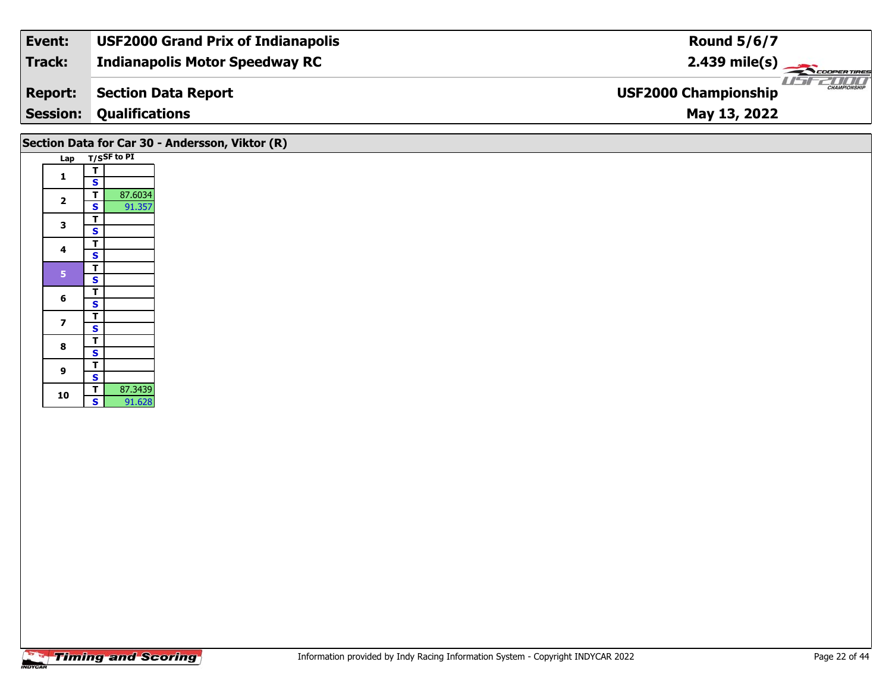| Event: | USF2000 Grand Prix of Indianapolis | Round 5/6/7 |
|---|---|---|
| Track: | Indianapolis Motor Speedway RC | 2.439 mile(s) |
| Report: | Section Data Report | USF2000 Championship |
| Session: | Qualifications | May 13, 2022 |

## Section Data for Car 30 - Andersson, Viktor (R)

| Lap | T/S | SF to PI |
|---|---|---|
| 1 | T | |
| | S | |
| 2 | T | 87.6034 |
| | S | 91.357 |
| 3 | T | |
| | S | |
| 4 | T | |
| | S | |
| 5 | T | |
| | S | |
| 6 | T | |
| | S | |
| 7 | T | |
| | S | |
| 8 | T | |
| | S | |
| 9 | T | |
| | S | |
| 10 | T | 87.3439 |
| | S | 91.628 |

Information provided by Indy Racing Information System - Copyright INDYCAR 2022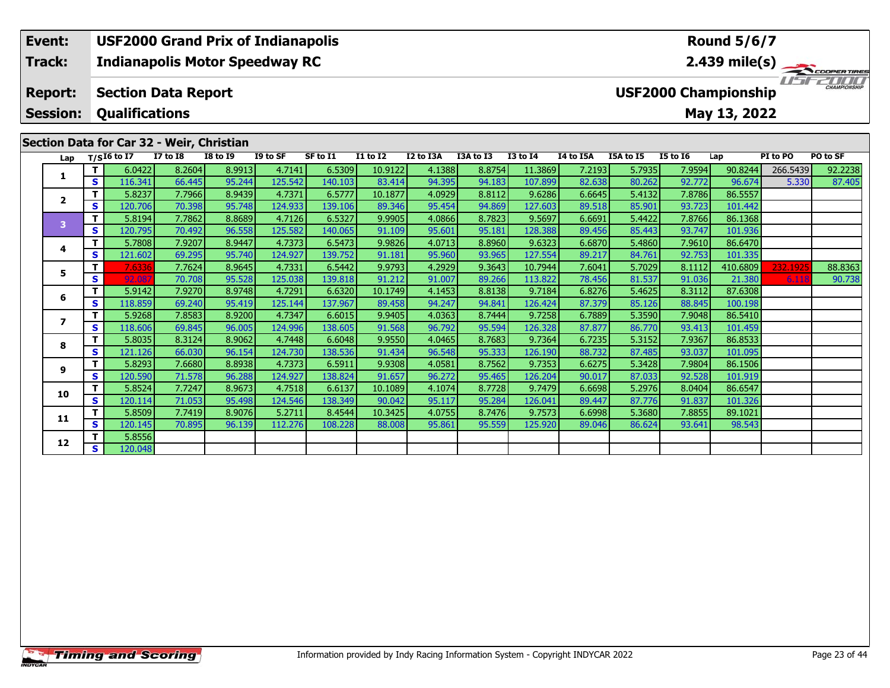| Event: | USF2000 Grand Prix of Indianapolis | Round 5/6/7 |
|---|---|---|
| Track: | Indianapolis Motor Speedway RC | 2.439 mile(s) |
| Report: | Section Data Report | USF2000 Championship |
| Session: | Qualifications | May 13, 2022 |

## Section Data for Car 32 - Weir, Christian

| Lap | T/S | I6 to I7 | I7 to I8 | I8 to I9 | I9 to SF | SF to I1 | I1 to I2 | I2 to I3A | I3A to I3 | I3 to I4 | I4 to I5A | I5A to I5 | I5 to I6 | Lap | PI to PO | PO to SF |
|---|---|---|---|---|---|---|---|---|---|---|---|---|---|---|---|---|
| 1 | T | 6.0422 | 8.2604 | 8.9913 | 4.7141 | 6.5309 | 10.9122 | 4.1388 | 8.8754 | 11.3869 | 7.2193 | 5.7935 | 7.9594 | 90.8244 | 266.5439 | 92.2238 |
| | S | 116.341 | 66.445 | 95.244 | 125.542 | 140.103 | 83.414 | 94.395 | 94.183 | 107.899 | 82.638 | 80.262 | 92.772 | 96.674 | 5.330 | 87.405 |
| 2 | T | 5.8237 | 7.7966 | 8.9439 | 4.7371 | 6.5777 | 10.1877 | 4.0929 | 8.8112 | 9.6286 | 6.6645 | 5.4132 | 7.8786 | 86.5557 | | |
| | S | 120.706 | 70.398 | 95.748 | 124.933 | 139.106 | 89.346 | 95.454 | 94.869 | 127.603 | 89.518 | 85.901 | 93.723 | 101.442 | | |
| 3 | T | 5.8194 | 7.7862 | 8.8689 | 4.7126 | 6.5327 | 9.9905 | 4.0866 | 8.7823 | 9.5697 | 6.6691 | 5.4422 | 7.8766 | 86.1368 | | |
| | S | 120.795 | 70.492 | 96.558 | 125.582 | 140.065 | 91.109 | 95.601 | 95.181 | 128.388 | 89.456 | 85.443 | 93.747 | 101.936 | | |
| 4 | T | 5.7808 | 7.9207 | 8.9447 | 4.7373 | 6.5473 | 9.9826 | 4.0713 | 8.8960 | 9.6323 | 6.6870 | 5.4860 | 7.9610 | 86.6470 | | |
| | S | 121.602 | 69.295 | 95.740 | 124.927 | 139.752 | 91.181 | 95.960 | 93.965 | 127.554 | 89.217 | 84.761 | 92.753 | 101.335 | | |
| 5 | T | 7.6336 | 7.7624 | 8.9645 | 4.7331 | 6.5442 | 9.9793 | 4.2929 | 9.3643 | 10.7944 | 7.6041 | 5.7029 | 8.1112 | 410.6809 | 232.1925 | 88.8363 |
| | S | 92.087 | 70.708 | 95.528 | 125.038 | 139.818 | 91.212 | 91.007 | 89.266 | 113.822 | 78.456 | 81.537 | 91.036 | 21.380 | 6.118 | 90.738 |
| 6 | T | 5.9142 | 7.9270 | 8.9748 | 4.7291 | 6.6320 | 10.1749 | 4.1453 | 8.8138 | 9.7184 | 6.8276 | 5.4625 | 8.3112 | 87.6308 | | |
| | S | 118.859 | 69.240 | 95.419 | 125.144 | 137.967 | 89.458 | 94.247 | 94.841 | 126.424 | 87.379 | 85.126 | 88.845 | 100.198 | | |
| 7 | T | 5.9268 | 7.8583 | 8.9200 | 4.7347 | 6.6015 | 9.9405 | 4.0363 | 8.7444 | 9.7258 | 6.7889 | 5.3590 | 7.9048 | 86.5410 | | |
| | S | 118.606 | 69.845 | 96.005 | 124.996 | 138.605 | 91.568 | 96.792 | 95.594 | 126.328 | 87.877 | 86.770 | 93.413 | 101.459 | | |
| 8 | T | 5.8035 | 8.3124 | 8.9062 | 4.7448 | 6.6048 | 9.9550 | 4.0465 | 8.7683 | 9.7364 | 6.7235 | 5.3152 | 7.9367 | 86.8533 | | |
| | S | 121.126 | 66.030 | 96.154 | 124.730 | 138.536 | 91.434 | 96.548 | 95.333 | 126.190 | 88.732 | 87.485 | 93.037 | 101.095 | | |
| 9 | T | 5.8293 | 7.6680 | 8.8938 | 4.7373 | 6.5911 | 9.9308 | 4.0581 | 8.7562 | 9.7353 | 6.6275 | 5.3428 | 7.9804 | 86.1506 | | |
| | S | 120.590 | 71.578 | 96.288 | 124.927 | 138.824 | 91.657 | 96.272 | 95.465 | 126.204 | 90.017 | 87.033 | 92.528 | 101.919 | | |
| 10 | T | 5.8524 | 7.7247 | 8.9673 | 4.7518 | 6.6137 | 10.1089 | 4.1074 | 8.7728 | 9.7479 | 6.6698 | 5.2976 | 8.0404 | 86.6547 | | |
| | S | 120.114 | 71.053 | 95.498 | 124.546 | 138.349 | 90.042 | 95.117 | 95.284 | 126.041 | 89.447 | 87.776 | 91.837 | 101.326 | | |
| 11 | T | 5.8509 | 7.7419 | 8.9076 | 5.2711 | 8.4544 | 10.3425 | 4.0755 | 8.7476 | 9.7573 | 6.6998 | 5.3680 | 7.8855 | 89.1021 | | |
| | S | 120.145 | 70.895 | 96.139 | 112.276 | 108.228 | 88.008 | 95.861 | 95.559 | 125.920 | 89.046 | 86.624 | 93.641 | 98.543 | | |
| 12 | T | 5.8556 | | | | | | | | | | | | | | |
| | S | 120.048 | | | | | | | | | | | | | | |

Information provided by Indy Racing Information System - Copyright INDYCAR 2022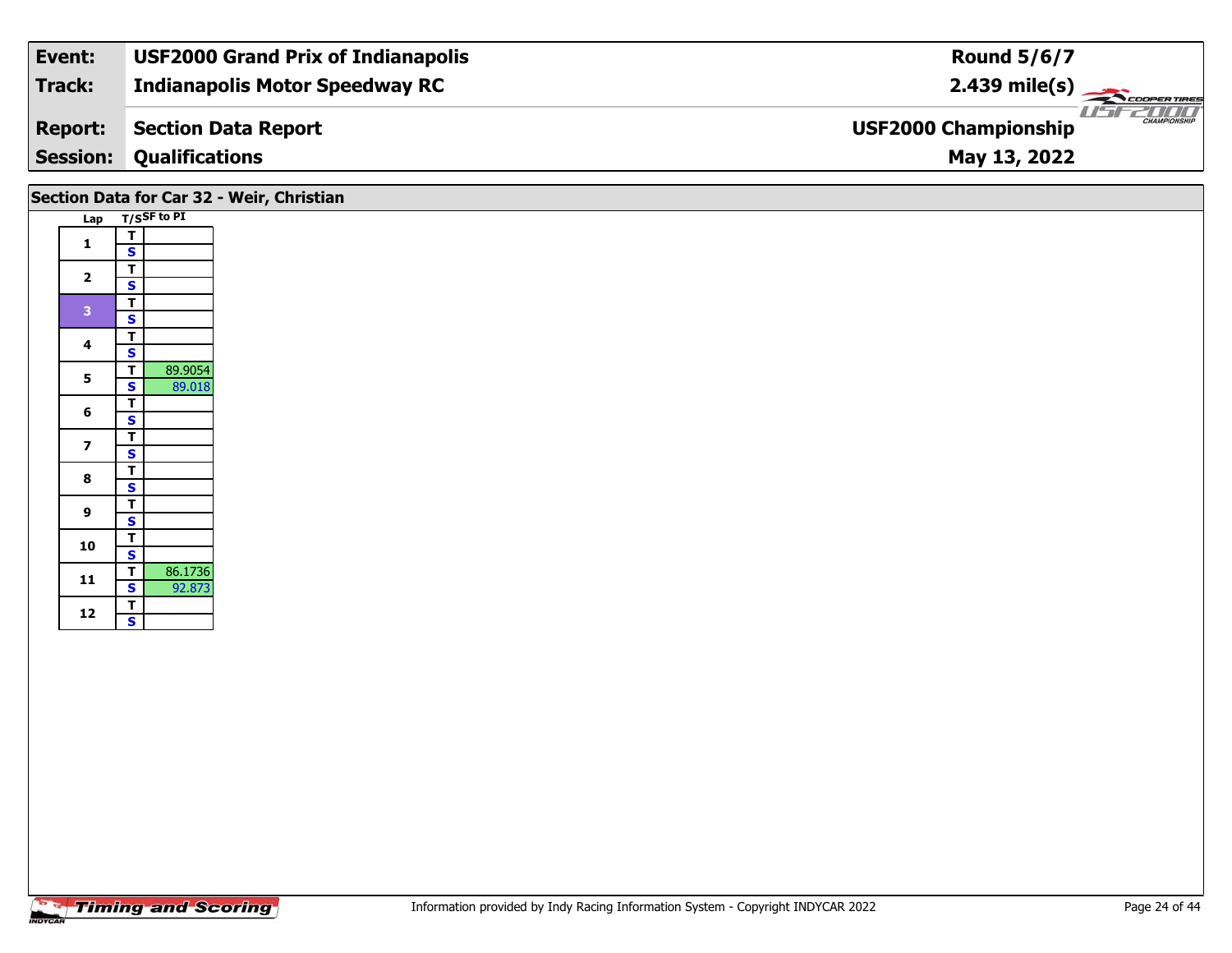| Event: | USF2000 Grand Prix of Indianapolis | Round 5/6/7 |
|---|---|---|
| Track: | Indianapolis Motor Speedway RC | 2.439 mile(s) |
| Report: | Section Data Report | USF2000 Championship |
| Session: | Qualifications | May 13, 2022 |

## Section Data for Car 32 - Weir, Christian

| Lap | T/S | SF to PI |
|---|---|---|
| 1 | T | |
| | S | |
| 2 | T | |
| | S | |
| 3 | T | |
| | S | |
| 4 | T | |
| | S | |
| 5 | T | 89.9054 |
| | S | 89.018 |
| 6 | T | |
| | S | |
| 7 | T | |
| | S | |
| 8 | T | |
| | S | |
| 9 | T | |
| | S | |
| 10 | T | |
| | S | |
| 11 | T | 86.1736 |
| | S | 92.873 |
| 12 | T | |
| | S | |

Timing and Scoring

Information provided by Indy Racing Information System - Copyright INDYCAR 2022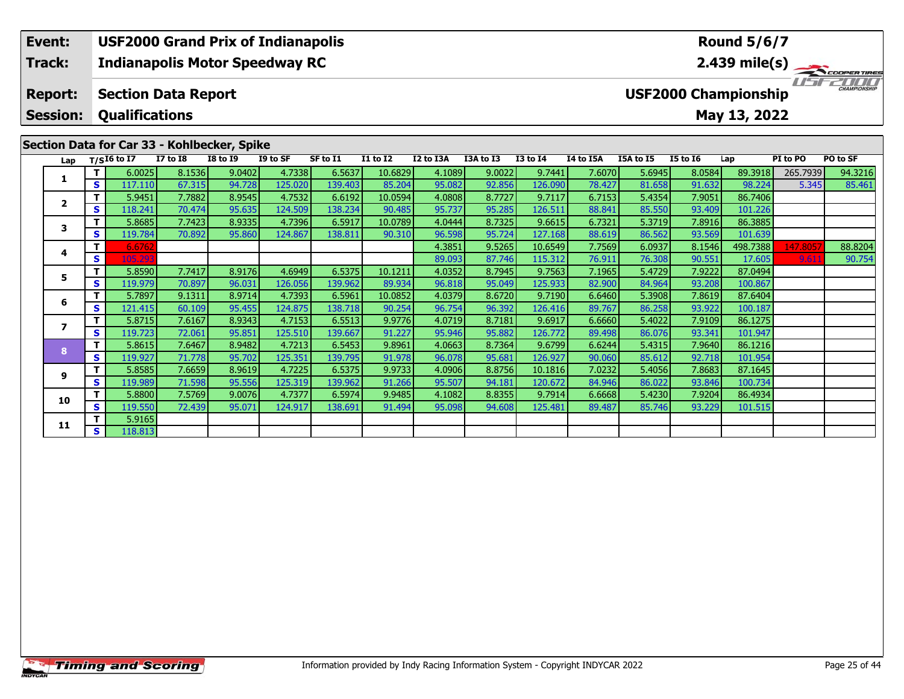| Event: | USF2000 Grand Prix of Indianapolis | Round 5/6/7 |
|---|---|---|
| Track: | Indianapolis Motor Speedway RC | 2.439 mile(s) |
| Report: | Section Data Report | USF2000 Championship |
| Session: | Qualifications | May 13, 2022 |

## Section Data for Car 33 - Kohlbecker, Spike

| Lap | T/S | I6 to I7 | I7 to I8 | I8 to I9 | I9 to SF | SF to I1 | I1 to I2 | I2 to I3A | I3A to I3 | I3 to I4 | I4 to I5A | I5A to I5 | I5 to I6 | Lap | PI to PO | PO to SF |
|---|---|---|---|---|---|---|---|---|---|---|---|---|---|---|---|---|
| 1 | T | 6.0025 | 8.1536 | 9.0402 | 4.7338 | 6.5637 | 10.6829 | 4.1089 | 9.0022 | 9.7441 | 7.6070 | 5.6945 | 8.0584 | 89.3918 | 265.7939 | 94.3216 |
| | S | 117.110 | 67.315 | 94.728 | 125.020 | 139.403 | 85.204 | 95.082 | 92.856 | 126.090 | 78.427 | 81.658 | 91.632 | 98.224 | 5.345 | 85.461 |
| 2 | T | 5.9451 | 7.7882 | 8.9545 | 4.7532 | 6.6192 | 10.0594 | 4.0808 | 8.7727 | 9.7117 | 6.7153 | 5.4354 | 7.9051 | 86.7406 | | |
| | S | 118.241 | 70.474 | 95.635 | 124.509 | 138.234 | 90.485 | 95.737 | 95.285 | 126.511 | 88.841 | 85.550 | 93.409 | 101.226 | | |
| 3 | T | 5.8685 | 7.7423 | 8.9335 | 4.7396 | 6.5917 | 10.0789 | 4.0444 | 8.7325 | 9.6615 | 6.7321 | 5.3719 | 7.8916 | 86.3885 | | |
| | S | 119.784 | 70.892 | 95.860 | 124.867 | 138.811 | 90.310 | 96.598 | 95.724 | 127.168 | 88.619 | 86.562 | 93.569 | 101.639 | | |
| 4 | T | 6.6762 | | | | | | 4.3851 | 9.5265 | 10.6549 | 7.7569 | 6.0937 | 8.1546 | 498.7388 | 147.8057 | 88.8204 |
| | S | 105.293 | | | | | | 89.093 | 87.746 | 115.312 | 76.911 | 76.308 | 90.551 | 17.605 | 9.611 | 90.754 |
| 5 | T | 5.8590 | 7.7417 | 8.9176 | 4.6949 | 6.5375 | 10.1211 | 4.0352 | 8.7945 | 9.7563 | 7.1965 | 5.4729 | 7.9222 | 87.0494 | | |
| | S | 119.979 | 70.897 | 96.031 | 126.056 | 139.962 | 89.934 | 96.818 | 95.049 | 125.933 | 82.900 | 84.964 | 93.208 | 100.867 | | |
| 6 | T | 5.7897 | 9.1311 | 8.9714 | 4.7393 | 6.5961 | 10.0852 | 4.0379 | 8.6720 | 9.7190 | 6.6460 | 5.3908 | 7.8619 | 87.6404 | | |
| | S | 121.415 | 60.109 | 95.455 | 124.875 | 138.718 | 90.254 | 96.754 | 96.392 | 126.416 | 89.767 | 86.258 | 93.922 | 100.187 | | |
| 7 | T | 5.8715 | 7.6167 | 8.9343 | 4.7153 | 6.5513 | 9.9776 | 4.0719 | 8.7181 | 9.6917 | 6.6660 | 5.4022 | 7.9109 | 86.1275 | | |
| | S | 119.723 | 72.061 | 95.851 | 125.510 | 139.667 | 91.227 | 95.946 | 95.882 | 126.772 | 89.498 | 86.076 | 93.341 | 101.947 | | |
| 8 | T | 5.8615 | 7.6467 | 8.9482 | 4.7213 | 6.5453 | 9.8961 | 4.0663 | 8.7364 | 9.6799 | 6.6244 | 5.4315 | 7.9640 | 86.1216 | | |
| | S | 119.927 | 71.778 | 95.702 | 125.351 | 139.795 | 91.978 | 96.078 | 95.681 | 126.927 | 90.060 | 85.612 | 92.718 | 101.954 | | |
| 9 | T | 5.8585 | 7.6659 | 8.9619 | 4.7225 | 6.5375 | 9.9733 | 4.0906 | 8.8756 | 10.1816 | 7.0232 | 5.4056 | 7.8683 | 87.1645 | | |
| | S | 119.989 | 71.598 | 95.556 | 125.319 | 139.962 | 91.266 | 95.507 | 94.181 | 120.672 | 84.946 | 86.022 | 93.846 | 100.734 | | |
| 10 | T | 5.8800 | 7.5769 | 9.0076 | 4.7377 | 6.5974 | 9.9485 | 4.1082 | 8.8355 | 9.7914 | 6.6668 | 5.4230 | 7.9204 | 86.4934 | | |
| | S | 119.550 | 72.439 | 95.071 | 124.917 | 138.691 | 91.494 | 95.098 | 94.608 | 125.481 | 89.487 | 85.746 | 93.229 | 101.515 | | |
| 11 | T | 5.9165 | | | | | | | | | | | | | | |
| | S | 118.813 | | | | | | | | | | | | | | |

Information provided by Indy Racing Information System - Copyright INDYCAR 2022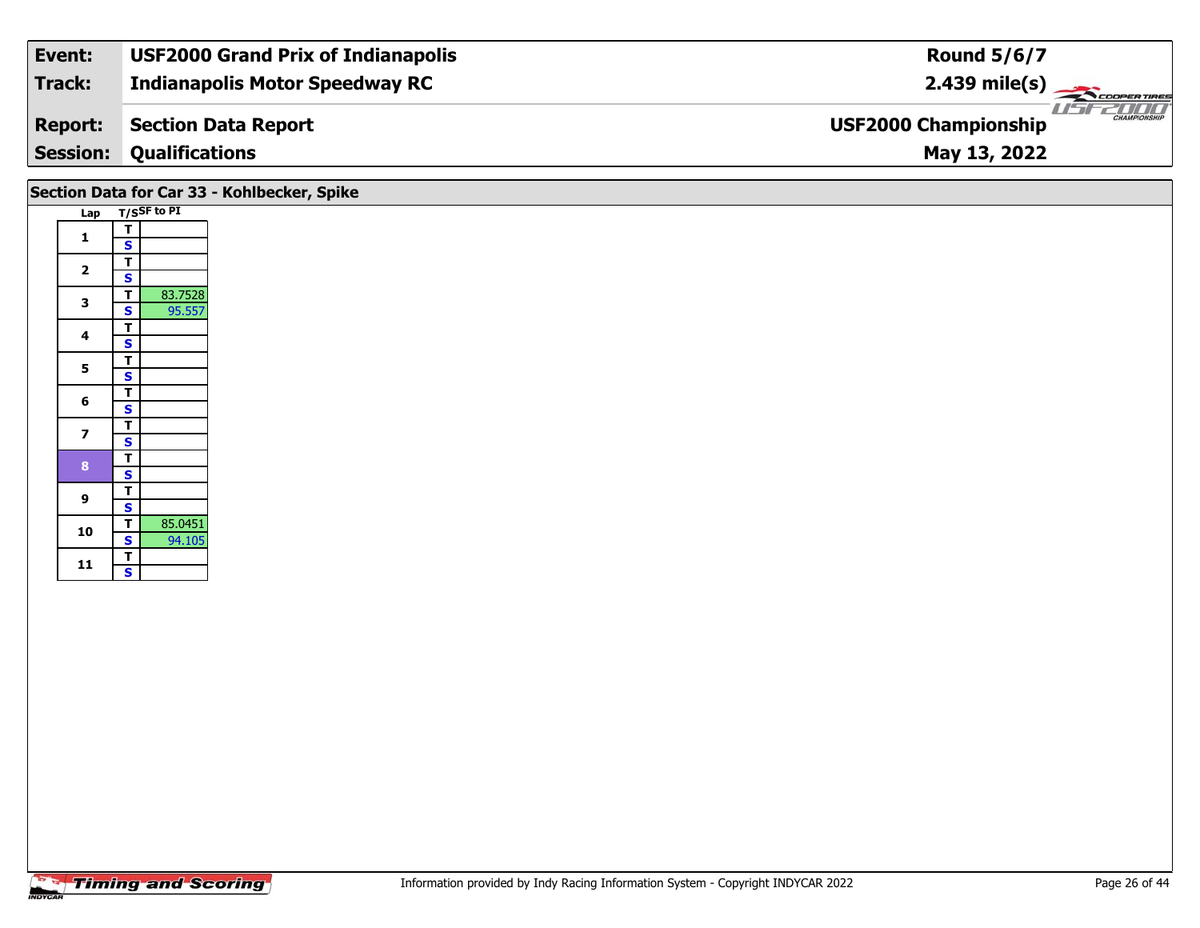| Event: | USF2000 Grand Prix of Indianapolis | Round 5/6/7 |
|---|---|---|
| Track: | Indianapolis Motor Speedway RC | 2.439 mile(s) |
| Report: | Section Data Report | USF2000 Championship |
| Session: | Qualifications | May 13, 2022 |

## Section Data for Car 33 - Kohlbecker, Spike

| Lap | T/S | SF to PI |
|---|---|---|
| 1 | T | |
| | S | |
| 2 | T | |
| | S | |
| 3 | T | 83.7528 |
| | S | 95.557 |
| 4 | T | |
| | S | |
| 5 | T | |
| | S | |
| 6 | T | |
| | S | |
| 7 | T | |
| | S | |
| 8 | T | |
| | S | |
| 9 | T | |
| | S | |
| 10 | T | 85.0451 |
| | S | 94.105 |
| 11 | T | |
| | S | |

Information provided by Indy Racing Information System - Copyright INDYCAR 2022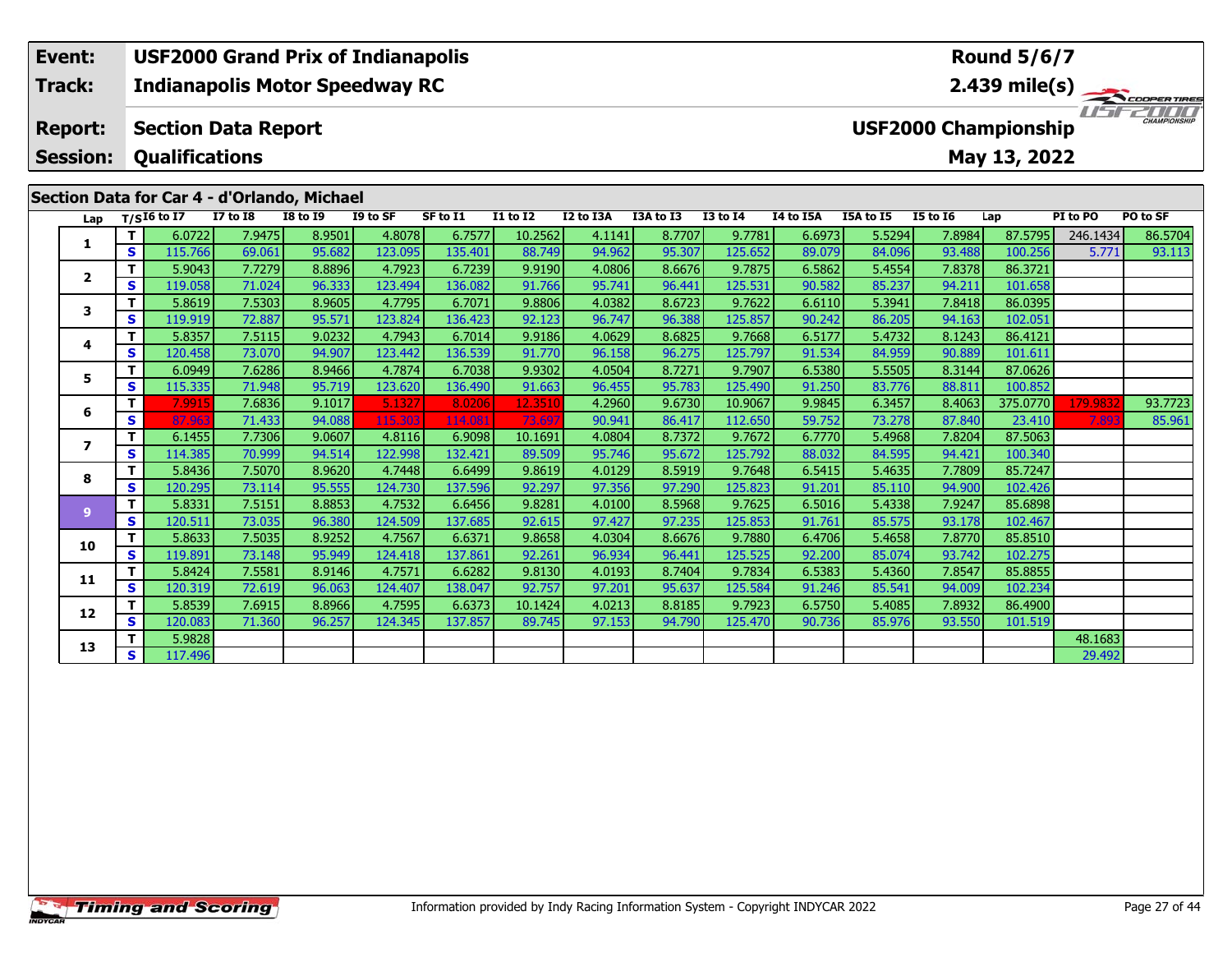| Event: | USF2000 Grand Prix of Indianapolis | Round 5/6/7 |
|---|---|---|
| Track: | Indianapolis Motor Speedway RC | 2.439 mile(s) |
| Report: | Section Data Report | USF2000 Championship |
| Session: | Qualifications | May 13, 2022 |

## Section Data for Car 4 - d'Orlando, Michael

| Lap | T/S | I6 to I7 | I7 to I8 | I8 to I9 | I9 to SF | SF to I1 | I1 to I2 | I2 to I3A | I3A to I3 | I3 to I4 | I4 to I5A | I5A to I5 | I5 to I6 | Lap | PI to PO | PO to SF |
|---|---|---|---|---|---|---|---|---|---|---|---|---|---|---|---|---|
| 1 | T | 6.0722 | 7.9475 | 8.9501 | 4.8078 | 6.7577 | 10.2562 | 4.1141 | 8.7707 | 9.7781 | 6.6973 | 5.5294 | 7.8984 | 87.5795 | 246.1434 | 86.5704 |
| | S | 115.766 | 69.061 | 95.682 | 123.095 | 135.401 | 88.749 | 94.962 | 95.307 | 125.652 | 89.079 | 84.096 | 93.488 | 100.256 | 5.771 | 93.113 |
| 2 | T | 5.9043 | 7.7279 | 8.8896 | 4.7923 | 6.7239 | 9.9190 | 4.0806 | 8.6676 | 9.7875 | 6.5862 | 5.4554 | 7.8378 | 86.3721 | | |
| | S | 119.058 | 71.024 | 96.333 | 123.494 | 136.082 | 91.766 | 95.741 | 96.441 | 125.531 | 90.582 | 85.237 | 94.211 | 101.658 | | |
| 3 | T | 5.8619 | 7.5303 | 8.9605 | 4.7795 | 6.7071 | 9.8806 | 4.0382 | 8.6723 | 9.7622 | 6.6110 | 5.3941 | 7.8418 | 86.0395 | | |
| | S | 119.919 | 72.887 | 95.571 | 123.824 | 136.423 | 92.123 | 96.747 | 96.388 | 125.857 | 90.242 | 86.205 | 94.163 | 102.051 | | |
| 4 | T | 5.8357 | 7.5115 | 9.0232 | 4.7943 | 6.7014 | 9.9186 | 4.0629 | 8.6825 | 9.7668 | 6.5177 | 5.4732 | 8.1243 | 86.4121 | | |
| | S | 120.458 | 73.070 | 94.907 | 123.442 | 136.539 | 91.770 | 96.158 | 96.275 | 125.797 | 91.534 | 84.959 | 90.889 | 101.611 | | |
| 5 | T | 6.0949 | 7.6286 | 8.9466 | 4.7874 | 6.7038 | 9.9302 | 4.0504 | 8.7271 | 9.7907 | 6.5380 | 5.5505 | 8.3144 | 87.0626 | | |
| | S | 115.335 | 71.948 | 95.719 | 123.620 | 136.490 | 91.663 | 96.455 | 95.783 | 125.490 | 91.250 | 83.776 | 88.811 | 100.852 | | |
| 6 | T | 7.9915 | 7.6836 | 9.1017 | 5.1327 | 8.0206 | 12.3510 | 4.2960 | 9.6730 | 10.9067 | 9.9845 | 6.3457 | 8.4063 | 375.0770 | 179.9832 | 93.7723 |
| | S | 87.963 | 71.433 | 94.088 | 115.303 | 114.081 | 73.697 | 90.941 | 86.417 | 112.650 | 59.752 | 73.278 | 87.840 | 23.410 | 7.893 | 85.961 |
| 7 | T | 6.1455 | 7.7306 | 9.0607 | 4.8116 | 6.9098 | 10.1691 | 4.0804 | 8.7372 | 9.7672 | 6.7770 | 5.4968 | 7.8204 | 87.5063 | | |
| | S | 114.385 | 70.999 | 94.514 | 122.998 | 132.421 | 89.509 | 95.746 | 95.672 | 125.792 | 88.032 | 84.595 | 94.421 | 100.340 | | |
| 8 | T | 5.8436 | 7.5070 | 8.9620 | 4.7448 | 6.6499 | 9.8619 | 4.0129 | 8.5919 | 9.7648 | 6.5415 | 5.4635 | 7.7809 | 85.7247 | | |
| | S | 120.295 | 73.114 | 95.555 | 124.730 | 137.596 | 92.297 | 97.356 | 97.290 | 125.823 | 91.201 | 85.110 | 94.900 | 102.426 | | |
| 9 | T | 5.8331 | 7.5151 | 8.8853 | 4.7532 | 6.6456 | 9.8281 | 4.0100 | 8.5968 | 9.7625 | 6.5016 | 5.4338 | 7.9247 | 85.6898 | | |
| | S | 120.511 | 73.035 | 96.380 | 124.509 | 137.685 | 92.615 | 97.427 | 97.235 | 125.853 | 91.761 | 85.575 | 93.178 | 102.467 | | |
| 10 | T | 5.8633 | 7.5035 | 8.9252 | 4.7567 | 6.6371 | 9.8658 | 4.0304 | 8.6676 | 9.7880 | 6.4706 | 5.4658 | 7.8770 | 85.8510 | | |
| | S | 119.891 | 73.148 | 95.949 | 124.418 | 137.861 | 92.261 | 96.934 | 96.441 | 125.525 | 92.200 | 85.074 | 93.742 | 102.275 | | |
| 11 | T | 5.8424 | 7.5581 | 8.9146 | 4.7571 | 6.6282 | 9.8130 | 4.0193 | 8.7404 | 9.7834 | 6.5383 | 5.4360 | 7.8547 | 85.8855 | | |
| | S | 120.319 | 72.619 | 96.063 | 124.407 | 138.047 | 92.757 | 97.201 | 95.637 | 125.584 | 91.246 | 85.541 | 94.009 | 102.234 | | |
| 12 | T | 5.8539 | 7.6915 | 8.8966 | 4.7595 | 6.6373 | 10.1424 | 4.0213 | 8.8185 | 9.7923 | 6.5750 | 5.4085 | 7.8932 | 86.4900 | | |
| | S | 120.083 | 71.360 | 96.257 | 124.345 | 137.857 | 89.745 | 97.153 | 94.790 | 125.470 | 90.736 | 85.976 | 93.550 | 101.519 | | |
| 13 | T | 5.9828 | | | | | | | | | | | | | 48.1683 | |
| | S | 117.496 | | | | | | | | | | | | | 29.492 | |

Information provided by Indy Racing Information System - Copyright INDYCAR 2022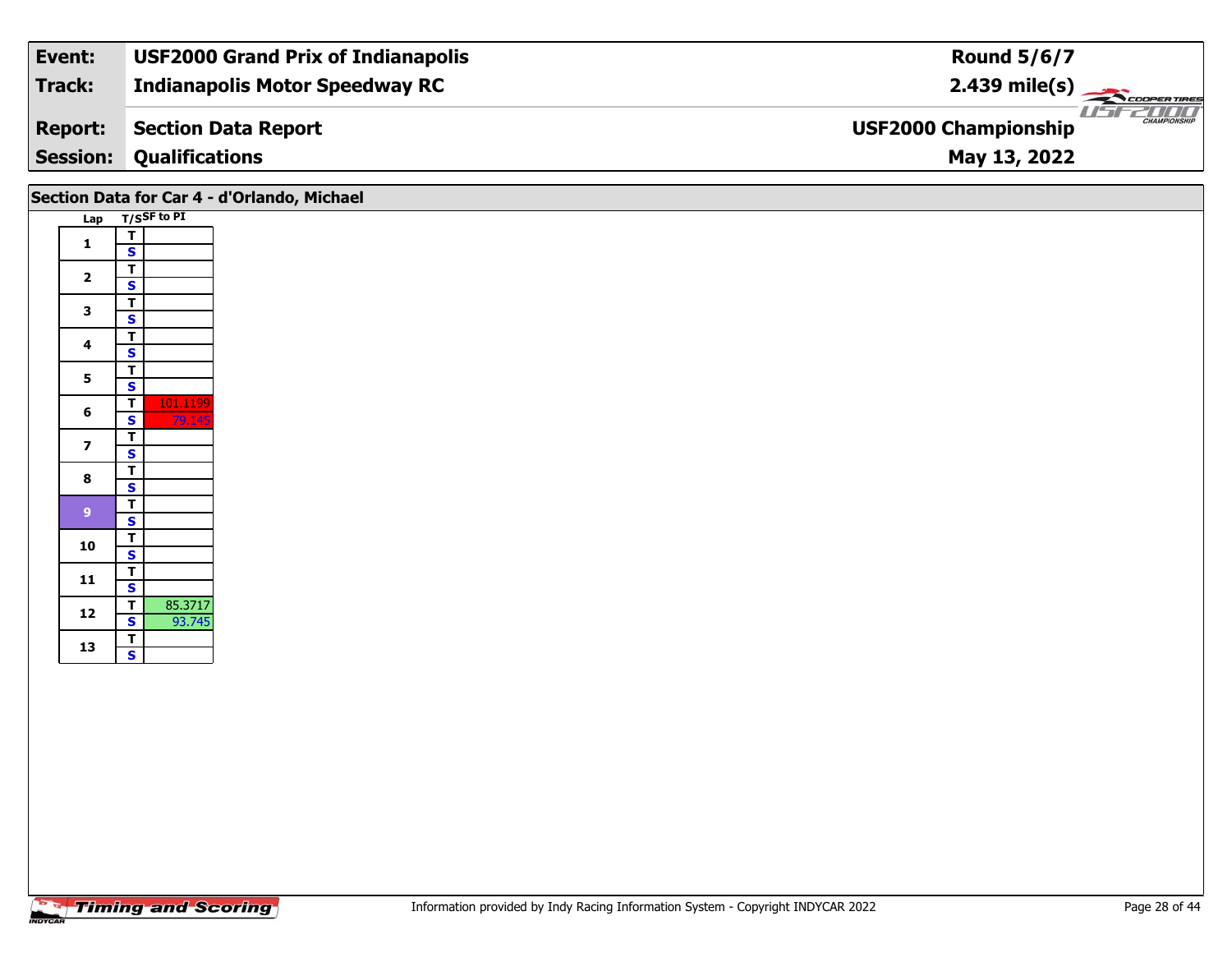| Event: | USF2000 Grand Prix of Indianapolis | Round 5/6/7 |
|---|---|---|
| Track: | Indianapolis Motor Speedway RC | 2.439 mile(s) |
| Report: | Section Data Report | USF2000 Championship |
| Session: | Qualifications | May 13, 2022 |

## Section Data for Car 4 - d'Orlando, Michael

| Lap | T/S | SF to PI |
|---|---|---|
| 1 | T | |
| | S | |
| 2 | T | |
| | S | |
| 3 | T | |
| | S | |
| 4 | T | |
| | S | |
| 5 | T | |
| | S | |
| 6 | T | 101.1199 |
| | S | 79.145 |
| 7 | T | |
| | S | |
| 8 | T | |
| | S | |
| 9 | T | |
| | S | |
| 10 | T | |
| | S | |
| 11 | T | |
| | S | |
| 12 | T | 85.3717 |
| | S | 93.745 |
| 13 | T | |
| | S | |

Information provided by Indy Racing Information System - Copyright INDYCAR 2022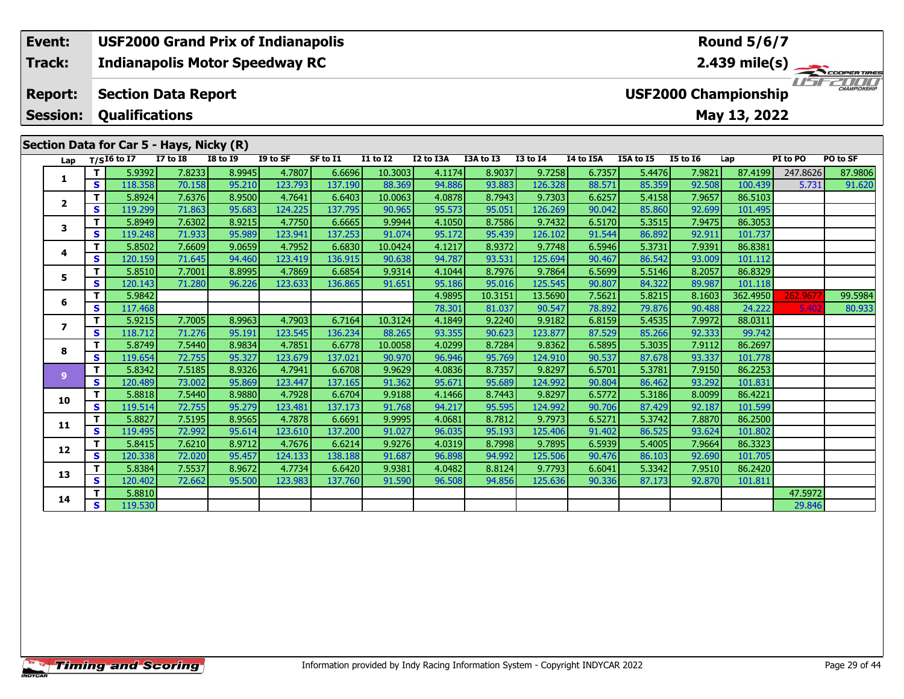| Event: | USF2000 Grand Prix of Indianapolis | Round 5/6/7 |
|---|---|---|
| Track: | Indianapolis Motor Speedway RC | 2.439 mile(s) |
| Report: | Section Data Report | USF2000 Championship |
| Session: | Qualifications | May 13, 2022 |

## Section Data for Car 5 - Hays, Nicky (R)

| Lap | T/S | I6 to I7 | I7 to I8 | I8 to I9 | I9 to SF | SF to I1 | I1 to I2 | I2 to I3A | I3A to I3 | I3 to I4 | I4 to I5A | I5A to I5 | I5 to I6 | Lap | PI to PO | PO to SF |
|---|---|---|---|---|---|---|---|---|---|---|---|---|---|---|---|---|
| 1 | T | 5.9392 | 7.8233 | 8.9945 | 4.7807 | 6.6696 | 10.3003 | 4.1174 | 8.9037 | 9.7258 | 6.7357 | 5.4476 | 7.9821 | 87.4199 | 247.8626 | 87.9806 |
| | S | 118.358 | 70.158 | 95.210 | 123.793 | 137.190 | 88.369 | 94.886 | 93.883 | 126.328 | 88.571 | 85.359 | 92.508 | 100.439 | 5.731 | 91.620 |
| 2 | T | 5.8924 | 7.6376 | 8.9500 | 4.7641 | 6.6403 | 10.0063 | 4.0878 | 8.7943 | 9.7303 | 6.6257 | 5.4158 | 7.9657 | 86.5103 | | |
| | S | 119.299 | 71.863 | 95.683 | 124.225 | 137.795 | 90.965 | 95.573 | 95.051 | 126.269 | 90.042 | 85.860 | 92.699 | 101.495 | | |
| 3 | T | 5.8949 | 7.6302 | 8.9215 | 4.7750 | 6.6665 | 9.9944 | 4.1050 | 8.7586 | 9.7432 | 6.5170 | 5.3515 | 7.9475 | 86.3053 | | |
| | S | 119.248 | 71.933 | 95.989 | 123.941 | 137.253 | 91.074 | 95.172 | 95.439 | 126.102 | 91.544 | 86.892 | 92.911 | 101.737 | | |
| 4 | T | 5.8502 | 7.6609 | 9.0659 | 4.7952 | 6.6830 | 10.0424 | 4.1217 | 8.9372 | 9.7748 | 6.5946 | 5.3731 | 7.9391 | 86.8381 | | |
| | S | 120.159 | 71.645 | 94.460 | 123.419 | 136.915 | 90.638 | 94.787 | 93.531 | 125.694 | 90.467 | 86.542 | 93.009 | 101.112 | | |
| 5 | T | 5.8510 | 7.7001 | 8.8995 | 4.7869 | 6.6854 | 9.9314 | 4.1044 | 8.7976 | 9.7864 | 6.5699 | 5.5146 | 8.2057 | 86.8329 | | |
| | S | 120.143 | 71.280 | 96.226 | 123.633 | 136.865 | 91.651 | 95.186 | 95.016 | 125.545 | 90.807 | 84.322 | 89.987 | 101.118 | | |
| 6 | T | 5.9842 | | | | | | 4.9895 | 10.3151 | 13.5690 | 7.5621 | 5.8215 | 8.1603 | 362.4950 | 262.9677 | 99.5984 |
| | S | 117.468 | | | | | | 78.301 | 81.037 | 90.547 | 78.892 | 79.876 | 90.488 | 24.222 | 5.402 | 80.933 |
| 7 | T | 5.9215 | 7.7005 | 8.9963 | 4.7903 | 6.7164 | 10.3124 | 4.1849 | 9.2240 | 9.9182 | 6.8159 | 5.4535 | 7.9972 | 88.0311 | | |
| | S | 118.712 | 71.276 | 95.191 | 123.545 | 136.234 | 88.265 | 93.355 | 90.623 | 123.877 | 87.529 | 85.266 | 92.333 | 99.742 | | |
| 8 | T | 5.8749 | 7.5440 | 8.9834 | 4.7851 | 6.6778 | 10.0058 | 4.0299 | 8.7284 | 9.8362 | 6.5895 | 5.3035 | 7.9112 | 86.2697 | | |
| | S | 119.654 | 72.755 | 95.327 | 123.679 | 137.021 | 90.970 | 96.946 | 95.769 | 124.910 | 90.537 | 87.678 | 93.337 | 101.778 | | |
| 9 | T | 5.8342 | 7.5185 | 8.9326 | 4.7941 | 6.6708 | 9.9629 | 4.0836 | 8.7357 | 9.8297 | 6.5701 | 5.3781 | 7.9150 | 86.2253 | | |
| | S | 120.489 | 73.002 | 95.869 | 123.447 | 137.165 | 91.362 | 95.671 | 95.689 | 124.992 | 90.804 | 86.462 | 93.292 | 101.831 | | |
| 10 | T | 5.8818 | 7.5440 | 8.9880 | 4.7928 | 6.6704 | 9.9188 | 4.1466 | 8.7443 | 9.8297 | 6.5772 | 5.3186 | 8.0099 | 86.4221 | | |
| | S | 119.514 | 72.755 | 95.279 | 123.481 | 137.173 | 91.768 | 94.217 | 95.595 | 124.992 | 90.706 | 87.429 | 92.187 | 101.599 | | |
| 11 | T | 5.8827 | 7.5195 | 8.9565 | 4.7878 | 6.6691 | 9.9995 | 4.0681 | 8.7812 | 9.7973 | 6.5271 | 5.3742 | 7.8870 | 86.2500 | | |
| | S | 119.495 | 72.992 | 95.614 | 123.610 | 137.200 | 91.027 | 96.035 | 95.193 | 125.406 | 91.402 | 86.525 | 93.624 | 101.802 | | |
| 12 | T | 5.8415 | 7.6210 | 8.9712 | 4.7676 | 6.6214 | 9.9276 | 4.0319 | 8.7998 | 9.7895 | 6.5939 | 5.4005 | 7.9664 | 86.3323 | | |
| | S | 120.338 | 72.020 | 95.457 | 124.133 | 138.188 | 91.687 | 96.898 | 94.992 | 125.506 | 90.476 | 86.103 | 92.690 | 101.705 | | |
| 13 | T | 5.8384 | 7.5537 | 8.9672 | 4.7734 | 6.6420 | 9.9381 | 4.0482 | 8.8124 | 9.7793 | 6.6041 | 5.3342 | 7.9510 | 86.2420 | | |
| | S | 120.402 | 72.662 | 95.500 | 123.983 | 137.760 | 91.590 | 96.508 | 94.856 | 125.636 | 90.336 | 87.173 | 92.870 | 101.811 | | |
| 14 | T | 5.8810 | | | | | | | | | | | | | 47.5972 | |
| | S | 119.530 | | | | | | | | | | | | | 29.846 | |

Information provided by Indy Racing Information System - Copyright INDYCAR 2022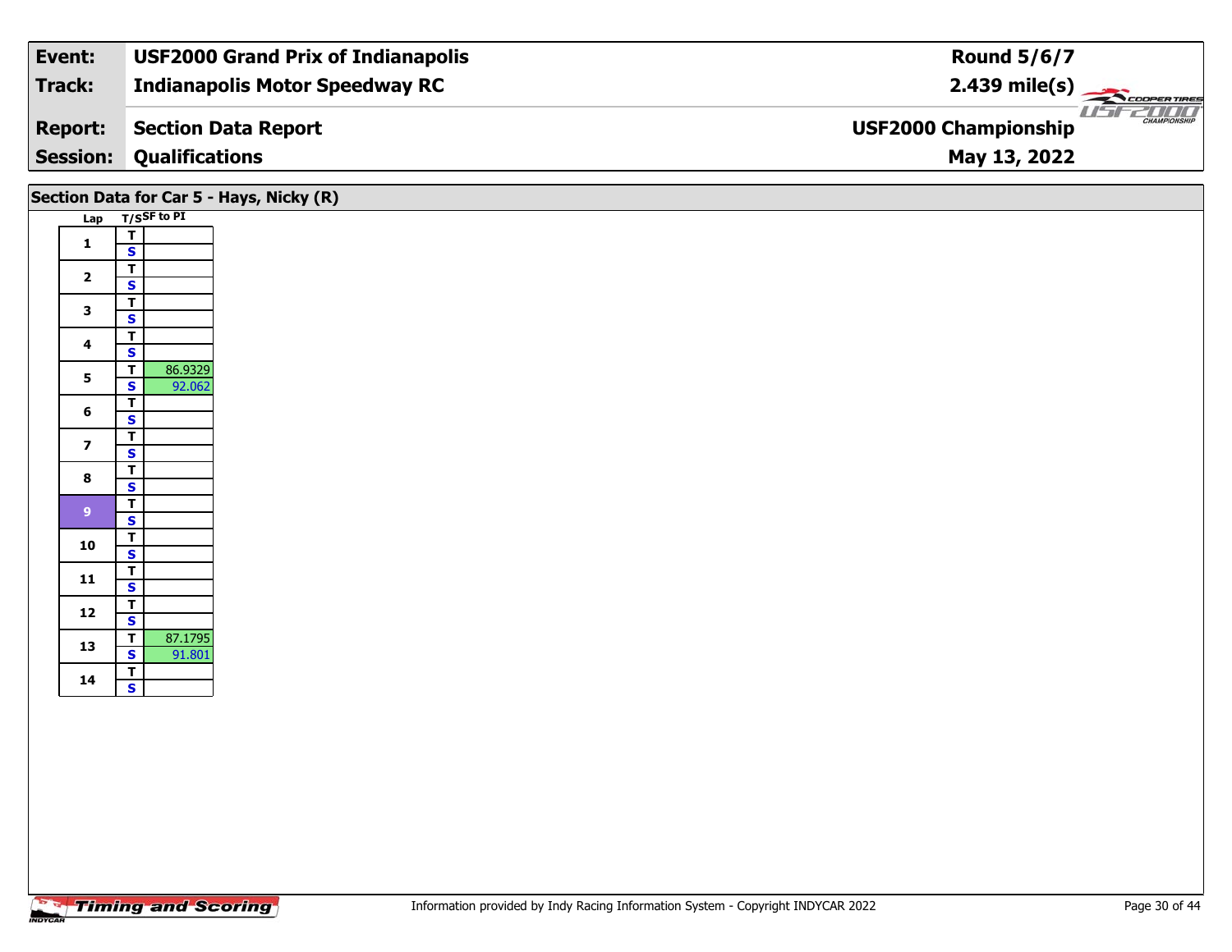| Event: | USF2000 Grand Prix of Indianapolis | Round 5/6/7 |
|---|---|---|
| Track: | Indianapolis Motor Speedway RC | 2.439 mile(s) |
| Report: | Section Data Report | USF2000 Championship |
| Session: | Qualifications | May 13, 2022 |

## Section Data for Car 5 - Hays, Nicky (R)

| Lap | T/S | SF to PI |
|---|---|---|
| 1 | T | |
| | S | |
| 2 | T | |
| | S | |
| 3 | T | |
| | S | |
| 4 | T | |
| | S | |
| 5 | T | 86.9329 |
| | S | 92.062 |
| 6 | T | |
| | S | |
| 7 | T | |
| | S | |
| 8 | T | |
| | S | |
| 9 | T | |
| | S | |
| 10 | T | |
| | S | |
| 11 | T | |
| | S | |
| 12 | T | |
| | S | |
| 13 | T | 87.1795 |
| | S | 91.801 |
| 14 | T | |
| | S | |

Information provided by Indy Racing Information System - Copyright INDYCAR 2022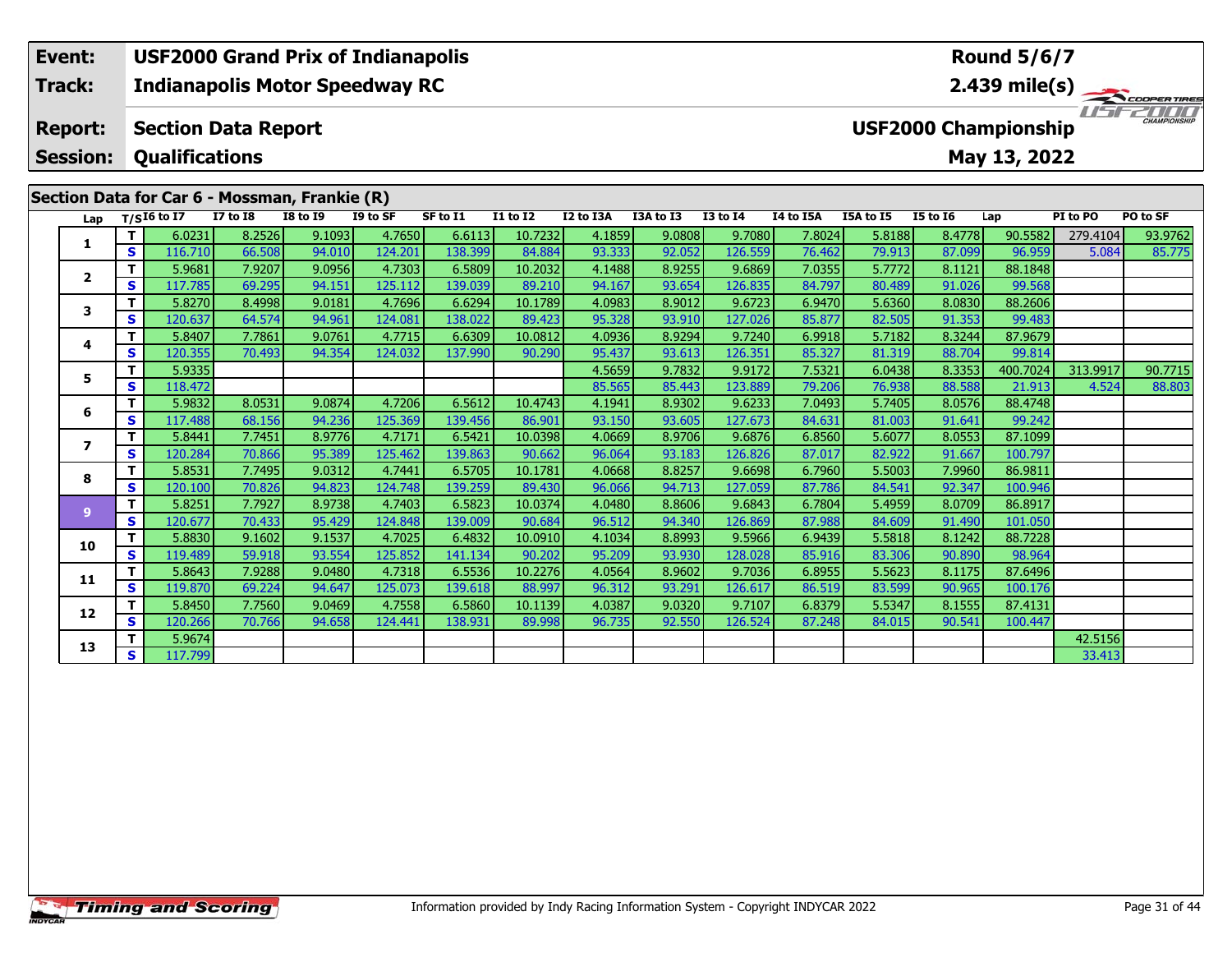| Event: | USF2000 Grand Prix of Indianapolis | Round 5/6/7 |
|---|---|---|
| Track: | Indianapolis Motor Speedway RC | 2.439 mile(s) |
| Report: | Section Data Report | USF2000 Championship |
| Session: | Qualifications | May 13, 2022 |

## Section Data for Car 6 - Mossman, Frankie (R)

| Lap | T/S | I6 to I7 | I7 to I8 | I8 to I9 | I9 to SF | SF to I1 | I1 to I2 | I2 to I3A | I3A to I3 | I3 to I4 | I4 to I5A | I5A to I5 | I5 to I6 | Lap | PI to PO | PO to SF |
|---|---|---|---|---|---|---|---|---|---|---|---|---|---|---|---|---|
| 1 | T | 6.0231 | 8.2526 | 9.1093 | 4.7650 | 6.6113 | 10.7232 | 4.1859 | 9.0808 | 9.7080 | 7.8024 | 5.8188 | 8.4778 | 90.5582 | 279.4104 | 93.9762 |
| | S | 116.710 | 66.508 | 94.010 | 124.201 | 138.399 | 84.884 | 93.333 | 92.052 | 126.559 | 76.462 | 79.913 | 87.099 | 96.959 | 5.084 | 85.775 |
| 2 | T | 5.9681 | 7.9207 | 9.0956 | 4.7303 | 6.5809 | 10.2032 | 4.1488 | 8.9255 | 9.6869 | 7.0355 | 5.7772 | 8.1121 | 88.1848 | | |
| | S | 117.785 | 69.295 | 94.151 | 125.112 | 139.039 | 89.210 | 94.167 | 93.654 | 126.835 | 84.797 | 80.489 | 91.026 | 99.568 | | |
| 3 | T | 5.8270 | 8.4998 | 9.0181 | 4.7696 | 6.6294 | 10.1789 | 4.0983 | 8.9012 | 9.6723 | 6.9470 | 5.6360 | 8.0830 | 88.2606 | | |
| | S | 120.637 | 64.574 | 94.961 | 124.081 | 138.022 | 89.423 | 95.328 | 93.910 | 127.026 | 85.877 | 82.505 | 91.353 | 99.483 | | |
| 4 | T | 5.8407 | 7.7861 | 9.0761 | 4.7715 | 6.6309 | 10.0812 | 4.0936 | 8.9294 | 9.7240 | 6.9918 | 5.7182 | 8.3244 | 87.9679 | | |
| | S | 120.355 | 70.493 | 94.354 | 124.032 | 137.990 | 90.290 | 95.437 | 93.613 | 126.351 | 85.327 | 81.319 | 88.704 | 99.814 | | |
| 5 | T | 5.9335 | | | | | | 4.5659 | 9.7832 | 9.9172 | 7.5321 | 6.0438 | 8.3353 | 400.7024 | 313.9917 | 90.7715 |
| | S | 118.472 | | | | | | 85.565 | 85.443 | 123.889 | 79.206 | 76.938 | 88.588 | 21.913 | 4.524 | 88.803 |
| 6 | T | 5.9832 | 8.0531 | 9.0874 | 4.7206 | 6.5612 | 10.4743 | 4.1941 | 8.9302 | 9.6233 | 7.0493 | 5.7405 | 8.0576 | 88.4748 | | |
| | S | 117.488 | 68.156 | 94.236 | 125.369 | 139.456 | 86.901 | 93.150 | 93.605 | 127.673 | 84.631 | 81.003 | 91.641 | 99.242 | | |
| 7 | T | 5.8441 | 7.7451 | 8.9776 | 4.7171 | 6.5421 | 10.0398 | 4.0669 | 8.9706 | 9.6876 | 6.8560 | 5.6077 | 8.0553 | 87.1099 | | |
| | S | 120.284 | 70.866 | 95.389 | 125.462 | 139.863 | 90.662 | 96.064 | 93.183 | 126.826 | 87.017 | 82.922 | 91.667 | 100.797 | | |
| 8 | T | 5.8531 | 7.7495 | 9.0312 | 4.7441 | 6.5705 | 10.1781 | 4.0668 | 8.8257 | 9.6698 | 6.7960 | 5.5003 | 7.9960 | 86.9811 | | |
| | S | 120.100 | 70.826 | 94.823 | 124.748 | 139.259 | 89.430 | 96.066 | 94.713 | 127.059 | 87.786 | 84.541 | 92.347 | 100.946 | | |
| 9 | T | 5.8251 | 7.7927 | 8.9738 | 4.7403 | 6.5823 | 10.0374 | 4.0480 | 8.8606 | 9.6843 | 6.7804 | 5.4959 | 8.0709 | 86.8917 | | |
| | S | 120.677 | 70.433 | 95.429 | 124.848 | 139.009 | 90.684 | 96.512 | 94.340 | 126.869 | 87.988 | 84.609 | 91.490 | 101.050 | | |
| 10 | T | 5.8830 | 9.1602 | 9.1537 | 4.7025 | 6.4832 | 10.0910 | 4.1034 | 8.8993 | 9.5966 | 6.9439 | 5.5818 | 8.1242 | 88.7228 | | |
| | S | 119.489 | 59.918 | 93.554 | 125.852 | 141.134 | 90.202 | 95.209 | 93.930 | 128.028 | 85.916 | 83.306 | 90.890 | 98.964 | | |
| 11 | T | 5.8643 | 7.9288 | 9.0480 | 4.7318 | 6.5536 | 10.2276 | 4.0564 | 8.9602 | 9.7036 | 6.8955 | 5.5623 | 8.1175 | 87.6496 | | |
| | S | 119.870 | 69.224 | 94.647 | 125.073 | 139.618 | 88.997 | 96.312 | 93.291 | 126.617 | 86.519 | 83.599 | 90.965 | 100.176 | | |
| 12 | T | 5.8450 | 7.7560 | 9.0469 | 4.7558 | 6.5860 | 10.1139 | 4.0387 | 9.0320 | 9.7107 | 6.8379 | 5.5347 | 8.1555 | 87.4131 | | |
| | S | 120.266 | 70.766 | 94.658 | 124.441 | 138.931 | 89.998 | 96.735 | 92.550 | 126.524 | 87.248 | 84.015 | 90.541 | 100.447 | | |
| 13 | T | 5.9674 | | | | | | | | | | | | | 42.5156 | |
| | S | 117.799 | | | | | | | | | | | | | 33.413 | |

Information provided by Indy Racing Information System - Copyright INDYCAR 2022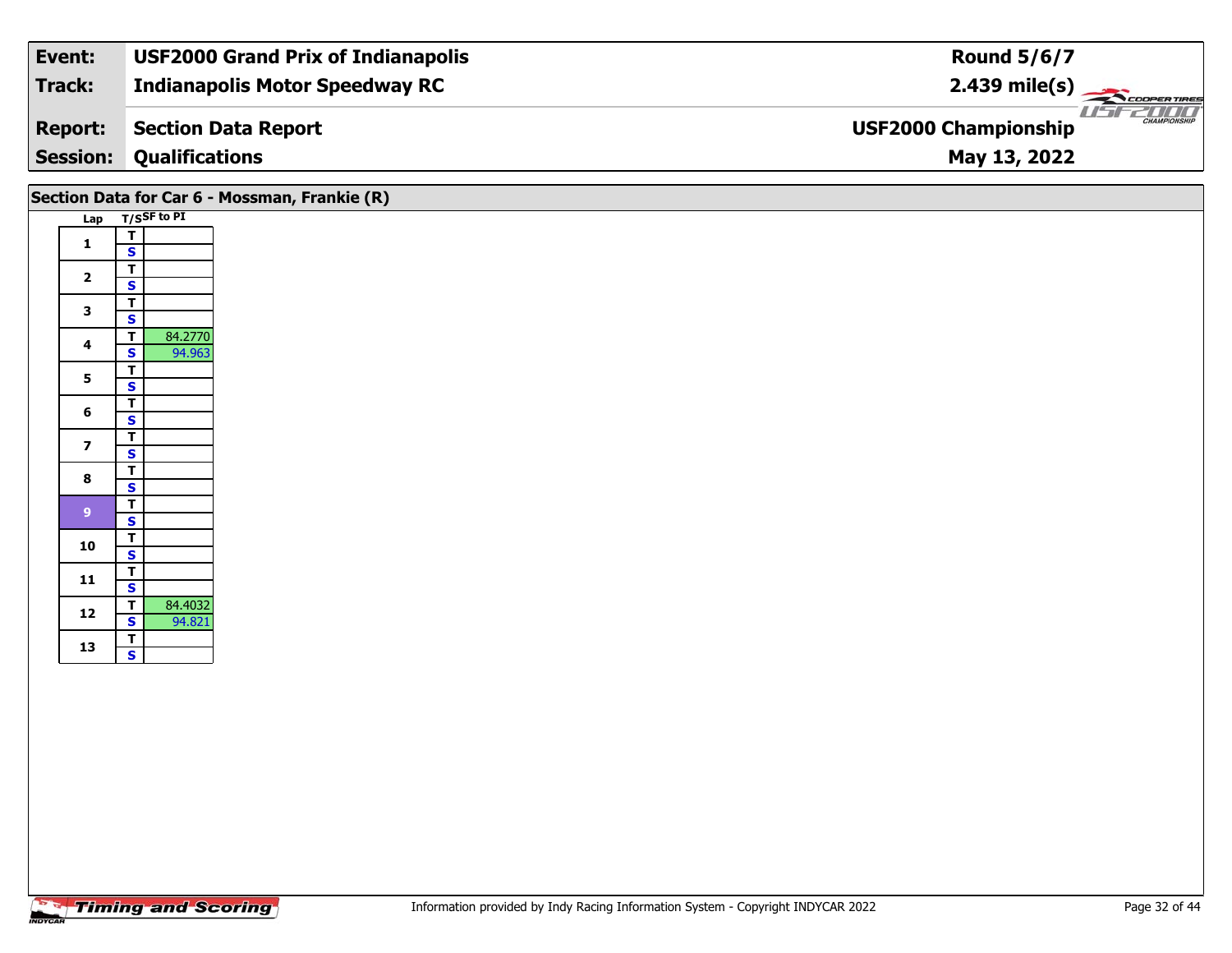| Event: | USF2000 Grand Prix of Indianapolis | Round 5/6/7 |
|---|---|---|
| Track: | Indianapolis Motor Speedway RC | 2.439 mile(s) |
| Report: | Section Data Report | USF2000 Championship |
| Session: | Qualifications | May 13, 2022 |

## Section Data for Car 6 - Mossman, Frankie (R)

| Lap | T/S | SF to PI |
|---|---|---|
| 1 | T | |
| | S | |
| 2 | T | |
| | S | |
| 3 | T | |
| | S | |
| 4 | T | 84.2770 |
| | S | 94.963 |
| 5 | T | |
| | S | |
| 6 | T | |
| | S | |
| 7 | T | |
| | S | |
| 8 | T | |
| | S | |
| 9 | T | |
| | S | |
| 10 | T | |
| | S | |
| 11 | T | |
| | S | |
| 12 | T | 84.4032 |
| | S | 94.821 |
| 13 | T | |
| | S | |

Information provided by Indy Racing Information System - Copyright INDYCAR 2022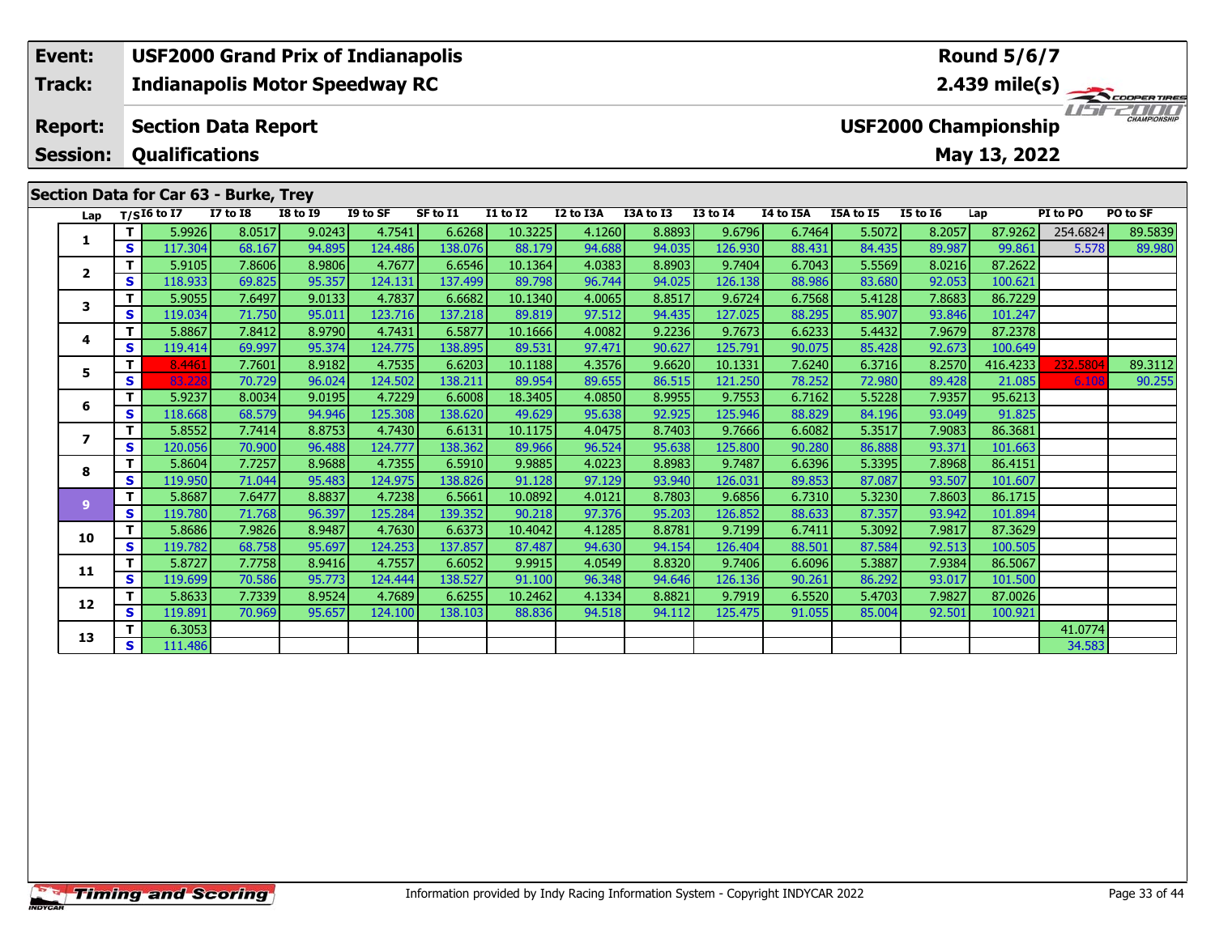| Event: | USF2000 Grand Prix of Indianapolis | Round 5/6/7 |
|---|---|---|
| Track: | Indianapolis Motor Speedway RC | 2.439 mile(s) |
| Report: | Section Data Report | USF2000 Championship |
| Session: | Qualifications | May 13, 2022 |

## Section Data for Car 63 - Burke, Trey

| Lap | T/S | I6 to I7 | I7 to I8 | I8 to I9 | I9 to SF | SF to I1 | I1 to I2 | I2 to I3A | I3A to I3 | I3 to I4 | I4 to I5A | I5A to I5 | I5 to I6 | Lap | PI to PO | PO to SF |
|---|---|---|---|---|---|---|---|---|---|---|---|---|---|---|---|---|
| 1 | T | 5.9926 | 8.0517 | 9.0243 | 4.7541 | 6.6268 | 10.3225 | 4.1260 | 8.8893 | 9.6796 | 6.7464 | 5.5072 | 8.2057 | 87.9262 | 254.6824 | 89.5839 |
| | S | 117.304 | 68.167 | 94.895 | 124.486 | 138.076 | 88.179 | 94.688 | 94.035 | 126.930 | 88.431 | 84.435 | 89.987 | 99.861 | 5.578 | 89.980 |
| 2 | T | 5.9105 | 7.8606 | 8.9806 | 4.7677 | 6.6546 | 10.1364 | 4.0383 | 8.8903 | 9.7404 | 6.7043 | 5.5569 | 8.0216 | 87.2622 | | |
| | S | 118.933 | 69.825 | 95.357 | 124.131 | 137.499 | 89.798 | 96.744 | 94.025 | 126.138 | 88.986 | 83.680 | 92.053 | 100.621 | | |
| 3 | T | 5.9055 | 7.6497 | 9.0133 | 4.7837 | 6.6682 | 10.1340 | 4.0065 | 8.8517 | 9.6724 | 6.7568 | 5.4128 | 7.8683 | 86.7229 | | |
| | S | 119.034 | 71.750 | 95.011 | 123.716 | 137.218 | 89.819 | 97.512 | 94.435 | 127.025 | 88.295 | 85.907 | 93.846 | 101.247 | | |
| 4 | T | 5.8867 | 7.8412 | 8.9790 | 4.7431 | 6.5877 | 10.1666 | 4.0082 | 9.2236 | 9.7673 | 6.6233 | 5.4432 | 7.9679 | 87.2378 | | |
| | S | 119.414 | 69.997 | 95.374 | 124.775 | 138.895 | 89.531 | 97.471 | 90.627 | 125.791 | 90.075 | 85.428 | 92.673 | 100.649 | | |
| 5 | T | 8.4461 | 7.7601 | 8.9182 | 4.7535 | 6.6203 | 10.1188 | 4.3576 | 9.6620 | 10.1331 | 7.6240 | 6.3716 | 8.2570 | 416.4233 | 232.5804 | 89.3112 |
| | S | 83.228 | 70.729 | 96.024 | 124.502 | 138.211 | 89.954 | 89.655 | 86.515 | 121.250 | 78.252 | 72.980 | 89.428 | 21.085 | 6.108 | 90.255 |
| 6 | T | 5.9237 | 8.0034 | 9.0195 | 4.7229 | 6.6008 | 18.3405 | 4.0850 | 8.9955 | 9.7553 | 6.7162 | 5.5228 | 7.9357 | 95.6213 | | |
| | S | 118.668 | 68.579 | 94.946 | 125.308 | 138.620 | 49.629 | 95.638 | 92.925 | 125.946 | 88.829 | 84.196 | 93.049 | 91.825 | | |
| 7 | T | 5.8552 | 7.7414 | 8.8753 | 4.7430 | 6.6131 | 10.1175 | 4.0475 | 8.7403 | 9.7666 | 6.6082 | 5.3517 | 7.9083 | 86.3681 | | |
| | S | 120.056 | 70.900 | 96.488 | 124.777 | 138.362 | 89.966 | 96.524 | 95.638 | 125.800 | 90.280 | 86.888 | 93.371 | 101.663 | | |
| 8 | T | 5.8604 | 7.7257 | 8.9688 | 4.7355 | 6.5910 | 9.9885 | 4.0223 | 8.8983 | 9.7487 | 6.6396 | 5.3395 | 7.8968 | 86.4151 | | |
| | S | 119.950 | 71.044 | 95.483 | 124.975 | 138.826 | 91.128 | 97.129 | 93.940 | 126.031 | 89.853 | 87.087 | 93.507 | 101.607 | | |
| 9 | T | 5.8687 | 7.6477 | 8.8837 | 4.7238 | 6.5661 | 10.0892 | 4.0121 | 8.7803 | 9.6856 | 6.7310 | 5.3230 | 7.8603 | 86.1715 | | |
| | S | 119.780 | 71.768 | 96.397 | 125.284 | 139.352 | 90.218 | 97.376 | 95.203 | 126.852 | 88.633 | 87.357 | 93.942 | 101.894 | | |
| 10 | T | 5.8686 | 7.9826 | 8.9487 | 4.7630 | 6.6373 | 10.4042 | 4.1285 | 8.8781 | 9.7199 | 6.7411 | 5.3092 | 7.9817 | 87.3629 | | |
| | S | 119.782 | 68.758 | 95.697 | 124.253 | 137.857 | 87.487 | 94.630 | 94.154 | 126.404 | 88.501 | 87.584 | 92.513 | 100.505 | | |
| 11 | T | 5.8727 | 7.7758 | 8.9416 | 4.7557 | 6.6052 | 9.9915 | 4.0549 | 8.8320 | 9.7406 | 6.6096 | 5.3887 | 7.9384 | 86.5067 | | |
| | S | 119.699 | 70.586 | 95.773 | 124.444 | 138.527 | 91.100 | 96.348 | 94.646 | 126.136 | 90.261 | 86.292 | 93.017 | 101.500 | | |
| 12 | T | 5.8633 | 7.7339 | 8.9524 | 4.7689 | 6.6255 | 10.2462 | 4.1334 | 8.8821 | 9.7919 | 6.5520 | 5.4703 | 7.9827 | 87.0026 | | |
| | S | 119.891 | 70.969 | 95.657 | 124.100 | 138.103 | 88.836 | 94.518 | 94.112 | 125.475 | 91.055 | 85.004 | 92.501 | 100.921 | | |
| 13 | T | 6.3053 | | | | | | | | | | | | | 41.0774 | |
| | S | 111.486 | | | | | | | | | | | | | 34.583 | |

Information provided by Indy Racing Information System - Copyright INDYCAR 2022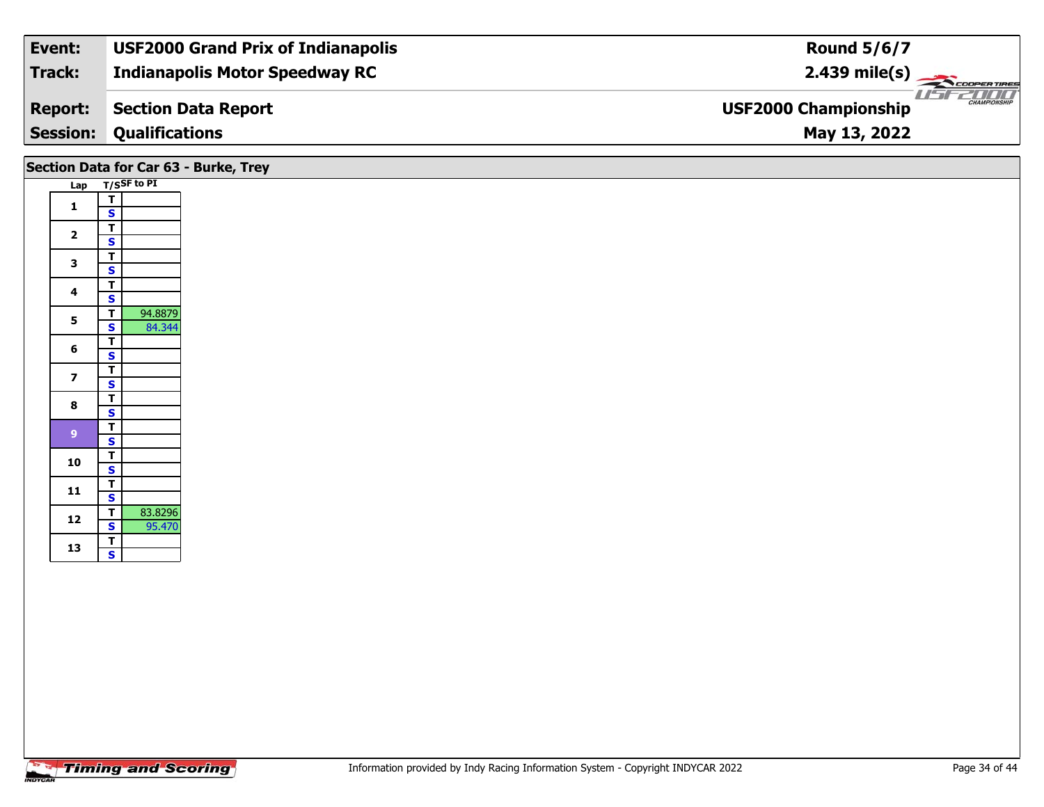| **Event:** | **USF2000 Grand Prix of Indianapolis** | **Round 5/6/7** |
|---|---|---|
| **Track:** | **Indianapolis Motor Speedway RC** | **2.439 mile(s)** |
| **Report:** | **Section Data Report** | **USF2000 Championship** |
| **Session:** | **Qualifications** | **May 13, 2022** |

## Section Data for Car 63 - Burke, Trey

| Lap | T/S | SF to PI |
|---|---|---|
| 1 | T | |
| | S | |
| 2 | T | |
| | S | |
| 3 | T | |
| | S | |
| 4 | T | |
| | S | |
| 5 | T | 94.8879 |
| | S | 84.344 |
| 6 | T | |
| | S | |
| 7 | T | |
| | S | |
| 8 | T | |
| | S | |
| 9 | T | |
| | S | |
| 10 | T | |
| | S | |
| 11 | T | |
| | S | |
| 12 | T | 83.8296 |
| | S | 95.470 |
| 13 | T | |
| | S | |

Information provided by Indy Racing Information System - Copyright INDYCAR 2022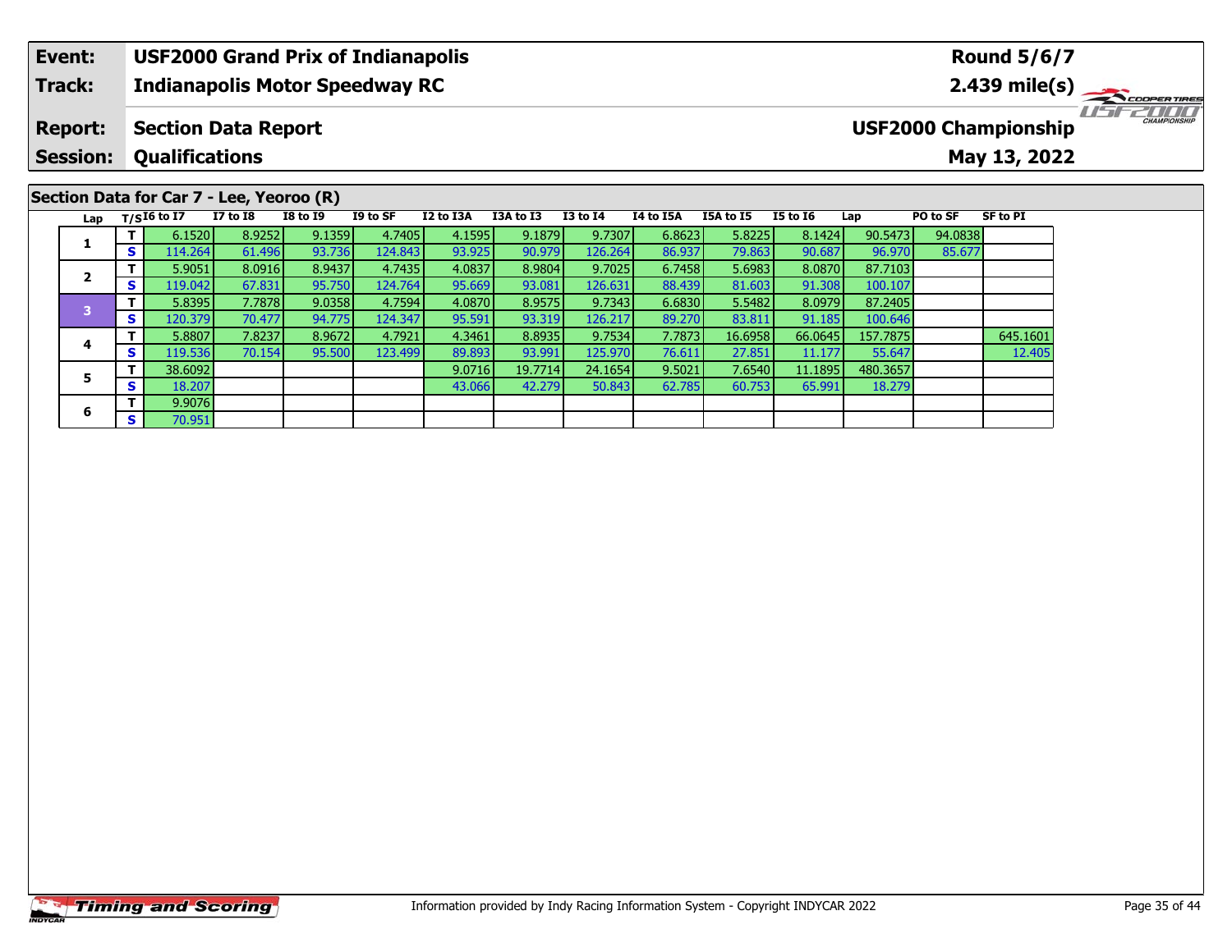| Event: | USF2000 Grand Prix of Indianapolis | Round 5/6/7 |
|---|---|---|
| Track: | Indianapolis Motor Speedway RC | 2.439 mile(s) |
| Report: | Section Data Report | USF2000 Championship |
| Session: | Qualifications | May 13, 2022 |

## Section Data for Car 7 - Lee, Yeoroo (R)

| Lap | T/S | I6 to I7 | I7 to I8 | I8 to I9 | I9 to SF | I2 to I3A | I3A to I3 | I3 to I4 | I4 to I5A | I5A to I5 | I5 to I6 | Lap | PO to SF | SF to PI |
|---|---|---|---|---|---|---|---|---|---|---|---|---|---|---|
| 1 | T | 6.1520 | 8.9252 | 9.1359 | 4.7405 | 4.1595 | 9.1879 | 9.7307 | 6.8623 | 5.8225 | 8.1424 | 90.5473 | 94.0838 | |
| | S | 114.264 | 61.496 | 93.736 | 124.843 | 93.925 | 90.979 | 126.264 | 86.937 | 79.863 | 90.687 | 96.970 | 85.677 | |
| 2 | T | 5.9051 | 8.0916 | 8.9437 | 4.7435 | 4.0837 | 8.9804 | 9.7025 | 6.7458 | 5.6983 | 8.0870 | 87.7103 | | |
| | S | 119.042 | 67.831 | 95.750 | 124.764 | 95.669 | 93.081 | 126.631 | 88.439 | 81.603 | 91.308 | 100.107 | | |
| 3 | T | 5.8395 | 7.7878 | 9.0358 | 4.7594 | 4.0870 | 8.9575 | 9.7343 | 6.6830 | 5.5482 | 8.0979 | 87.2405 | | |
| | S | 120.379 | 70.477 | 94.775 | 124.347 | 95.591 | 93.319 | 126.217 | 89.270 | 83.811 | 91.185 | 100.646 | | |
| 4 | T | 5.8807 | 7.8237 | 8.9672 | 4.7921 | 4.3461 | 8.8935 | 9.7534 | 7.7873 | 16.6958 | 66.0645 | 157.7875 | | 645.1601 |
| | S | 119.536 | 70.154 | 95.500 | 123.499 | 89.893 | 93.991 | 125.970 | 76.611 | 27.851 | 11.177 | 55.647 | | 12.405 |
| 5 | T | 38.6092 | | | | 9.0716 | 19.7714 | 24.1654 | 9.5021 | 7.6540 | 11.1895 | 480.3657 | | |
| | S | 18.207 | | | | 43.066 | 42.279 | 50.843 | 62.785 | 60.753 | 65.991 | 18.279 | | |
| 6 | T | 9.9076 | | | | | | | | | | | | |
| | S | 70.951 | | | | | | | | | | | | |

Information provided by Indy Racing Information System - Copyright INDYCAR 2022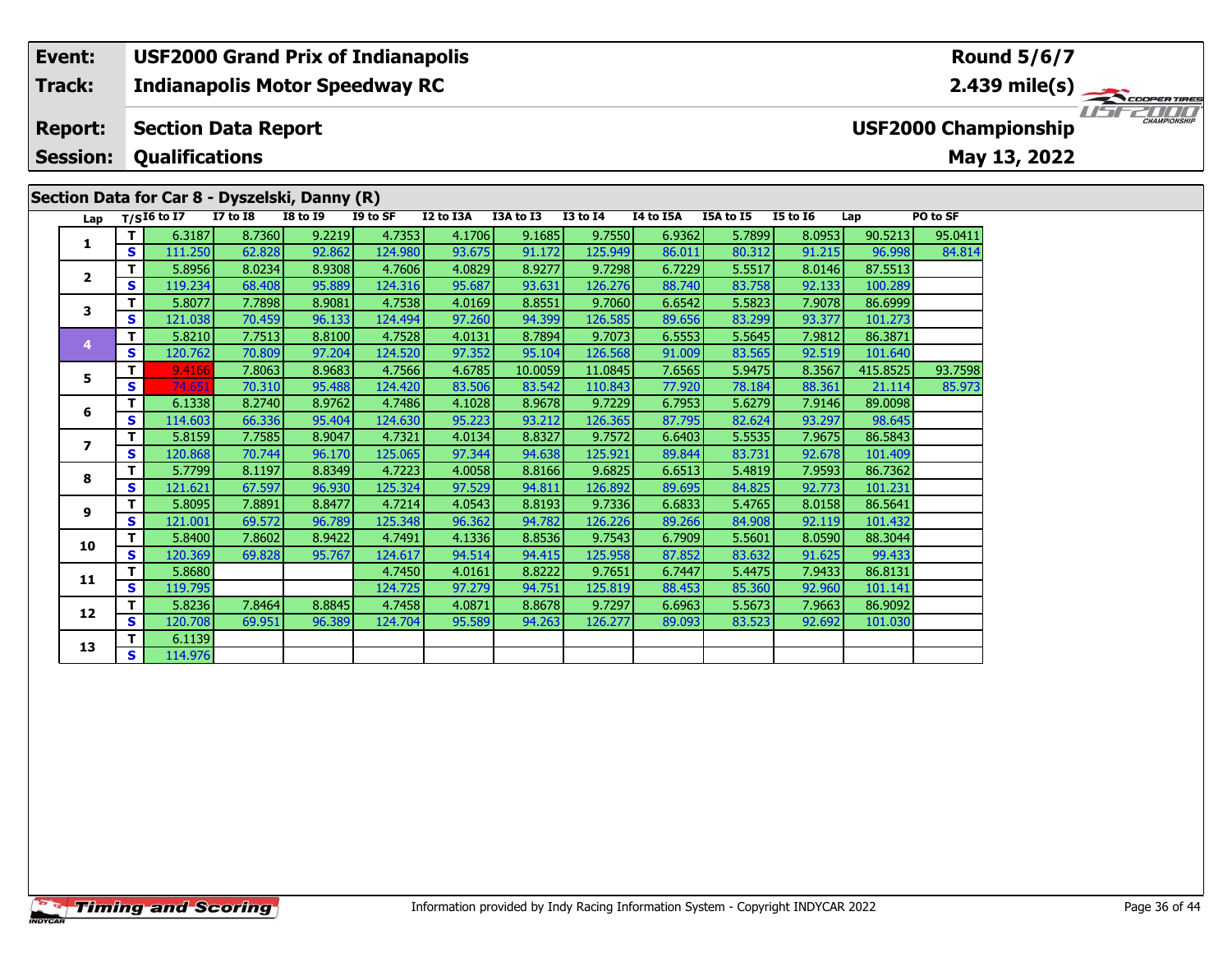| Event: | USF2000 Grand Prix of Indianapolis | Round 5/6/7 |
|---|---|---|
| Track: | Indianapolis Motor Speedway RC | 2.439 mile(s) |
| Report: | Section Data Report | USF2000 Championship |
| Session: | Qualifications | May 13, 2022 |

## Section Data for Car 8 - Dyszelski, Danny (R)

| Lap | T/S | I6 to I7 | I7 to I8 | I8 to I9 | I9 to SF | I2 to I3A | I3A to I3 | I3 to I4 | I4 to I5A | I5A to I5 | I5 to I6 | Lap | PO to SF |
|---|---|---|---|---|---|---|---|---|---|---|---|---|---|
| 1 | T | 6.3187 | 8.7360 | 9.2219 | 4.7353 | 4.1706 | 9.1685 | 9.7550 | 6.9362 | 5.7899 | 8.0953 | 90.5213 | 95.0411 |
| | S | 111.250 | 62.828 | 92.862 | 124.980 | 93.675 | 91.172 | 125.949 | 86.011 | 80.312 | 91.215 | 96.998 | 84.814 |
| 2 | T | 5.8956 | 8.0234 | 8.9308 | 4.7606 | 4.0829 | 8.9277 | 9.7298 | 6.7229 | 5.5517 | 8.0146 | 87.5513 | |
| | S | 119.234 | 68.408 | 95.889 | 124.316 | 95.687 | 93.631 | 126.276 | 88.740 | 83.758 | 92.133 | 100.289 | |
| 3 | T | 5.8077 | 7.7898 | 8.9081 | 4.7538 | 4.0169 | 8.8551 | 9.7060 | 6.6542 | 5.5823 | 7.9078 | 86.6999 | |
| | S | 121.038 | 70.459 | 96.133 | 124.494 | 97.260 | 94.399 | 126.585 | 89.656 | 83.299 | 93.377 | 101.273 | |
| 4 | T | 5.8210 | 7.7513 | 8.8100 | 4.7528 | 4.0131 | 8.7894 | 9.7073 | 6.5553 | 5.5645 | 7.9812 | 86.3871 | |
| | S | 120.762 | 70.809 | 97.204 | 124.520 | 97.352 | 95.104 | 126.568 | 91.009 | 83.565 | 92.519 | 101.640 | |
| 5 | T | 9.4166 | 7.8063 | 8.9683 | 4.7566 | 4.6785 | 10.0059 | 11.0845 | 7.6565 | 5.9475 | 8.3567 | 415.8525 | 93.7598 |
| | S | 74.651 | 70.310 | 95.488 | 124.420 | 83.506 | 83.542 | 110.843 | 77.920 | 78.184 | 88.361 | 21.114 | 85.973 |
| 6 | T | 6.1338 | 8.2740 | 8.9762 | 4.7486 | 4.1028 | 8.9678 | 9.7229 | 6.7953 | 5.6279 | 7.9146 | 89.0098 | |
| | S | 114.603 | 66.336 | 95.404 | 124.630 | 95.223 | 93.212 | 126.365 | 87.795 | 82.624 | 93.297 | 98.645 | |
| 7 | T | 5.8159 | 7.7585 | 8.9047 | 4.7321 | 4.0134 | 8.8327 | 9.7572 | 6.6403 | 5.5535 | 7.9675 | 86.5843 | |
| | S | 120.868 | 70.744 | 96.170 | 125.065 | 97.344 | 94.638 | 125.921 | 89.844 | 83.731 | 92.678 | 101.409 | |
| 8 | T | 5.7799 | 8.1197 | 8.8349 | 4.7223 | 4.0058 | 8.8166 | 9.6825 | 6.6513 | 5.4819 | 7.9593 | 86.7362 | |
| | S | 121.621 | 67.597 | 96.930 | 125.324 | 97.529 | 94.811 | 126.892 | 89.695 | 84.825 | 92.773 | 101.231 | |
| 9 | T | 5.8095 | 7.8891 | 8.8477 | 4.7214 | 4.0543 | 8.8193 | 9.7336 | 6.6833 | 5.4765 | 8.0158 | 86.5641 | |
| | S | 121.001 | 69.572 | 96.789 | 125.348 | 96.362 | 94.782 | 126.226 | 89.266 | 84.908 | 92.119 | 101.432 | |
| 10 | T | 5.8400 | 7.8602 | 8.9422 | 4.7491 | 4.1336 | 8.8536 | 9.7543 | 6.7909 | 5.5601 | 8.0590 | 88.3044 | |
| | S | 120.369 | 69.828 | 95.767 | 124.617 | 94.514 | 94.415 | 125.958 | 87.852 | 83.632 | 91.625 | 99.433 | |
| 11 | T | 5.8680 | | | 4.7450 | 4.0161 | 8.8222 | 9.7651 | 6.7447 | 5.4475 | 7.9433 | 86.8131 | |
| | S | 119.795 | | | 124.725 | 97.279 | 94.751 | 125.819 | 88.453 | 85.360 | 92.960 | 101.141 | |
| 12 | T | 5.8236 | 7.8464 | 8.8845 | 4.7458 | 4.0871 | 8.8678 | 9.7297 | 6.6963 | 5.5673 | 7.9663 | 86.9092 | |
| | S | 120.708 | 69.951 | 96.389 | 124.704 | 95.589 | 94.263 | 126.277 | 89.093 | 83.523 | 92.692 | 101.030 | |
| 13 | T | 6.1139 | | | | | | | | | | | |
| | S | 114.976 | | | | | | | | | | | |

Information provided by Indy Racing Information System - Copyright INDYCAR 2022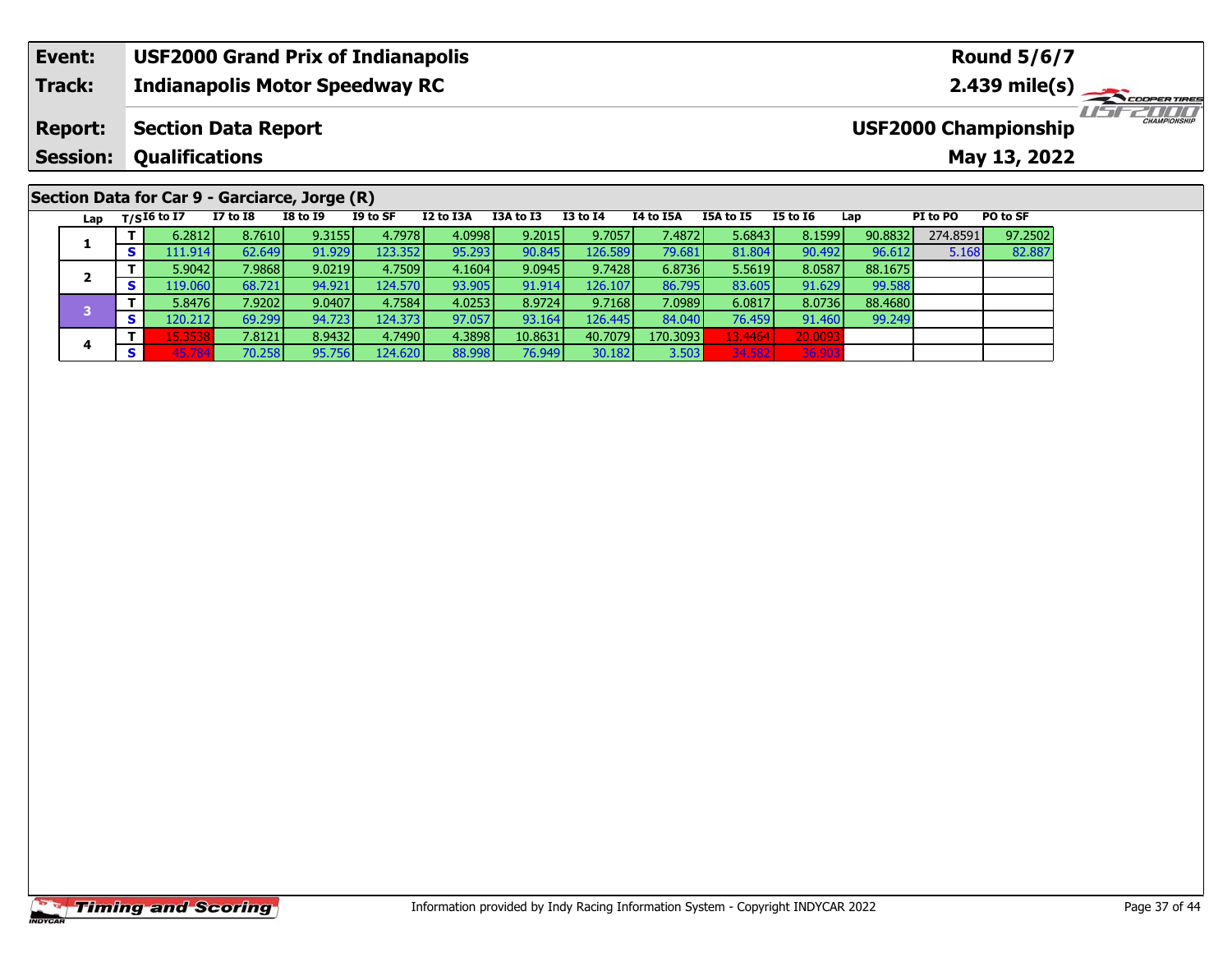| **Event:** | **USF2000 Grand Prix of Indianapolis** | **Round 5/6/7** |
|---|---|---|
| **Track:** | **Indianapolis Motor Speedway RC** | **2.439 mile(s)** |
| **Report:** | **Section Data Report** | **USF2000 Championship** |
| **Session:** | **Qualifications** | **May 13, 2022** |

## Section Data for Car 9 - Garciarce, Jorge (R)

| Lap | T/S | I6 to I7 | I7 to I8 | I8 to I9 | I9 to SF | I2 to I3A | I3A to I3 | I3 to I4 | I4 to I5A | I5A to I5 | I5 to I6 | Lap | PI to PO | PO to SF |
|---|---|---|---|---|---|---|---|---|---|---|---|---|---|---|
| 1 | T | 6.2812 | 8.7610 | 9.3155 | 4.7978 | 4.0998 | 9.2015 | 9.7057 | 7.4872 | 5.6843 | 8.1599 | 90.8832 | 274.8591 | 97.2502 |
| | S | 111.914 | 62.649 | 91.929 | 123.352 | 95.293 | 90.845 | 126.589 | 79.681 | 81.804 | 90.492 | 96.612 | 5.168 | 82.887 |
| 2 | T | 5.9042 | 7.9868 | 9.0219 | 4.7509 | 4.1604 | 9.0945 | 9.7428 | 6.8736 | 5.5619 | 8.0587 | 88.1675 | | |
| | S | 119.060 | 68.721 | 94.921 | 124.570 | 93.905 | 91.914 | 126.107 | 86.795 | 83.605 | 91.629 | 99.588 | | |
| 3 | T | 5.8476 | 7.9202 | 9.0407 | 4.7584 | 4.0253 | 8.9724 | 9.7168 | 7.0989 | 6.0817 | 8.0736 | 88.4680 | | |
| | S | 120.212 | 69.299 | 94.723 | 124.373 | 97.057 | 93.164 | 126.445 | 84.040 | 76.459 | 91.460 | 99.249 | | |
| 4 | T | 15.3538 | 7.8121 | 8.9432 | 4.7490 | 4.3898 | 10.8631 | 40.7079 | 170.3093 | 13.4464 | 20.0093 | | | |
| | S | 45.784 | 70.258 | 95.756 | 124.620 | 88.998 | 76.949 | 30.182 | 3.503 | 34.582 | 36.903 | | | |

Information provided by Indy Racing Information System - Copyright INDYCAR 2022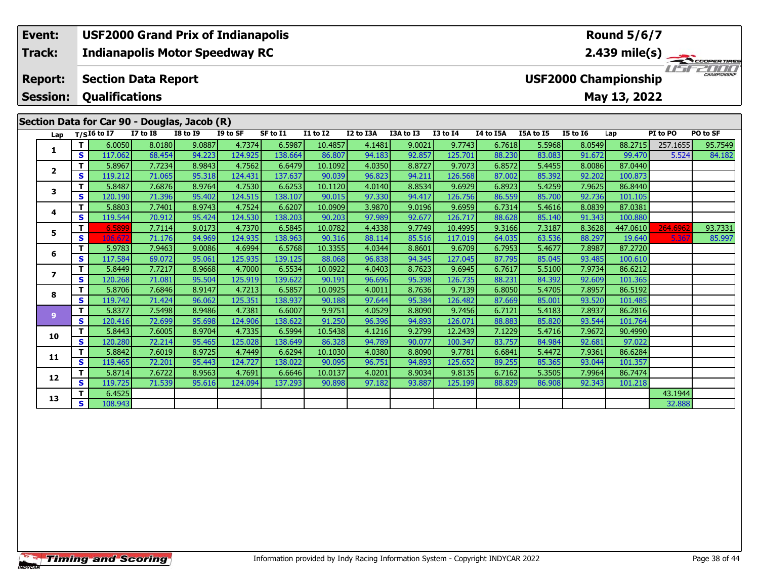| Event: | USF2000 Grand Prix of Indianapolis | Round 5/6/7 |
|---|---|---|
| Track: | Indianapolis Motor Speedway RC | 2.439 mile(s) |
| Report: | Section Data Report | USF2000 Championship |
| Session: | Qualifications | May 13, 2022 |

## Section Data for Car 90 - Douglas, Jacob (R)

| Lap | T/S | I6 to I7 | I7 to I8 | I8 to I9 | I9 to SF | SF to I1 | I1 to I2 | I2 to I3A | I3A to I3 | I3 to I4 | I4 to I5A | I5A to I5 | I5 to I6 | Lap | PI to PO | PO to SF |
|---|---|---|---|---|---|---|---|---|---|---|---|---|---|---|---|---|
| 1 | T | 6.0050 | 8.0180 | 9.0887 | 4.7374 | 6.5987 | 10.4857 | 4.1481 | 9.0021 | 9.7743 | 6.7618 | 5.5968 | 8.0549 | 88.2715 | 257.1655 | 95.7549 |
| | S | 117.062 | 68.454 | 94.223 | 124.925 | 138.664 | 86.807 | 94.183 | 92.857 | 125.701 | 88.230 | 83.083 | 91.672 | 99.470 | 5.524 | 84.182 |
| 2 | T | 5.8967 | 7.7234 | 8.9843 | 4.7562 | 6.6479 | 10.1092 | 4.0350 | 8.8727 | 9.7073 | 6.8572 | 5.4455 | 8.0086 | 87.0440 | | |
| | S | 119.212 | 71.065 | 95.318 | 124.431 | 137.637 | 90.039 | 96.823 | 94.211 | 126.568 | 87.002 | 85.392 | 92.202 | 100.873 | | |
| 3 | T | 5.8487 | 7.6876 | 8.9764 | 4.7530 | 6.6253 | 10.1120 | 4.0140 | 8.8534 | 9.6929 | 6.8923 | 5.4259 | 7.9625 | 86.8440 | | |
| | S | 120.190 | 71.396 | 95.402 | 124.515 | 138.107 | 90.015 | 97.330 | 94.417 | 126.756 | 86.559 | 85.700 | 92.736 | 101.105 | | |
| 4 | T | 5.8803 | 7.7401 | 8.9743 | 4.7524 | 6.6207 | 10.0909 | 3.9870 | 9.0196 | 9.6959 | 6.7314 | 5.4616 | 8.0839 | 87.0381 | | |
| | S | 119.544 | 70.912 | 95.424 | 124.530 | 138.203 | 90.203 | 97.989 | 92.677 | 126.717 | 88.628 | 85.140 | 91.343 | 100.880 | | |
| 5 | T | 6.5899 | 7.7114 | 9.0173 | 4.7370 | 6.5845 | 10.0782 | 4.4338 | 9.7749 | 10.4995 | 9.3166 | 7.3187 | 8.3628 | 447.0610 | 264.6962 | 93.7331 |
| | S | 106.672 | 71.176 | 94.969 | 124.935 | 138.963 | 90.316 | 88.114 | 85.516 | 117.019 | 64.035 | 63.536 | 88.297 | 19.640 | 5.367 | 85.997 |
| 6 | T | 5.9783 | 7.9463 | 9.0086 | 4.6994 | 6.5768 | 10.3355 | 4.0344 | 8.8601 | 9.6709 | 6.7953 | 5.4677 | 7.8987 | 87.2720 | | |
| | S | 117.584 | 69.072 | 95.061 | 125.935 | 139.125 | 88.068 | 96.838 | 94.345 | 127.045 | 87.795 | 85.045 | 93.485 | 100.610 | | |
| 7 | T | 5.8449 | 7.7217 | 8.9668 | 4.7000 | 6.5534 | 10.0922 | 4.0403 | 8.7623 | 9.6945 | 6.7617 | 5.5100 | 7.9734 | 86.6212 | | |
| | S | 120.268 | 71.081 | 95.504 | 125.919 | 139.622 | 90.191 | 96.696 | 95.398 | 126.735 | 88.231 | 84.392 | 92.609 | 101.365 | | |
| 8 | T | 5.8706 | 7.6846 | 8.9147 | 4.7213 | 6.5857 | 10.0925 | 4.0011 | 8.7636 | 9.7139 | 6.8050 | 5.4705 | 7.8957 | 86.5192 | | |
| | S | 119.742 | 71.424 | 96.062 | 125.351 | 138.937 | 90.188 | 97.644 | 95.384 | 126.482 | 87.669 | 85.001 | 93.520 | 101.485 | | |
| 9 | T | 5.8377 | 7.5498 | 8.9486 | 4.7381 | 6.6007 | 9.9751 | 4.0529 | 8.8090 | 9.7456 | 6.7121 | 5.4183 | 7.8937 | 86.2816 | | |
| | S | 120.416 | 72.699 | 95.698 | 124.906 | 138.622 | 91.250 | 96.396 | 94.893 | 126.071 | 88.883 | 85.820 | 93.544 | 101.764 | | |
| 10 | T | 5.8443 | 7.6005 | 8.9704 | 4.7335 | 6.5994 | 10.5438 | 4.1216 | 9.2799 | 12.2439 | 7.1229 | 5.4716 | 7.9672 | 90.4990 | | |
| | S | 120.280 | 72.214 | 95.465 | 125.028 | 138.649 | 86.328 | 94.789 | 90.077 | 100.347 | 83.757 | 84.984 | 92.681 | 97.022 | | |
| 11 | T | 5.8842 | 7.6019 | 8.9725 | 4.7449 | 6.6294 | 10.1030 | 4.0380 | 8.8090 | 9.7781 | 6.6841 | 5.4472 | 7.9361 | 86.6284 | | |
| | S | 119.465 | 72.201 | 95.443 | 124.727 | 138.022 | 90.095 | 96.751 | 94.893 | 125.652 | 89.255 | 85.365 | 93.044 | 101.357 | | |
| 12 | T | 5.8714 | 7.6722 | 8.9563 | 4.7691 | 6.6646 | 10.0137 | 4.0201 | 8.9034 | 9.8135 | 6.7162 | 5.3505 | 7.9964 | 86.7474 | | |
| | S | 119.725 | 71.539 | 95.616 | 124.094 | 137.293 | 90.898 | 97.182 | 93.887 | 125.199 | 88.829 | 86.908 | 92.343 | 101.218 | | |
| 13 | T | 6.4525 | | | | | | | | | | | | | 43.1944 | |
| | S | 108.943 | | | | | | | | | | | | | 32.888 | |

Information provided by Indy Racing Information System - Copyright INDYCAR 2022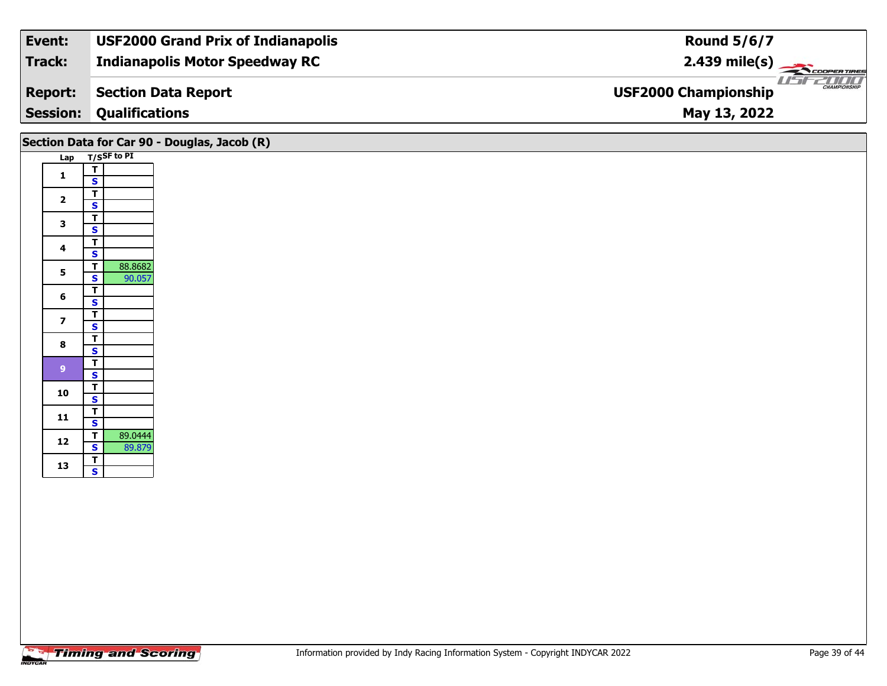| Event: | USF2000 Grand Prix of Indianapolis | Round 5/6/7 |
|---|---|---|
| Track: | Indianapolis Motor Speedway RC | 2.439 mile(s) |
| Report: | Section Data Report | USF2000 Championship |
| Session: | Qualifications | May 13, 2022 |

## Section Data for Car 90 - Douglas, Jacob (R)

| Lap | T/S | SF to PI |
|---|---|---|
| 1 | T | |
| | S | |
| 2 | T | |
| | S | |
| 3 | T | |
| | S | |
| 4 | T | |
| | S | |
| 5 | T | 88.8682 |
| | S | 90.057 |
| 6 | T | |
| | S | |
| 7 | T | |
| | S | |
| 8 | T | |
| | S | |
| 9 | T | |
| | S | |
| 10 | T | |
| | S | |
| 11 | T | |
| | S | |
| 12 | T | 89.0444 |
| | S | 89.879 |
| 13 | T | |
| | S | |

Information provided by Indy Racing Information System - Copyright INDYCAR 2022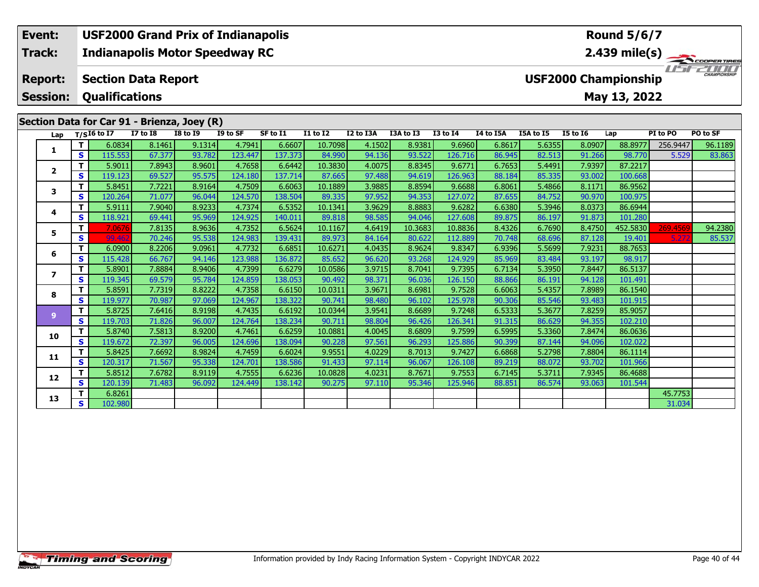| Event: | USF2000 Grand Prix of Indianapolis | Round 5/6/7 |
|---|---|---|
| Track: | Indianapolis Motor Speedway RC | 2.439 mile(s) |
| Report: | Section Data Report | USF2000 Championship |
| Session: | Qualifications | May 13, 2022 |

## Section Data for Car 91 - Brienza, Joey (R)

| Lap | T/S | I6 to I7 | I7 to I8 | I8 to I9 | I9 to SF | SF to I1 | I1 to I2 | I2 to I3A | I3A to I3 | I3 to I4 | I4 to I5A | I5A to I5 | I5 to I6 | Lap | PI to PO | PO to SF |
|---|---|---|---|---|---|---|---|---|---|---|---|---|---|---|---|---|
| 1 | T | 6.0834 | 8.1461 | 9.1314 | 4.7941 | 6.6607 | 10.7098 | 4.1502 | 8.9381 | 9.6960 | 6.8617 | 5.6355 | 8.0907 | 88.8977 | 256.9447 | 96.1189 |
| | S | 115.553 | 67.377 | 93.782 | 123.447 | 137.373 | 84.990 | 94.136 | 93.522 | 126.716 | 86.945 | 82.513 | 91.266 | 98.770 | 5.529 | 83.863 |
| 2 | T | 5.9011 | 7.8943 | 8.9601 | 4.7658 | 6.6442 | 10.3830 | 4.0075 | 8.8345 | 9.6771 | 6.7653 | 5.4491 | 7.9397 | 87.2217 | | |
| | S | 119.123 | 69.527 | 95.575 | 124.180 | 137.714 | 87.665 | 97.488 | 94.619 | 126.963 | 88.184 | 85.335 | 93.002 | 100.668 | | |
| 3 | T | 5.8451 | 7.7221 | 8.9164 | 4.7509 | 6.6063 | 10.1889 | 3.9885 | 8.8594 | 9.6688 | 6.8061 | 5.4866 | 8.1171 | 86.9562 | | |
| | S | 120.264 | 71.077 | 96.044 | 124.570 | 138.504 | 89.335 | 97.952 | 94.353 | 127.072 | 87.655 | 84.752 | 90.970 | 100.975 | | |
| 4 | T | 5.9111 | 7.9040 | 8.9233 | 4.7374 | 6.5352 | 10.1341 | 3.9629 | 8.8883 | 9.6282 | 6.6380 | 5.3946 | 8.0373 | 86.6944 | | |
| | S | 118.921 | 69.441 | 95.969 | 124.925 | 140.011 | 89.818 | 98.585 | 94.046 | 127.608 | 89.875 | 86.197 | 91.873 | 101.280 | | |
| 5 | T | 7.0676 | 7.8135 | 8.9636 | 4.7352 | 6.5624 | 10.1167 | 4.6419 | 10.3683 | 10.8836 | 8.4326 | 6.7690 | 8.4750 | 452.5830 | 269.4569 | 94.2380 |
| | S | 99.462 | 70.246 | 95.538 | 124.983 | 139.431 | 89.973 | 84.164 | 80.622 | 112.889 | 70.748 | 68.696 | 87.128 | 19.401 | 5.272 | 85.537 |
| 6 | T | 6.0900 | 8.2206 | 9.0961 | 4.7732 | 6.6851 | 10.6271 | 4.0435 | 8.9624 | 9.8347 | 6.9396 | 5.5699 | 7.9231 | 88.7653 | | |
| | S | 115.428 | 66.767 | 94.146 | 123.988 | 136.872 | 85.652 | 96.620 | 93.268 | 124.929 | 85.969 | 83.484 | 93.197 | 98.917 | | |
| 7 | T | 5.8901 | 7.8884 | 8.9406 | 4.7399 | 6.6279 | 10.0586 | 3.9715 | 8.7041 | 9.7395 | 6.7134 | 5.3950 | 7.8447 | 86.5137 | | |
| | S | 119.345 | 69.579 | 95.784 | 124.859 | 138.053 | 90.492 | 98.371 | 96.036 | 126.150 | 88.866 | 86.191 | 94.128 | 101.491 | | |
| 8 | T | 5.8591 | 7.7319 | 8.8222 | 4.7358 | 6.6150 | 10.0311 | 3.9671 | 8.6981 | 9.7528 | 6.6063 | 5.4357 | 7.8989 | 86.1540 | | |
| | S | 119.977 | 70.987 | 97.069 | 124.967 | 138.322 | 90.741 | 98.480 | 96.102 | 125.978 | 90.306 | 85.546 | 93.483 | 101.915 | | |
| 9 | T | 5.8725 | 7.6416 | 8.9198 | 4.7435 | 6.6192 | 10.0344 | 3.9541 | 8.6689 | 9.7248 | 6.5333 | 5.3677 | 7.8259 | 85.9057 | | |
| | S | 119.703 | 71.826 | 96.007 | 124.764 | 138.234 | 90.711 | 98.804 | 96.426 | 126.341 | 91.315 | 86.629 | 94.355 | 102.210 | | |
| 10 | T | 5.8740 | 7.5813 | 8.9200 | 4.7461 | 6.6259 | 10.0881 | 4.0045 | 8.6809 | 9.7599 | 6.5995 | 5.3360 | 7.8474 | 86.0636 | | |
| | S | 119.672 | 72.397 | 96.005 | 124.696 | 138.094 | 90.228 | 97.561 | 96.293 | 125.886 | 90.399 | 87.144 | 94.096 | 102.022 | | |
| 11 | T | 5.8425 | 7.6692 | 8.9824 | 4.7459 | 6.6024 | 9.9551 | 4.0229 | 8.7013 | 9.7427 | 6.6868 | 5.2798 | 7.8804 | 86.1114 | | |
| | S | 120.317 | 71.567 | 95.338 | 124.701 | 138.586 | 91.433 | 97.114 | 96.067 | 126.108 | 89.219 | 88.072 | 93.702 | 101.966 | | |
| 12 | T | 5.8512 | 7.6782 | 8.9119 | 4.7555 | 6.6236 | 10.0828 | 4.0231 | 8.7671 | 9.7553 | 6.7145 | 5.3711 | 7.9345 | 86.4688 | | |
| | S | 120.139 | 71.483 | 96.092 | 124.449 | 138.142 | 90.275 | 97.110 | 95.346 | 125.946 | 88.851 | 86.574 | 93.063 | 101.544 | | |
| 13 | T | 6.8261 | | | | | | | | | | | | | 45.7753 | |
| | S | 102.980 | | | | | | | | | | | | | 31.034 | |

Information provided by Indy Racing Information System - Copyright INDYCAR 2022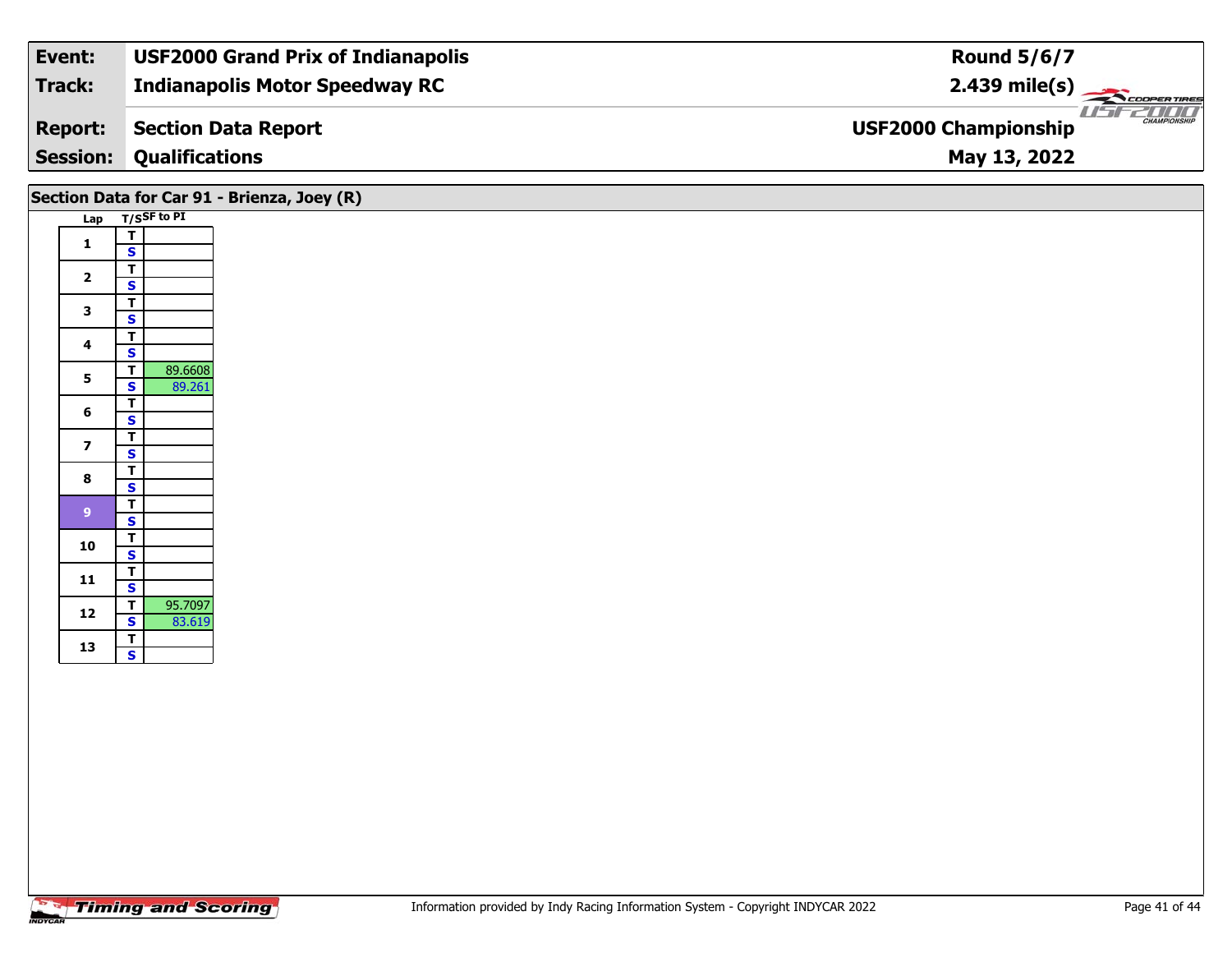| Event: | USF2000 Grand Prix of Indianapolis | Round 5/6/7 |
|---|---|---|
| Track: | Indianapolis Motor Speedway RC | 2.439 mile(s) |
| Report: | Section Data Report | USF2000 Championship |
| Session: | Qualifications | May 13, 2022 |

## Section Data for Car 91 - Brienza, Joey (R)

| Lap | T/S | SF to PI |
|---|---|---|
| 1 | T | |
| | S | |
| 2 | T | |
| | S | |
| 3 | T | |
| | S | |
| 4 | T | |
| | S | |
| 5 | T | 89.6608 |
| | S | 89.261 |
| 6 | T | |
| | S | |
| 7 | T | |
| | S | |
| 8 | T | |
| | S | |
| 9 | T | |
| | S | |
| 10 | T | |
| | S | |
| 11 | T | |
| | S | |
| 12 | T | 95.7097 |
| | S | 83.619 |
| 13 | T | |
| | S | |

Information provided by Indy Racing Information System - Copyright INDYCAR 2022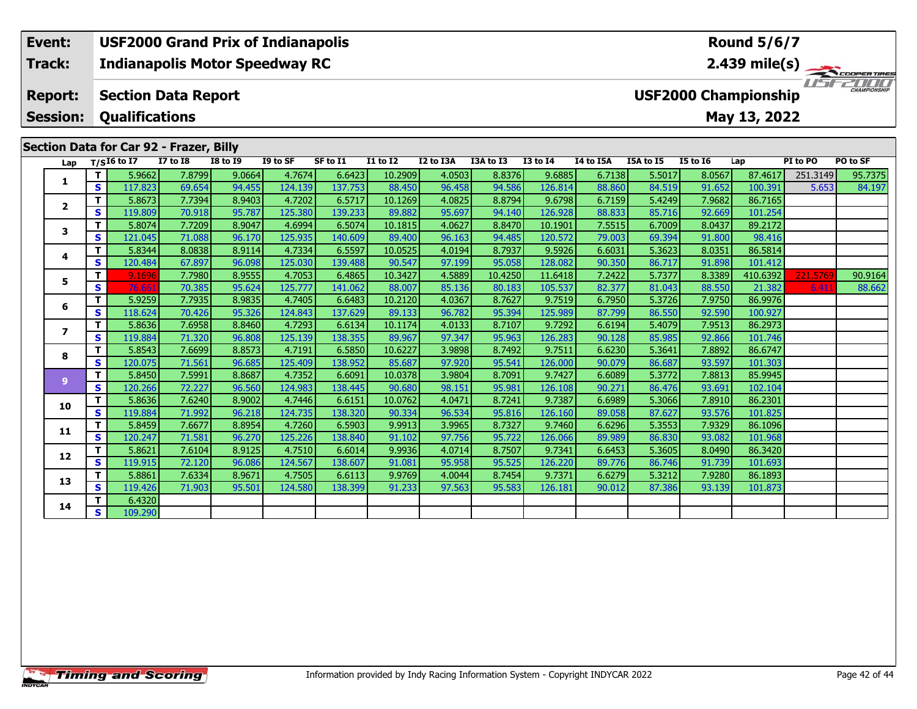| Event: | USF2000 Grand Prix of Indianapolis | Round 5/6/7 |
|---|---|---|
| Track: | Indianapolis Motor Speedway RC | 2.439 mile(s) |
| Report: | Section Data Report | USF2000 Championship |
| Session: | Qualifications | May 13, 2022 |

## Section Data for Car 92 - Frazer, Billy

| Lap | T/S | I6 to I7 | I7 to I8 | I8 to I9 | I9 to SF | SF to I1 | I1 to I2 | I2 to I3A | I3A to I3 | I3 to I4 | I4 to I5A | I5A to I5 | I5 to I6 | Lap | PI to PO | PO to SF |
|---|---|---|---|---|---|---|---|---|---|---|---|---|---|---|---|---|
| 1 | T | 5.9662 | 7.8799 | 9.0664 | 4.7674 | 6.6423 | 10.2909 | 4.0503 | 8.8376 | 9.6885 | 6.7138 | 5.5017 | 8.0567 | 87.4617 | 251.3149 | 95.7375 |
| | S | 117.823 | 69.654 | 94.455 | 124.139 | 137.753 | 88.450 | 96.458 | 94.586 | 126.814 | 88.860 | 84.519 | 91.652 | 100.391 | 5.653 | 84.197 |
| 2 | T | 5.8673 | 7.7394 | 8.9403 | 4.7202 | 6.5717 | 10.1269 | 4.0825 | 8.8794 | 9.6798 | 6.7159 | 5.4249 | 7.9682 | 86.7165 | | |
| | S | 119.809 | 70.918 | 95.787 | 125.380 | 139.233 | 89.882 | 95.697 | 94.140 | 126.928 | 88.833 | 85.716 | 92.669 | 101.254 | | |
| 3 | T | 5.8074 | 7.7209 | 8.9047 | 4.6994 | 6.5074 | 10.1815 | 4.0627 | 8.8470 | 10.1901 | 7.5515 | 6.7009 | 8.0437 | 89.2172 | | |
| | S | 121.045 | 71.088 | 96.170 | 125.935 | 140.609 | 89.400 | 96.163 | 94.485 | 120.572 | 79.003 | 69.394 | 91.800 | 98.416 | | |
| 4 | T | 5.8344 | 8.0838 | 8.9114 | 4.7334 | 6.5597 | 10.0525 | 4.0194 | 8.7937 | 9.5926 | 6.6031 | 5.3623 | 8.0351 | 86.5814 | | |
| | S | 120.484 | 67.897 | 96.098 | 125.030 | 139.488 | 90.547 | 97.199 | 95.058 | 128.082 | 90.350 | 86.717 | 91.898 | 101.412 | | |
| 5 | T | 9.1696 | 7.7980 | 8.9555 | 4.7053 | 6.4865 | 10.3427 | 4.5889 | 10.4250 | 11.6418 | 7.2422 | 5.7377 | 8.3389 | 410.6392 | 221.5769 | 90.9164 |
| | S | 76.661 | 70.385 | 95.624 | 125.777 | 141.062 | 88.007 | 85.136 | 80.183 | 105.537 | 82.377 | 81.043 | 88.550 | 21.382 | 6.411 | 88.662 |
| 6 | T | 5.9259 | 7.7935 | 8.9835 | 4.7405 | 6.6483 | 10.2120 | 4.0367 | 8.7627 | 9.7519 | 6.7950 | 5.3726 | 7.9750 | 86.9976 | | |
| | S | 118.624 | 70.426 | 95.326 | 124.843 | 137.629 | 89.133 | 96.782 | 95.394 | 125.989 | 87.799 | 86.550 | 92.590 | 100.927 | | |
| 7 | T | 5.8636 | 7.6958 | 8.8460 | 4.7293 | 6.6134 | 10.1174 | 4.0133 | 8.7107 | 9.7292 | 6.6194 | 5.4079 | 7.9513 | 86.2973 | | |
| | S | 119.884 | 71.320 | 96.808 | 125.139 | 138.355 | 89.967 | 97.347 | 95.963 | 126.283 | 90.128 | 85.985 | 92.866 | 101.746 | | |
| 8 | T | 5.8543 | 7.6699 | 8.8573 | 4.7191 | 6.5850 | 10.6227 | 3.9898 | 8.7492 | 9.7511 | 6.6230 | 5.3641 | 7.8892 | 86.6747 | | |
| | S | 120.075 | 71.561 | 96.685 | 125.409 | 138.952 | 85.687 | 97.920 | 95.541 | 126.000 | 90.079 | 86.687 | 93.597 | 101.303 | | |
| 9 | T | 5.8450 | 7.5991 | 8.8687 | 4.7352 | 6.6091 | 10.0378 | 3.9804 | 8.7091 | 9.7427 | 6.6089 | 5.3772 | 7.8813 | 85.9945 | | |
| | S | 120.266 | 72.227 | 96.560 | 124.983 | 138.445 | 90.680 | 98.151 | 95.981 | 126.108 | 90.271 | 86.476 | 93.691 | 102.104 | | |
| 10 | T | 5.8636 | 7.6240 | 8.9002 | 4.7446 | 6.6151 | 10.0762 | 4.0471 | 8.7241 | 9.7387 | 6.6989 | 5.3066 | 7.8910 | 86.2301 | | |
| | S | 119.884 | 71.992 | 96.218 | 124.735 | 138.320 | 90.334 | 96.534 | 95.816 | 126.160 | 89.058 | 87.627 | 93.576 | 101.825 | | |
| 11 | T | 5.8459 | 7.6677 | 8.8954 | 4.7260 | 6.5903 | 9.9913 | 3.9965 | 8.7327 | 9.7460 | 6.6296 | 5.3553 | 7.9329 | 86.1096 | | |
| | S | 120.247 | 71.581 | 96.270 | 125.226 | 138.840 | 91.102 | 97.756 | 95.722 | 126.066 | 89.989 | 86.830 | 93.082 | 101.968 | | |
| 12 | T | 5.8621 | 7.6104 | 8.9125 | 4.7510 | 6.6014 | 9.9936 | 4.0714 | 8.7507 | 9.7341 | 6.6453 | 5.3605 | 8.0490 | 86.3420 | | |
| | S | 119.915 | 72.120 | 96.086 | 124.567 | 138.607 | 91.081 | 95.958 | 95.525 | 126.220 | 89.776 | 86.746 | 91.739 | 101.693 | | |
| 13 | T | 5.8861 | 7.6334 | 8.9671 | 4.7505 | 6.6113 | 9.9769 | 4.0044 | 8.7454 | 9.7371 | 6.6279 | 5.3212 | 7.9280 | 86.1893 | | |
| | S | 119.426 | 71.903 | 95.501 | 124.580 | 138.399 | 91.233 | 97.563 | 95.583 | 126.181 | 90.012 | 87.386 | 93.139 | 101.873 | | |
| 14 | T | 6.4320 | | | | | | | | | | | | | | |
| | S | 109.290 | | | | | | | | | | | | | | |

Information provided by Indy Racing Information System - Copyright INDYCAR 2022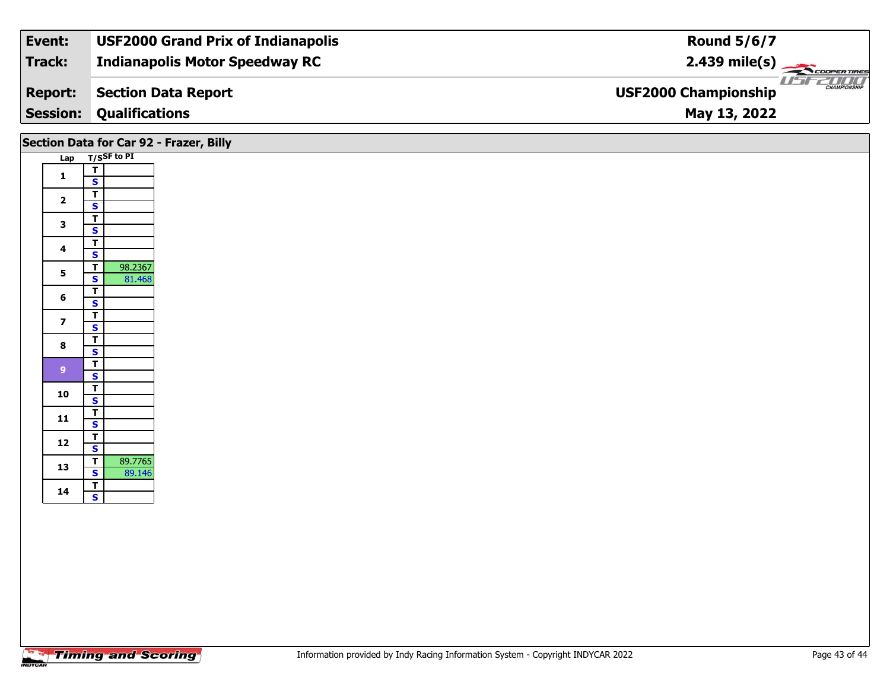| **Event:** | **USF2000 Grand Prix of Indianapolis** | **Round 5/6/7** |
|---|---|---|
| **Track:** | **Indianapolis Motor Speedway RC** | **2.439 mile(s)** |
| **Report:** | **Section Data Report** | **USF2000 Championship** |
| **Session:** | **Qualifications** | **May 13, 2022** |

## Section Data for Car 92 - Frazer, Billy

| Lap | T/S | SF to PI |
|---|---|---|
| 1 | T | |
| | S | |
| 2 | T | |
| | S | |
| 3 | T | |
| | S | |
| 4 | T | |
| | S | |
| 5 | T | 98.2367 |
| | S | 81.468 |
| 6 | T | |
| | S | |
| 7 | T | |
| | S | |
| 8 | T | |
| | S | |
| 9 | T | |
| | S | |
| 10 | T | |
| | S | |
| 11 | T | |
| | S | |
| 12 | T | |
| | S | |
| 13 | T | 89.7765 |
| | S | 89.146 |
| 14 | T | |
| | S | |

Information provided by Indy Racing Information System - Copyright INDYCAR 2022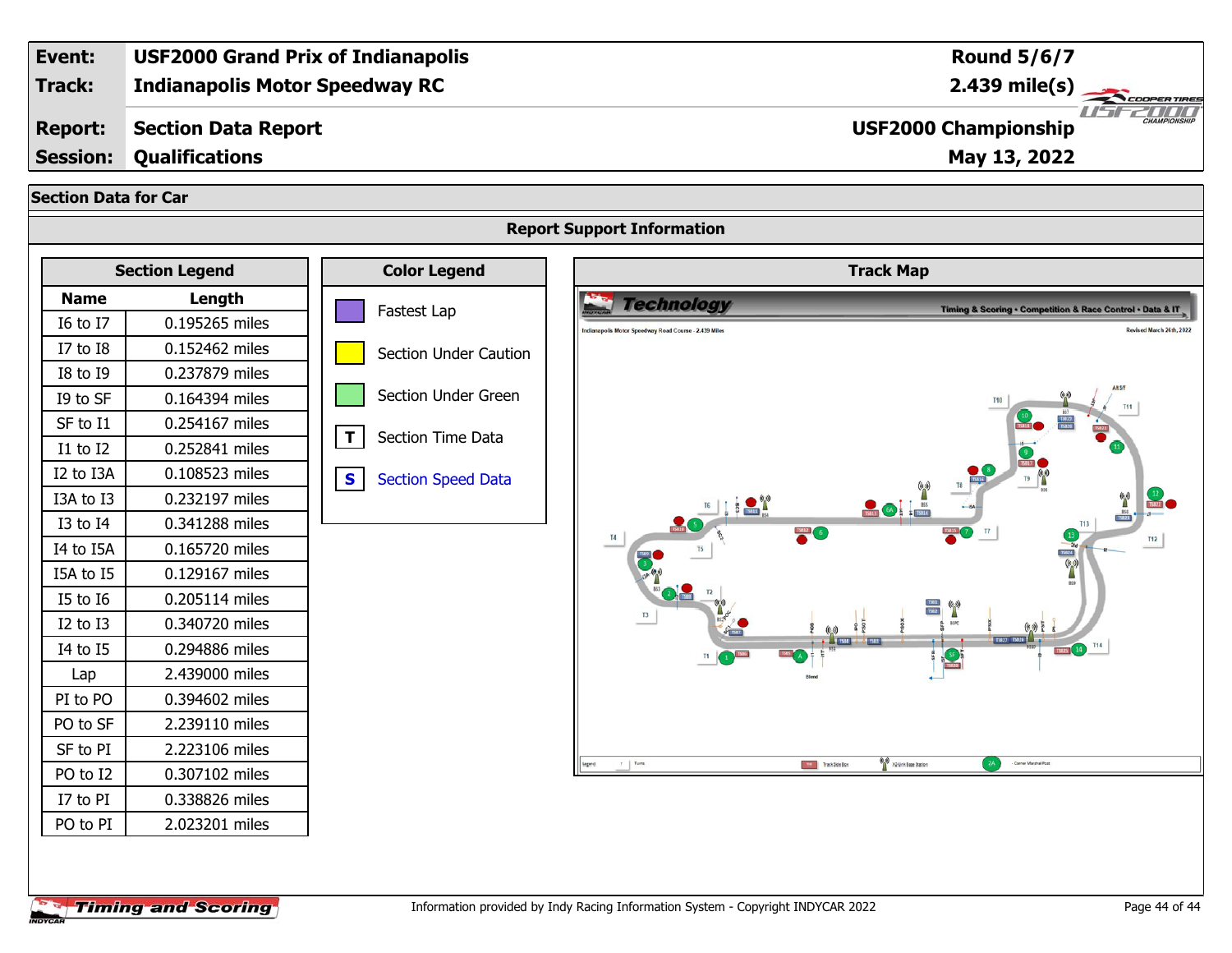| Event: | USF2000 Grand Prix of Indianapolis | Round 5/6/7 |
|---|---|---|
| Track: | Indianapolis Motor Speedway RC | 2.439 mile(s) |
| Report: | Section Data Report | USF2000 Championship |
| Session: | Qualifications | May 13, 2022 |

## Section Data for Car

### Report Support Information

**Section Legend**

| Name | Length |
|---|---|
| I6 to I7 | 0.195265 miles |
| I7 to I8 | 0.152462 miles |
| I8 to I9 | 0.237879 miles |
| I9 to SF | 0.164394 miles |
| SF to I1 | 0.254167 miles |
| I1 to I2 | 0.252841 miles |
| I2 to I3A | 0.108523 miles |
| I3A to I3 | 0.232197 miles |
| I3 to I4 | 0.341288 miles |
| I4 to I5A | 0.165720 miles |
| I5A to I5 | 0.129167 miles |
| I5 to I6 | 0.205114 miles |
| I2 to I3 | 0.340720 miles |
| I4 to I5 | 0.294886 miles |
| Lap | 2.439000 miles |
| PI to PO | 0.394602 miles |
| PO to SF | 2.239110 miles |
| SF to PI | 2.223106 miles |
| PO to I2 | 0.307102 miles |
| I7 to PI | 0.338826 miles |
| PO to PI | 2.023201 miles |

**Color Legend**

- Fastest Lap
- Section Under Caution
- Section Under Green
- T Section Time Data
- S Section Speed Data

**Track Map**

Technology

Timing & Scoring • Competition & Race Control • Data & IT

Indianapolis Motor Speedway Road Course - 2.439 Miles

Revised March 26th, 2022

Information provided by Indy Racing Information System - Copyright INDYCAR 2022